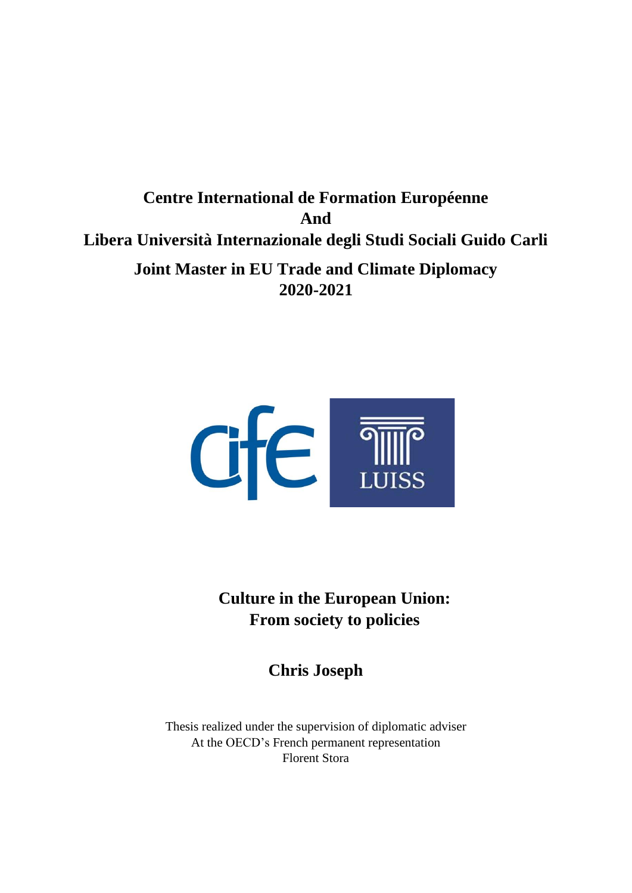**Centre International de Formation Européenne**
**And**
**Libera Università Internazionale degli Studi Sociali Guido Carli**

**Joint Master in EU Trade and Climate Diplomacy**
**2020-2021**

# Culture in the European Union: From society to policies

**Chris Joseph**

Thesis realized under the supervision of diplomatic adviser
At the OECD's French permanent representation
Florent Stora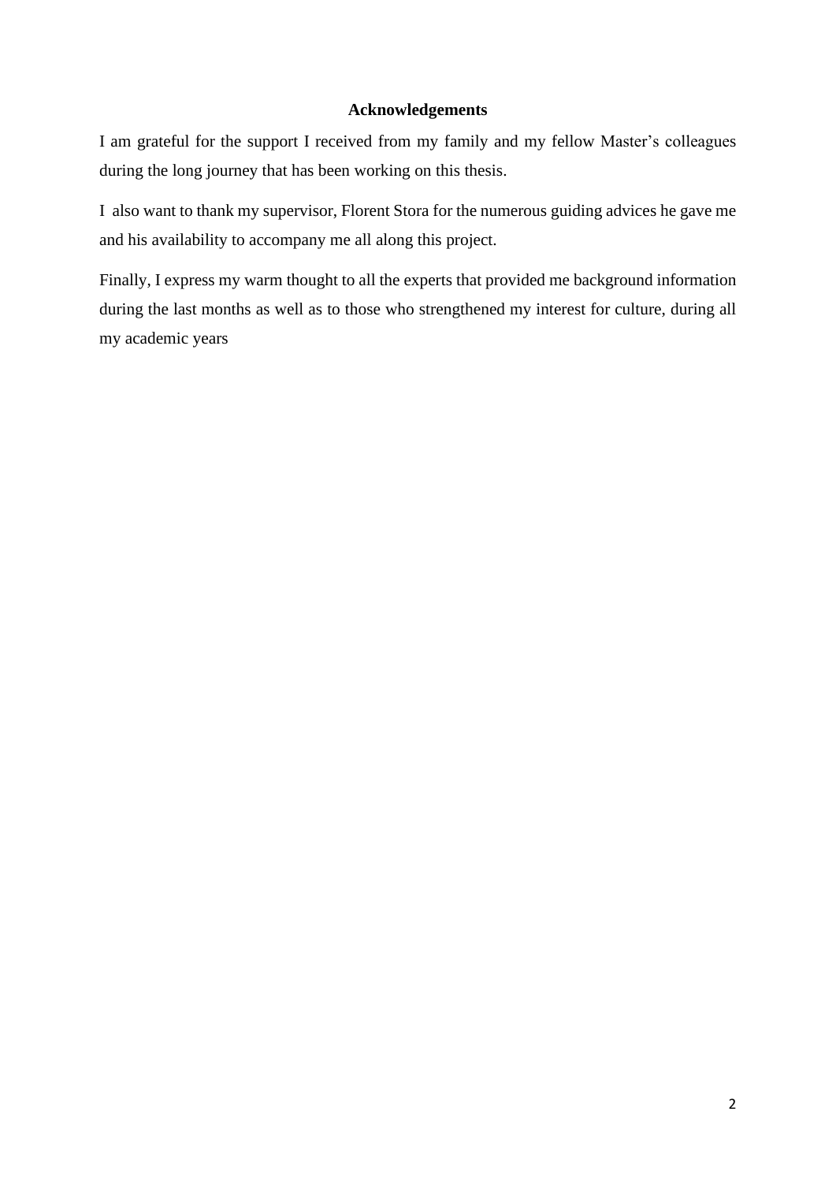**Acknowledgements**

I am grateful for the support I received from my family and my fellow Master's colleagues during the long journey that has been working on this thesis.

I also want to thank my supervisor, Florent Stora for the numerous guiding advices he gave me and his availability to accompany me all along this project.

Finally, I express my warm thought to all the experts that provided me background information during the last months as well as to those who strengthened my interest for culture, during all my academic years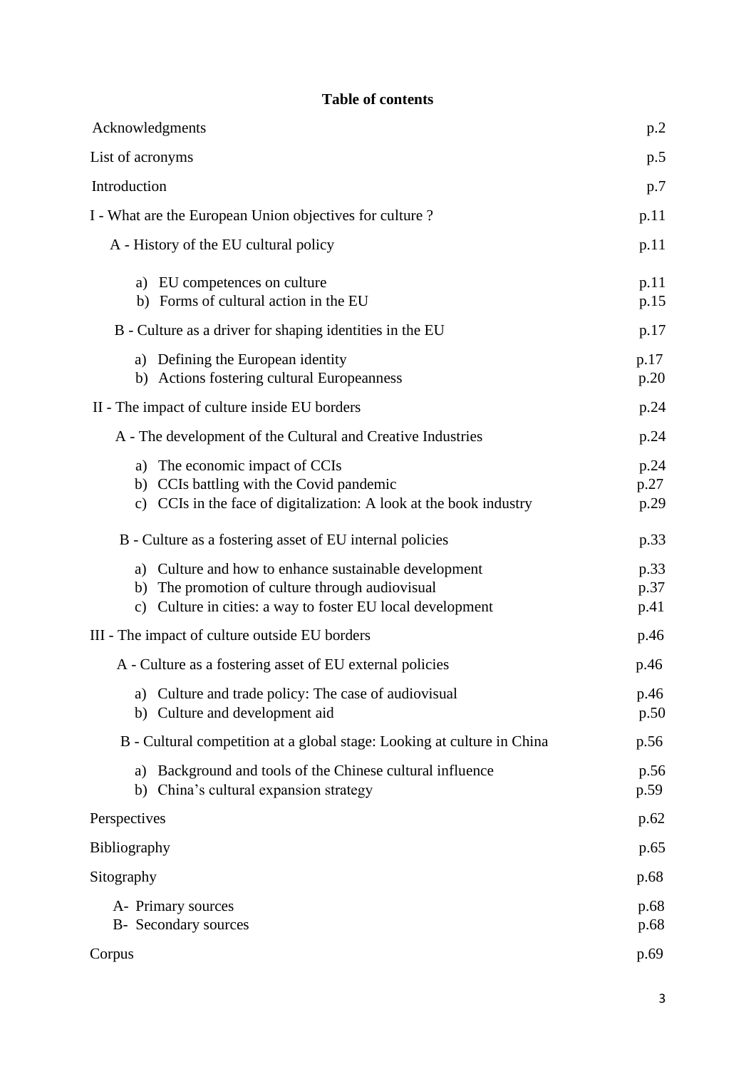**Table of contents**

| | |
|---|---|
| Acknowledgments | p.2 |
| List of acronyms | p.5 |
| Introduction | p.7 |
| I - What are the European Union objectives for culture ? | p.11 |
| A - History of the EU cultural policy | p.11 |
| a) EU competences on culture | p.11 |
| b) Forms of cultural action in the EU | p.15 |
| B - Culture as a driver for shaping identities in the EU | p.17 |
| a) Defining the European identity | p.17 |
| b) Actions fostering cultural Europeanness | p.20 |
| II - The impact of culture inside EU borders | p.24 |
| A - The development of the Cultural and Creative Industries | p.24 |
| a) The economic impact of CCIs | p.24 |
| b) CCIs battling with the Covid pandemic | p.27 |
| c) CCIs in the face of digitalization: A look at the book industry | p.29 |
| B - Culture as a fostering asset of EU internal policies | p.33 |
| a) Culture and how to enhance sustainable development | p.33 |
| b) The promotion of culture through audiovisual | p.37 |
| c) Culture in cities: a way to foster EU local development | p.41 |
| III - The impact of culture outside EU borders | p.46 |
| A - Culture as a fostering asset of EU external policies | p.46 |
| a) Culture and trade policy: The case of audiovisual | p.46 |
| b) Culture and development aid | p.50 |
| B - Cultural competition at a global stage: Looking at culture in China | p.56 |
| a) Background and tools of the Chinese cultural influence | p.56 |
| b) China's cultural expansion strategy | p.59 |
| Perspectives | p.62 |
| Bibliography | p.65 |
| Sitography | p.68 |
| A- Primary sources | p.68 |
| B- Secondary sources | p.68 |
| Corpus | p.69 |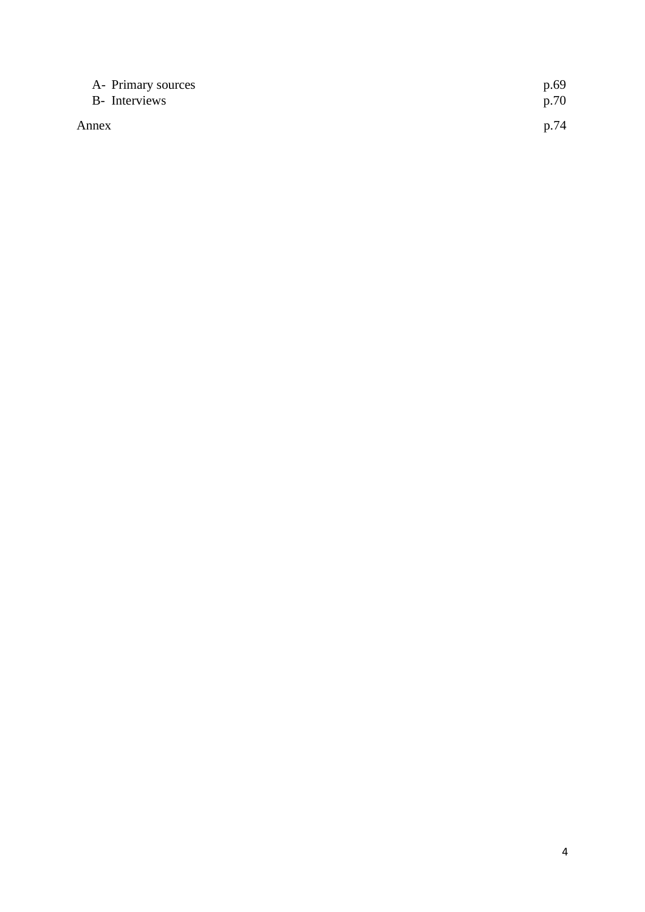A- Primary sources p.69
B- Interviews p.70

Annex p.74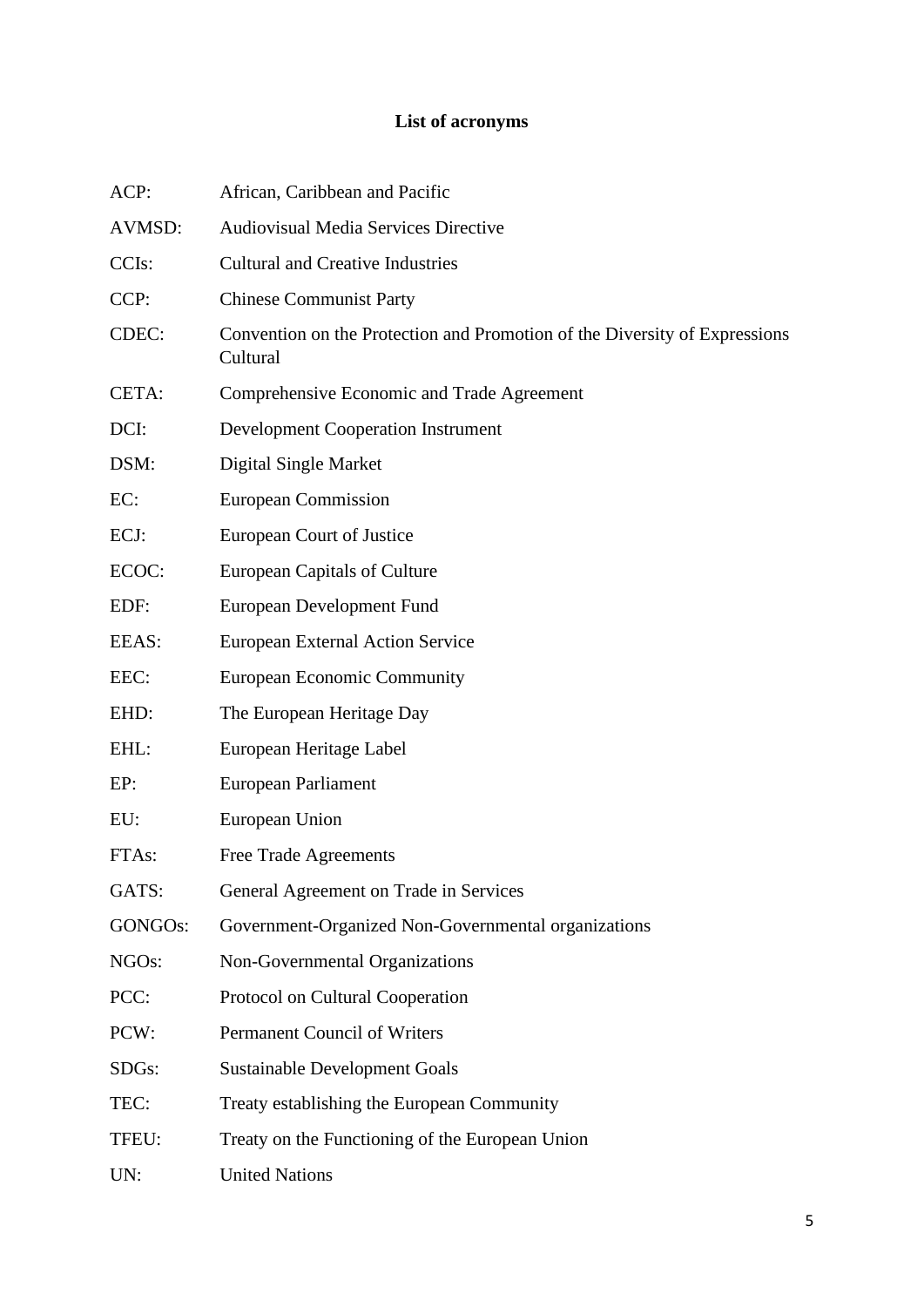# List of acronyms

| | |
|---|---|
| ACP: | African, Caribbean and Pacific |
| AVMSD: | Audiovisual Media Services Directive |
| CCIs: | Cultural and Creative Industries |
| CCP: | Chinese Communist Party |
| CDEC: | Convention on the Protection and Promotion of the Diversity of Expressions Cultural |
| CETA: | Comprehensive Economic and Trade Agreement |
| DCI: | Development Cooperation Instrument |
| DSM: | Digital Single Market |
| EC: | European Commission |
| ECJ: | European Court of Justice |
| ECOC: | European Capitals of Culture |
| EDF: | European Development Fund |
| EEAS: | European External Action Service |
| EEC: | European Economic Community |
| EHD: | The European Heritage Day |
| EHL: | European Heritage Label |
| EP: | European Parliament |
| EU: | European Union |
| FTAs: | Free Trade Agreements |
| GATS: | General Agreement on Trade in Services |
| GONGOs: | Government-Organized Non-Governmental organizations |
| NGOs: | Non-Governmental Organizations |
| PCC: | Protocol on Cultural Cooperation |
| PCW: | Permanent Council of Writers |
| SDGs: | Sustainable Development Goals |
| TEC: | Treaty establishing the European Community |
| TFEU: | Treaty on the Functioning of the European Union |
| UN: | United Nations |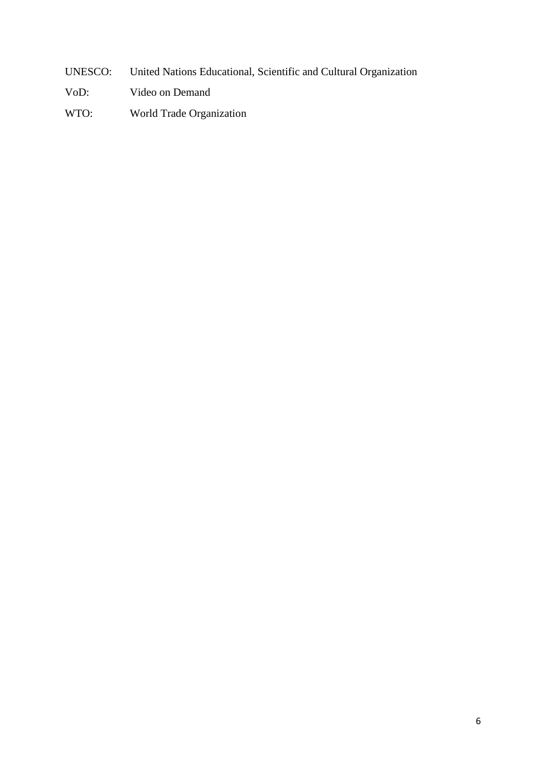UNESCO: United Nations Educational, Scientific and Cultural Organization

VoD: Video on Demand

WTO: World Trade Organization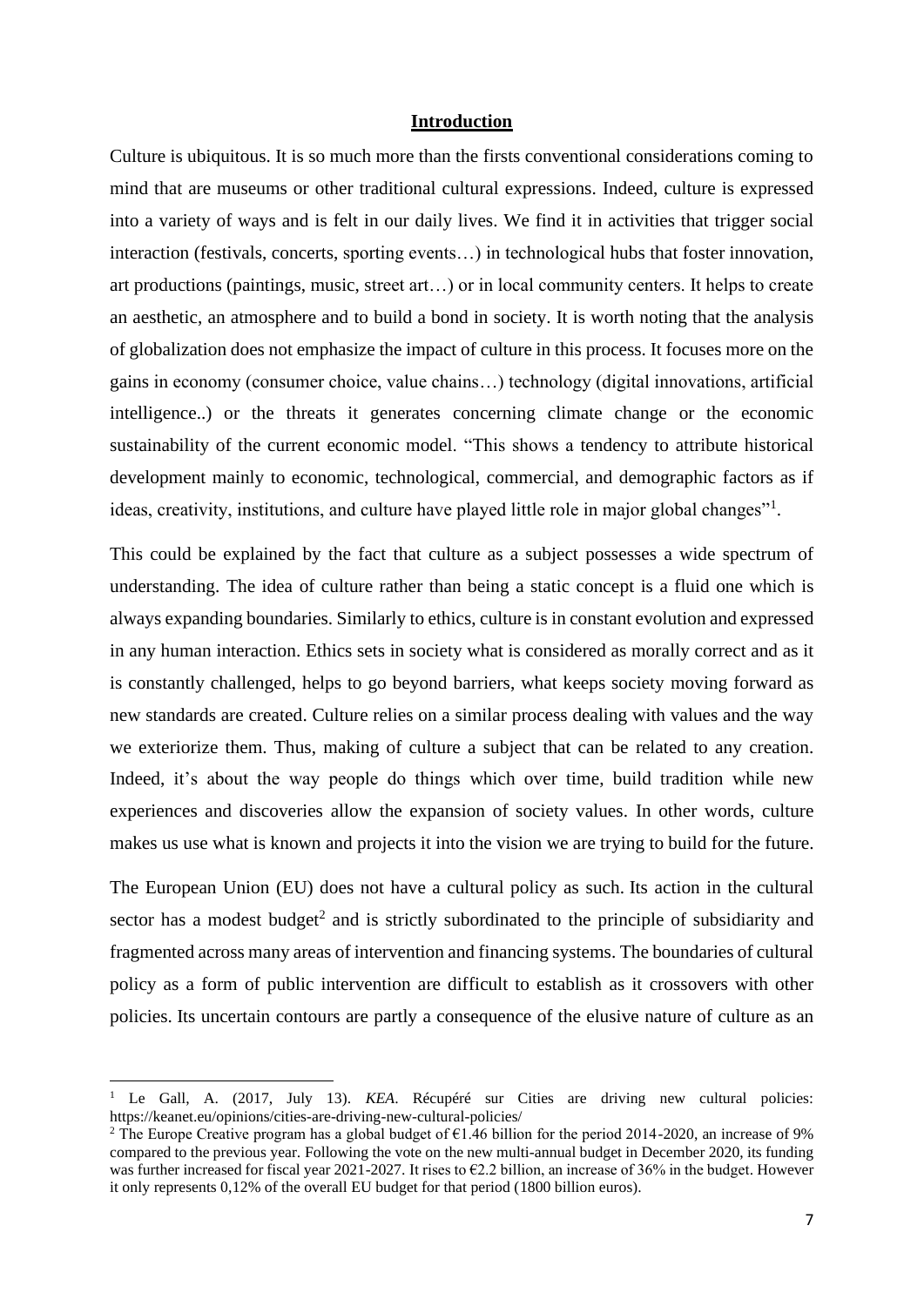## Introduction

Culture is ubiquitous. It is so much more than the firsts conventional considerations coming to mind that are museums or other traditional cultural expressions. Indeed, culture is expressed into a variety of ways and is felt in our daily lives. We find it in activities that trigger social interaction (festivals, concerts, sporting events…) in technological hubs that foster innovation, art productions (paintings, music, street art…) or in local community centers. It helps to create an aesthetic, an atmosphere and to build a bond in society. It is worth noting that the analysis of globalization does not emphasize the impact of culture in this process. It focuses more on the gains in economy (consumer choice, value chains…) technology (digital innovations, artificial intelligence..) or the threats it generates concerning climate change or the economic sustainability of the current economic model. "This shows a tendency to attribute historical development mainly to economic, technological, commercial, and demographic factors as if ideas, creativity, institutions, and culture have played little role in major global changes"[1].

This could be explained by the fact that culture as a subject possesses a wide spectrum of understanding. The idea of culture rather than being a static concept is a fluid one which is always expanding boundaries. Similarly to ethics, culture is in constant evolution and expressed in any human interaction. Ethics sets in society what is considered as morally correct and as it is constantly challenged, helps to go beyond barriers, what keeps society moving forward as new standards are created. Culture relies on a similar process dealing with values and the way we exteriorize them. Thus, making of culture a subject that can be related to any creation. Indeed, it's about the way people do things which over time, build tradition while new experiences and discoveries allow the expansion of society values. In other words, culture makes us use what is known and projects it into the vision we are trying to build for the future.

The European Union (EU) does not have a cultural policy as such. Its action in the cultural sector has a modest budget[2] and is strictly subordinated to the principle of subsidiarity and fragmented across many areas of intervention and financing systems. The boundaries of cultural policy as a form of public intervention are difficult to establish as it crossovers with other policies. Its uncertain contours are partly a consequence of the elusive nature of culture as an

---

[1] Le Gall, A. (2017, July 13). *KEA*. Récupéré sur Cities are driving new cultural policies: https://keanet.eu/opinions/cities-are-driving-new-cultural-policies/

[2] The Europe Creative program has a global budget of €1.46 billion for the period 2014-2020, an increase of 9% compared to the previous year. Following the vote on the new multi-annual budget in December 2020, its funding was further increased for fiscal year 2021-2027. It rises to €2.2 billion, an increase of 36% in the budget. However it only represents 0,12% of the overall EU budget for that period (1800 billion euros).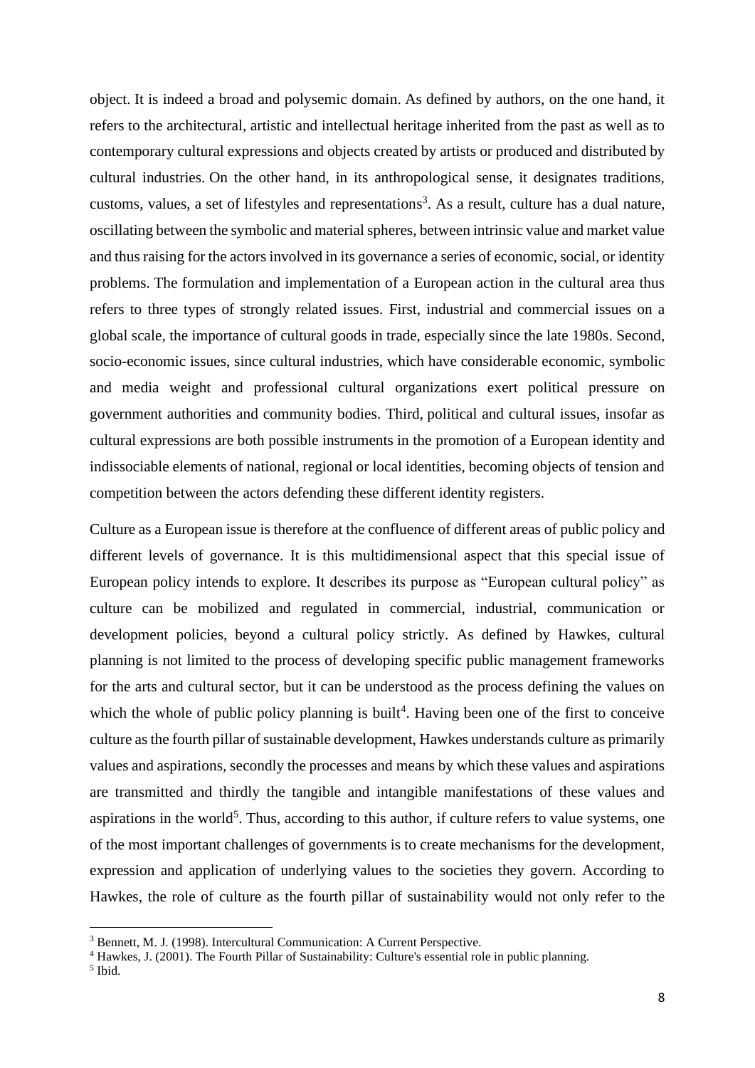object. It is indeed a broad and polysemic domain. As defined by authors, on the one hand, it refers to the architectural, artistic and intellectual heritage inherited from the past as well as to contemporary cultural expressions and objects created by artists or produced and distributed by cultural industries. On the other hand, in its anthropological sense, it designates traditions, customs, values, a set of lifestyles and representations[3]. As a result, culture has a dual nature, oscillating between the symbolic and material spheres, between intrinsic value and market value and thus raising for the actors involved in its governance a series of economic, social, or identity problems. The formulation and implementation of a European action in the cultural area thus refers to three types of strongly related issues. First, industrial and commercial issues on a global scale, the importance of cultural goods in trade, especially since the late 1980s. Second, socio-economic issues, since cultural industries, which have considerable economic, symbolic and media weight and professional cultural organizations exert political pressure on government authorities and community bodies. Third, political and cultural issues, insofar as cultural expressions are both possible instruments in the promotion of a European identity and indissociable elements of national, regional or local identities, becoming objects of tension and competition between the actors defending these different identity registers.

Culture as a European issue is therefore at the confluence of different areas of public policy and different levels of governance. It is this multidimensional aspect that this special issue of European policy intends to explore. It describes its purpose as "European cultural policy" as culture can be mobilized and regulated in commercial, industrial, communication or development policies, beyond a cultural policy strictly. As defined by Hawkes, cultural planning is not limited to the process of developing specific public management frameworks for the arts and cultural sector, but it can be understood as the process defining the values on which the whole of public policy planning is built[4]. Having been one of the first to conceive culture as the fourth pillar of sustainable development, Hawkes understands culture as primarily values and aspirations, secondly the processes and means by which these values and aspirations are transmitted and thirdly the tangible and intangible manifestations of these values and aspirations in the world[5]. Thus, according to this author, if culture refers to value systems, one of the most important challenges of governments is to create mechanisms for the development, expression and application of underlying values to the societies they govern. According to Hawkes, the role of culture as the fourth pillar of sustainability would not only refer to the

---

[3] Bennett, M. J. (1998). Intercultural Communication: A Current Perspective.

[4] Hawkes, J. (2001). The Fourth Pillar of Sustainability: Culture's essential role in public planning.

[5] Ibid.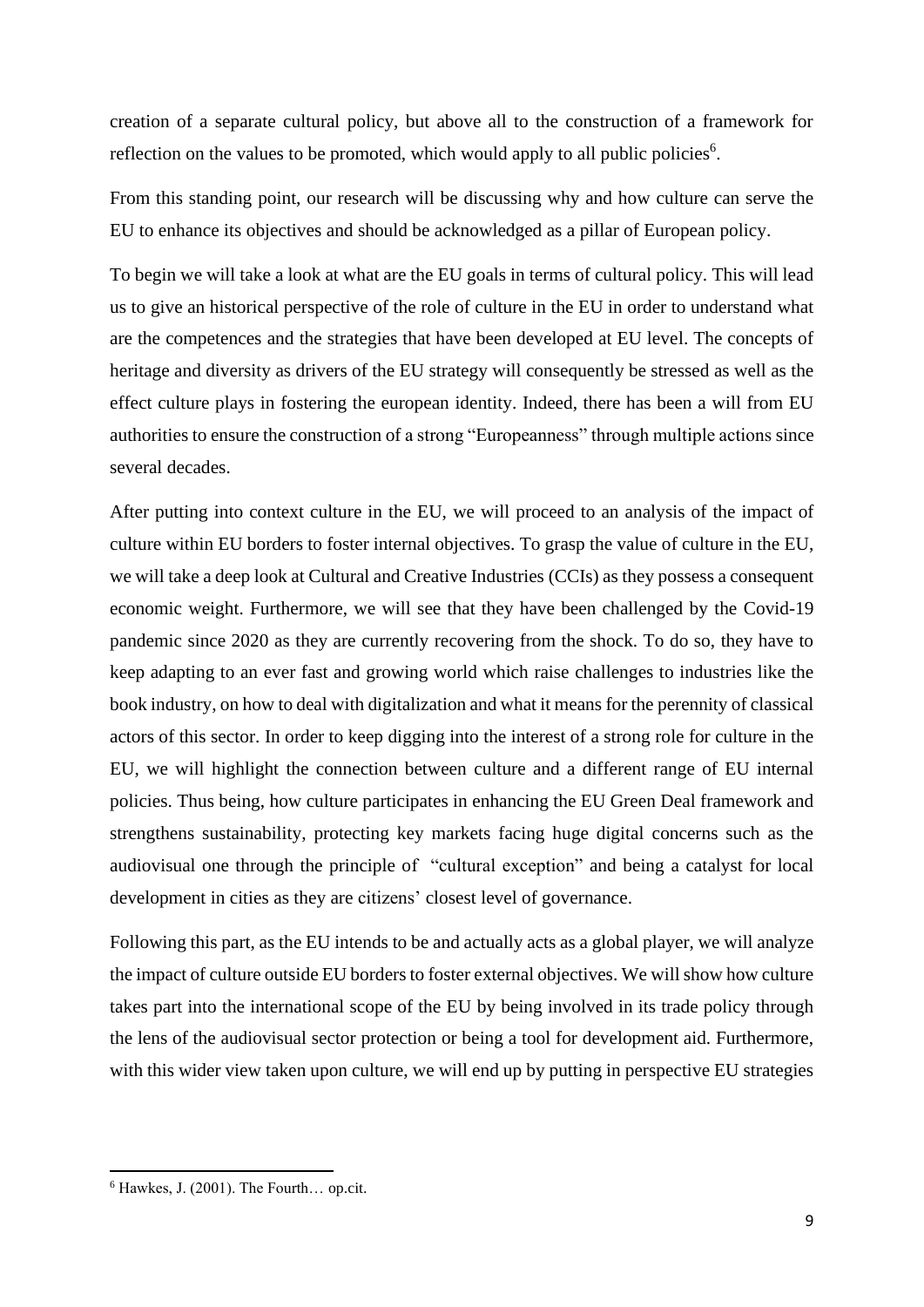creation of a separate cultural policy, but above all to the construction of a framework for reflection on the values to be promoted, which would apply to all public policies[6].

From this standing point, our research will be discussing why and how culture can serve the EU to enhance its objectives and should be acknowledged as a pillar of European policy.

To begin we will take a look at what are the EU goals in terms of cultural policy. This will lead us to give an historical perspective of the role of culture in the EU in order to understand what are the competences and the strategies that have been developed at EU level. The concepts of heritage and diversity as drivers of the EU strategy will consequently be stressed as well as the effect culture plays in fostering the european identity. Indeed, there has been a will from EU authorities to ensure the construction of a strong "Europeanness" through multiple actions since several decades.

After putting into context culture in the EU, we will proceed to an analysis of the impact of culture within EU borders to foster internal objectives. To grasp the value of culture in the EU, we will take a deep look at Cultural and Creative Industries (CCIs) as they possess a consequent economic weight. Furthermore, we will see that they have been challenged by the Covid-19 pandemic since 2020 as they are currently recovering from the shock. To do so, they have to keep adapting to an ever fast and growing world which raise challenges to industries like the book industry, on how to deal with digitalization and what it means for the perennity of classical actors of this sector. In order to keep digging into the interest of a strong role for culture in the EU, we will highlight the connection between culture and a different range of EU internal policies. Thus being, how culture participates in enhancing the EU Green Deal framework and strengthens sustainability, protecting key markets facing huge digital concerns such as the audiovisual one through the principle of "cultural exception" and being a catalyst for local development in cities as they are citizens' closest level of governance.

Following this part, as the EU intends to be and actually acts as a global player, we will analyze the impact of culture outside EU borders to foster external objectives. We will show how culture takes part into the international scope of the EU by being involved in its trade policy through the lens of the audiovisual sector protection or being a tool for development aid. Furthermore, with this wider view taken upon culture, we will end up by putting in perspective EU strategies

[6] Hawkes, J. (2001). The Fourth… op.cit.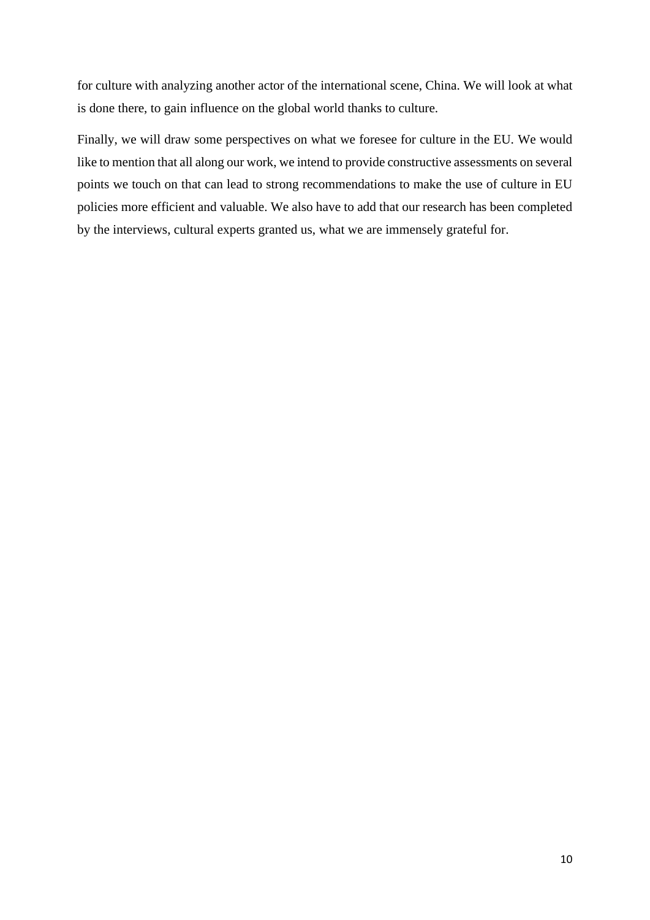for culture with analyzing another actor of the international scene, China. We will look at what is done there, to gain influence on the global world thanks to culture.

Finally, we will draw some perspectives on what we foresee for culture in the EU. We would like to mention that all along our work, we intend to provide constructive assessments on several points we touch on that can lead to strong recommendations to make the use of culture in EU policies more efficient and valuable. We also have to add that our research has been completed by the interviews, cultural experts granted us, what we are immensely grateful for.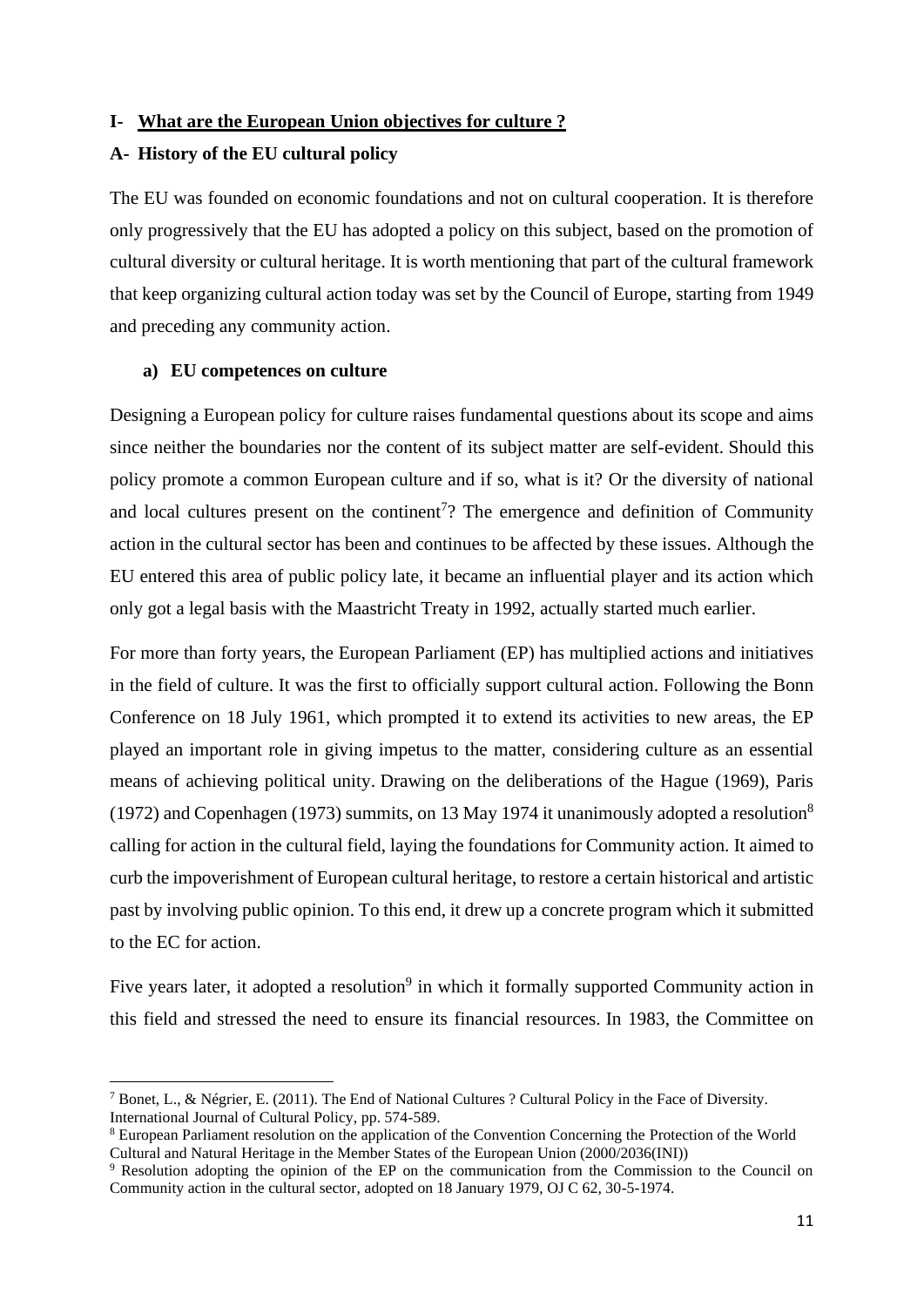## I- What are the European Union objectives for culture ?

### A- History of the EU cultural policy

The EU was founded on economic foundations and not on cultural cooperation. It is therefore only progressively that the EU has adopted a policy on this subject, based on the promotion of cultural diversity or cultural heritage. It is worth mentioning that part of the cultural framework that keep organizing cultural action today was set by the Council of Europe, starting from 1949 and preceding any community action.

#### a) EU competences on culture

Designing a European policy for culture raises fundamental questions about its scope and aims since neither the boundaries nor the content of its subject matter are self-evident. Should this policy promote a common European culture and if so, what is it? Or the diversity of national and local cultures present on the continent[7]? The emergence and definition of Community action in the cultural sector has been and continues to be affected by these issues. Although the EU entered this area of public policy late, it became an influential player and its action which only got a legal basis with the Maastricht Treaty in 1992, actually started much earlier.

For more than forty years, the European Parliament (EP) has multiplied actions and initiatives in the field of culture. It was the first to officially support cultural action. Following the Bonn Conference on 18 July 1961, which prompted it to extend its activities to new areas, the EP played an important role in giving impetus to the matter, considering culture as an essential means of achieving political unity. Drawing on the deliberations of the Hague (1969), Paris (1972) and Copenhagen (1973) summits, on 13 May 1974 it unanimously adopted a resolution[8] calling for action in the cultural field, laying the foundations for Community action. It aimed to curb the impoverishment of European cultural heritage, to restore a certain historical and artistic past by involving public opinion. To this end, it drew up a concrete program which it submitted to the EC for action.

Five years later, it adopted a resolution[9] in which it formally supported Community action in this field and stressed the need to ensure its financial resources. In 1983, the Committee on

---

[7] Bonet, L., & Négrier, E. (2011). The End of National Cultures ? Cultural Policy in the Face of Diversity. International Journal of Cultural Policy, pp. 574-589.

[8] European Parliament resolution on the application of the Convention Concerning the Protection of the World Cultural and Natural Heritage in the Member States of the European Union (2000/2036(INI))

[9] Resolution adopting the opinion of the EP on the communication from the Commission to the Council on Community action in the cultural sector, adopted on 18 January 1979, OJ C 62, 30-5-1974.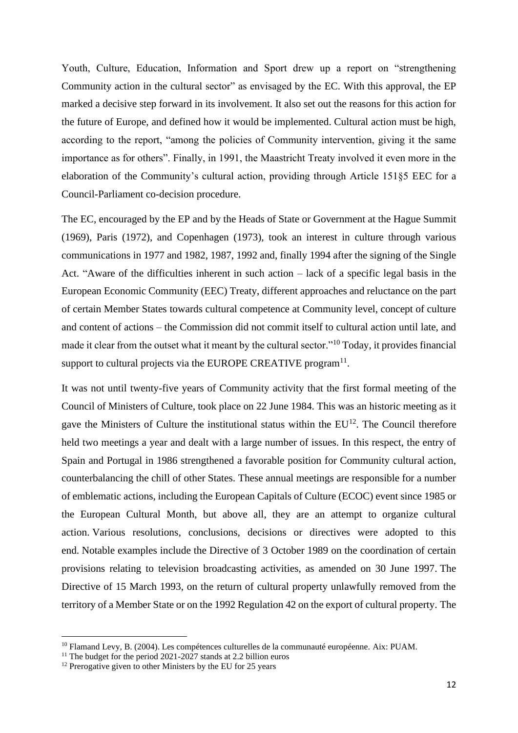Youth, Culture, Education, Information and Sport drew up a report on "strengthening Community action in the cultural sector" as envisaged by the EC. With this approval, the EP marked a decisive step forward in its involvement. It also set out the reasons for this action for the future of Europe, and defined how it would be implemented. Cultural action must be high, according to the report, "among the policies of Community intervention, giving it the same importance as for others". Finally, in 1991, the Maastricht Treaty involved it even more in the elaboration of the Community's cultural action, providing through Article 151§5 EEC for a Council-Parliament co-decision procedure.

The EC, encouraged by the EP and by the Heads of State or Government at the Hague Summit (1969), Paris (1972), and Copenhagen (1973), took an interest in culture through various communications in 1977 and 1982, 1987, 1992 and, finally 1994 after the signing of the Single Act. "Aware of the difficulties inherent in such action – lack of a specific legal basis in the European Economic Community (EEC) Treaty, different approaches and reluctance on the part of certain Member States towards cultural competence at Community level, concept of culture and content of actions – the Commission did not commit itself to cultural action until late, and made it clear from the outset what it meant by the cultural sector."[10] Today, it provides financial support to cultural projects via the EUROPE CREATIVE program[11].

It was not until twenty-five years of Community activity that the first formal meeting of the Council of Ministers of Culture, took place on 22 June 1984. This was an historic meeting as it gave the Ministers of Culture the institutional status within the EU[12]. The Council therefore held two meetings a year and dealt with a large number of issues. In this respect, the entry of Spain and Portugal in 1986 strengthened a favorable position for Community cultural action, counterbalancing the chill of other States. These annual meetings are responsible for a number of emblematic actions, including the European Capitals of Culture (ECOC) event since 1985 or the European Cultural Month, but above all, they are an attempt to organize cultural action. Various resolutions, conclusions, decisions or directives were adopted to this end. Notable examples include the Directive of 3 October 1989 on the coordination of certain provisions relating to television broadcasting activities, as amended on 30 June 1997. The Directive of 15 March 1993, on the return of cultural property unlawfully removed from the territory of a Member State or on the 1992 Regulation 42 on the export of cultural property. The

---

[10] Flamand Levy, B. (2004). Les compétences culturelles de la communauté européenne. Aix: PUAM.

[11] The budget for the period 2021-2027 stands at 2.2 billion euros

[12] Prerogative given to other Ministers by the EU for 25 years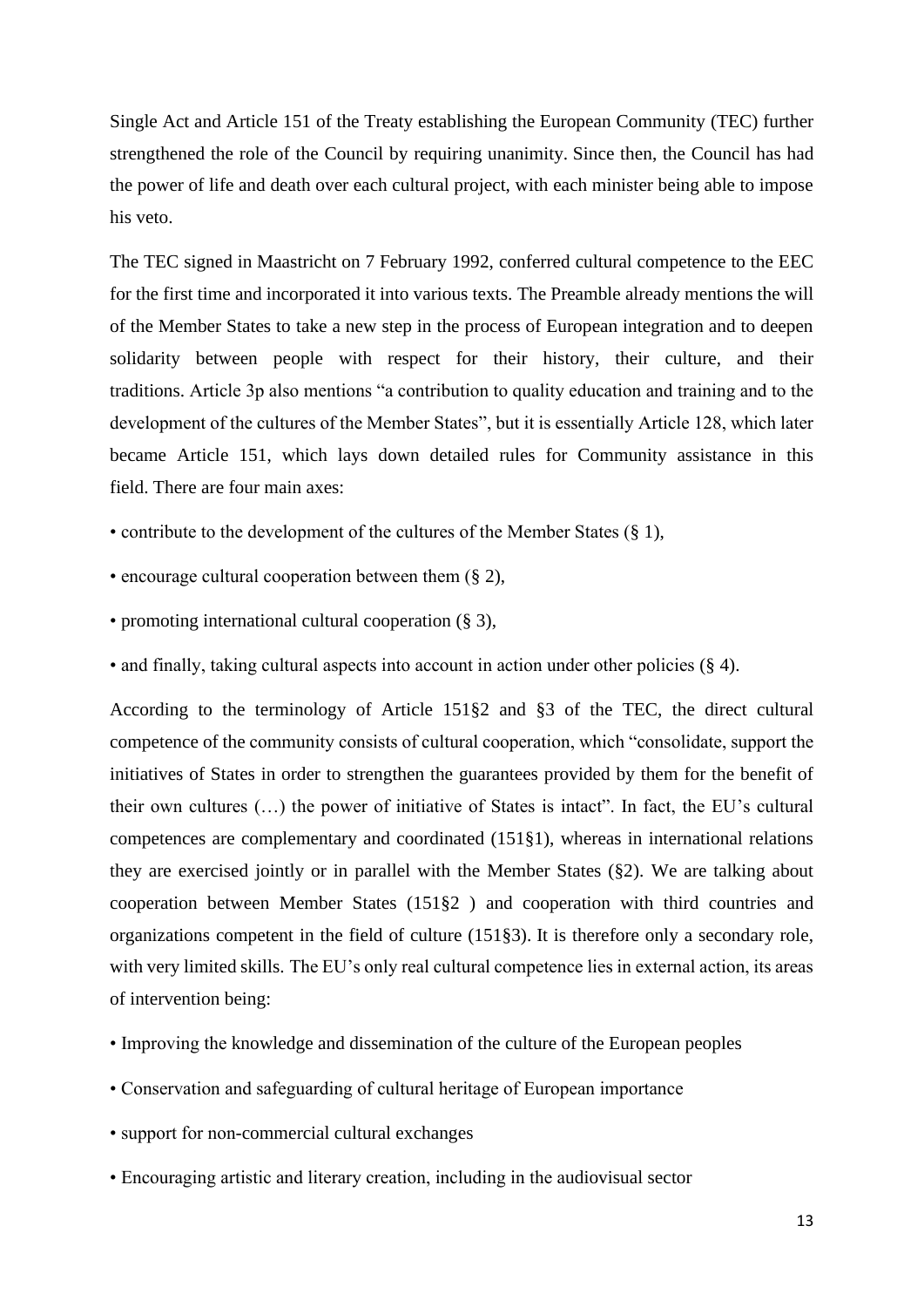Single Act and Article 151 of the Treaty establishing the European Community (TEC) further strengthened the role of the Council by requiring unanimity. Since then, the Council has had the power of life and death over each cultural project, with each minister being able to impose his veto.

The TEC signed in Maastricht on 7 February 1992, conferred cultural competence to the EEC for the first time and incorporated it into various texts. The Preamble already mentions the will of the Member States to take a new step in the process of European integration and to deepen solidarity between people with respect for their history, their culture, and their traditions. Article 3p also mentions "a contribution to quality education and training and to the development of the cultures of the Member States", but it is essentially Article 128, which later became Article 151, which lays down detailed rules for Community assistance in this field. There are four main axes:

- contribute to the development of the cultures of the Member States (§ 1),
- encourage cultural cooperation between them (§ 2),
- promoting international cultural cooperation (§ 3),
- and finally, taking cultural aspects into account in action under other policies (§ 4).

According to the terminology of Article 151§2 and §3 of the TEC, the direct cultural competence of the community consists of cultural cooperation, which "consolidate, support the initiatives of States in order to strengthen the guarantees provided by them for the benefit of their own cultures (…) the power of initiative of States is intact". In fact, the EU's cultural competences are complementary and coordinated (151§1), whereas in international relations they are exercised jointly or in parallel with the Member States (§2). We are talking about cooperation between Member States (151§2 ) and cooperation with third countries and organizations competent in the field of culture (151§3). It is therefore only a secondary role, with very limited skills. The EU's only real cultural competence lies in external action, its areas of intervention being:

- Improving the knowledge and dissemination of the culture of the European peoples
- Conservation and safeguarding of cultural heritage of European importance
- support for non-commercial cultural exchanges
- Encouraging artistic and literary creation, including in the audiovisual sector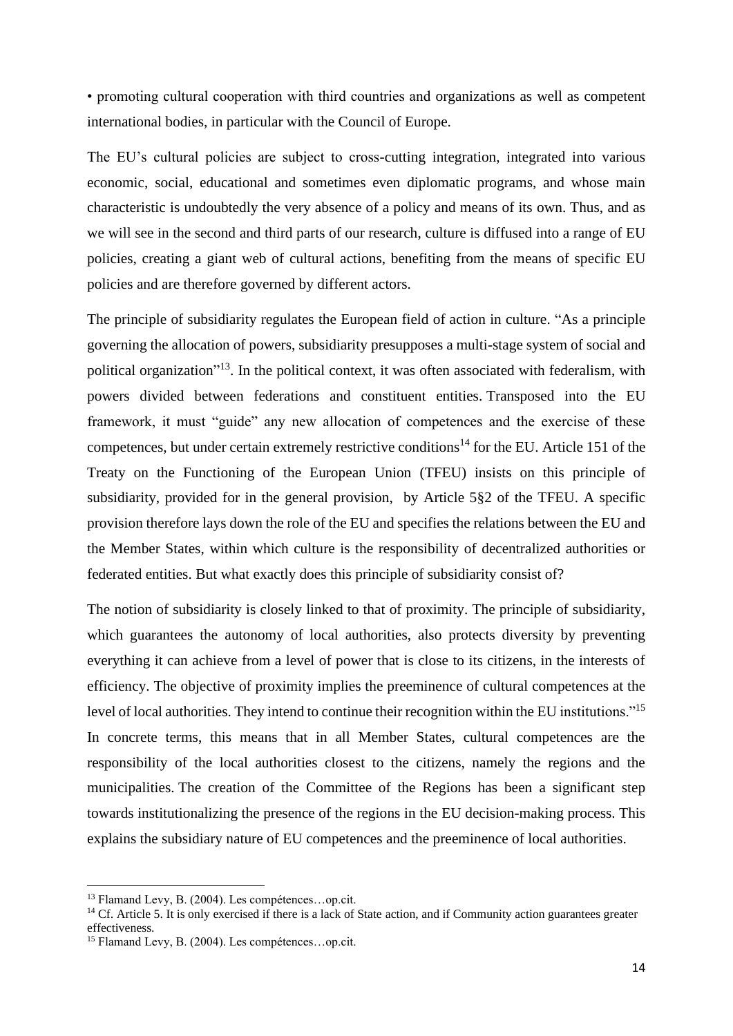• promoting cultural cooperation with third countries and organizations as well as competent international bodies, in particular with the Council of Europe.

The EU's cultural policies are subject to cross-cutting integration, integrated into various economic, social, educational and sometimes even diplomatic programs, and whose main characteristic is undoubtedly the very absence of a policy and means of its own. Thus, and as we will see in the second and third parts of our research, culture is diffused into a range of EU policies, creating a giant web of cultural actions, benefiting from the means of specific EU policies and are therefore governed by different actors.

The principle of subsidiarity regulates the European field of action in culture. "As a principle governing the allocation of powers, subsidiarity presupposes a multi-stage system of social and political organization"[13]. In the political context, it was often associated with federalism, with powers divided between federations and constituent entities. Transposed into the EU framework, it must "guide" any new allocation of competences and the exercise of these competences, but under certain extremely restrictive conditions[14] for the EU. Article 151 of the Treaty on the Functioning of the European Union (TFEU) insists on this principle of subsidiarity, provided for in the general provision, by Article 5§2 of the TFEU. A specific provision therefore lays down the role of the EU and specifies the relations between the EU and the Member States, within which culture is the responsibility of decentralized authorities or federated entities. But what exactly does this principle of subsidiarity consist of?

The notion of subsidiarity is closely linked to that of proximity. The principle of subsidiarity, which guarantees the autonomy of local authorities, also protects diversity by preventing everything it can achieve from a level of power that is close to its citizens, in the interests of efficiency. The objective of proximity implies the preeminence of cultural competences at the level of local authorities. They intend to continue their recognition within the EU institutions."[15] In concrete terms, this means that in all Member States, cultural competences are the responsibility of the local authorities closest to the citizens, namely the regions and the municipalities. The creation of the Committee of the Regions has been a significant step towards institutionalizing the presence of the regions in the EU decision-making process. This explains the subsidiary nature of EU competences and the preeminence of local authorities.

---

[13] Flamand Levy, B. (2004). Les compétences…op.cit.

[14] Cf. Article 5. It is only exercised if there is a lack of State action, and if Community action guarantees greater effectiveness.

[15] Flamand Levy, B. (2004). Les compétences…op.cit.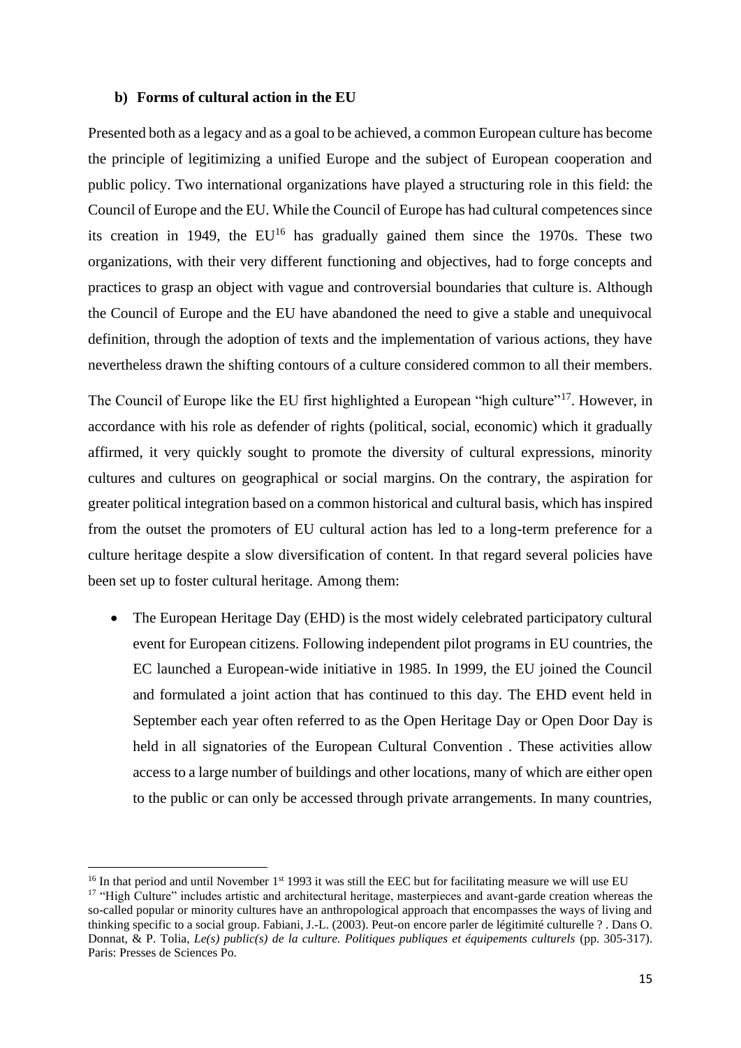### b) Forms of cultural action in the EU

Presented both as a legacy and as a goal to be achieved, a common European culture has become the principle of legitimizing a unified Europe and the subject of European cooperation and public policy. Two international organizations have played a structuring role in this field: the Council of Europe and the EU. While the Council of Europe has had cultural competences since its creation in 1949, the EU[16] has gradually gained them since the 1970s. These two organizations, with their very different functioning and objectives, had to forge concepts and practices to grasp an object with vague and controversial boundaries that culture is. Although the Council of Europe and the EU have abandoned the need to give a stable and unequivocal definition, through the adoption of texts and the implementation of various actions, they have nevertheless drawn the shifting contours of a culture considered common to all their members.

The Council of Europe like the EU first highlighted a European "high culture"[17]. However, in accordance with his role as defender of rights (political, social, economic) which it gradually affirmed, it very quickly sought to promote the diversity of cultural expressions, minority cultures and cultures on geographical or social margins. On the contrary, the aspiration for greater political integration based on a common historical and cultural basis, which has inspired from the outset the promoters of EU cultural action has led to a long-term preference for a culture heritage despite a slow diversification of content. In that regard several policies have been set up to foster cultural heritage. Among them:

- The European Heritage Day (EHD) is the most widely celebrated participatory cultural event for European citizens. Following independent pilot programs in EU countries, the EC launched a European-wide initiative in 1985. In 1999, the EU joined the Council and formulated a joint action that has continued to this day. The EHD event held in September each year often referred to as the Open Heritage Day or Open Door Day is held in all signatories of the European Cultural Convention . These activities allow access to a large number of buildings and other locations, many of which are either open to the public or can only be accessed through private arrangements. In many countries,

---

[16] In that period and until November 1st 1993 it was still the EEC but for facilitating measure we will use EU

[17] "High Culture" includes artistic and architectural heritage, masterpieces and avant-garde creation whereas the so-called popular or minority cultures have an anthropological approach that encompasses the ways of living and thinking specific to a social group. Fabiani, J.-L. (2003). Peut-on encore parler de légitimité culturelle ? . Dans O. Donnat, & P. Tolia, *Le(s) public(s) de la culture. Politiques publiques et équipements culturels* (pp. 305-317). Paris: Presses de Sciences Po.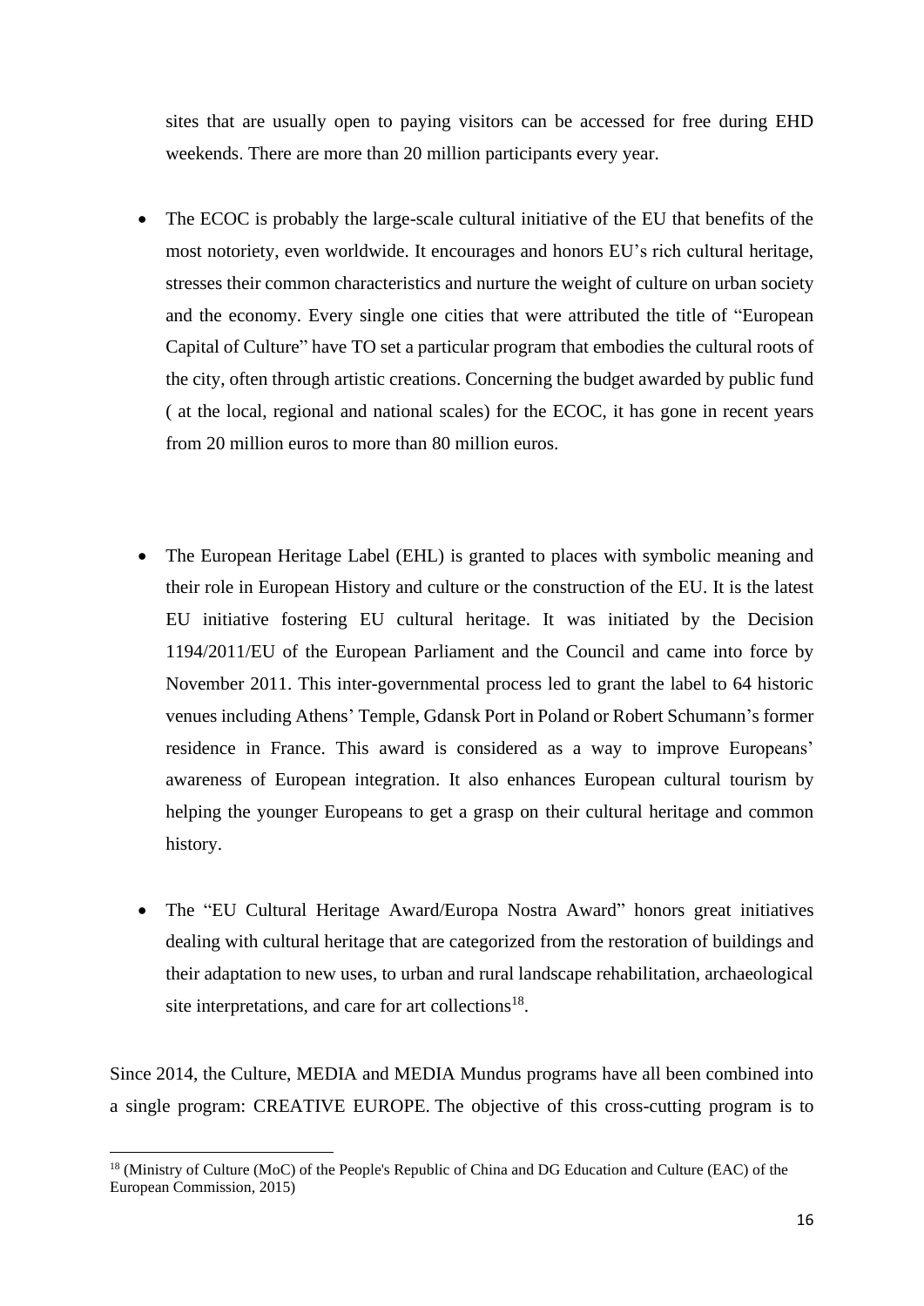sites that are usually open to paying visitors can be accessed for free during EHD weekends. There are more than 20 million participants every year.

- The ECOC is probably the large-scale cultural initiative of the EU that benefits of the most notoriety, even worldwide. It encourages and honors EU's rich cultural heritage, stresses their common characteristics and nurture the weight of culture on urban society and the economy. Every single one cities that were attributed the title of "European Capital of Culture" have TO set a particular program that embodies the cultural roots of the city, often through artistic creations. Concerning the budget awarded by public fund ( at the local, regional and national scales) for the ECOC, it has gone in recent years from 20 million euros to more than 80 million euros.

- The European Heritage Label (EHL) is granted to places with symbolic meaning and their role in European History and culture or the construction of the EU. It is the latest EU initiative fostering EU cultural heritage. It was initiated by the Decision 1194/2011/EU of the European Parliament and the Council and came into force by November 2011. This inter-governmental process led to grant the label to 64 historic venues including Athens' Temple, Gdansk Port in Poland or Robert Schumann's former residence in France. This award is considered as a way to improve Europeans' awareness of European integration. It also enhances European cultural tourism by helping the younger Europeans to get a grasp on their cultural heritage and common history.

- The "EU Cultural Heritage Award/Europa Nostra Award" honors great initiatives dealing with cultural heritage that are categorized from the restoration of buildings and their adaptation to new uses, to urban and rural landscape rehabilitation, archaeological site interpretations, and care for art collections[18].

Since 2014, the Culture, MEDIA and MEDIA Mundus programs have all been combined into a single program: CREATIVE EUROPE. The objective of this cross-cutting program is to

---

[18] (Ministry of Culture (MoC) of the People's Republic of China and DG Education and Culture (EAC) of the European Commission, 2015)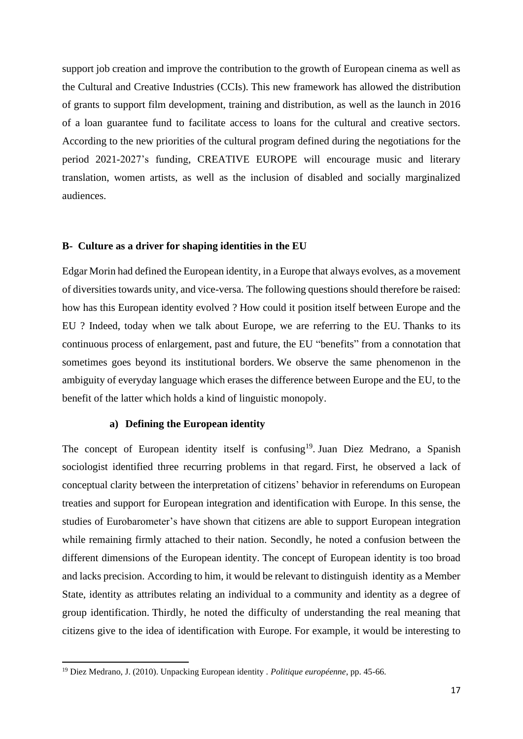support job creation and improve the contribution to the growth of European cinema as well as the Cultural and Creative Industries (CCIs). This new framework has allowed the distribution of grants to support film development, training and distribution, as well as the launch in 2016 of a loan guarantee fund to facilitate access to loans for the cultural and creative sectors. According to the new priorities of the cultural program defined during the negotiations for the period 2021-2027's funding, CREATIVE EUROPE will encourage music and literary translation, women artists, as well as the inclusion of disabled and socially marginalized audiences.

### B- Culture as a driver for shaping identities in the EU

Edgar Morin had defined the European identity, in a Europe that always evolves, as a movement of diversities towards unity, and vice-versa. The following questions should therefore be raised: how has this European identity evolved ? How could it position itself between Europe and the EU ? Indeed, today when we talk about Europe, we are referring to the EU. Thanks to its continuous process of enlargement, past and future, the EU "benefits" from a connotation that sometimes goes beyond its institutional borders. We observe the same phenomenon in the ambiguity of everyday language which erases the difference between Europe and the EU, to the benefit of the latter which holds a kind of linguistic monopoly.

#### a) Defining the European identity

The concept of European identity itself is confusing[19]. Juan Diez Medrano, a Spanish sociologist identified three recurring problems in that regard. First, he observed a lack of conceptual clarity between the interpretation of citizens' behavior in referendums on European treaties and support for European integration and identification with Europe. In this sense, the studies of Eurobarometer's have shown that citizens are able to support European integration while remaining firmly attached to their nation. Secondly, he noted a confusion between the different dimensions of the European identity. The concept of European identity is too broad and lacks precision. According to him, it would be relevant to distinguish identity as a Member State, identity as attributes relating an individual to a community and identity as a degree of group identification. Thirdly, he noted the difficulty of understanding the real meaning that citizens give to the idea of identification with Europe. For example, it would be interesting to

---

[19] Diez Medrano, J. (2010). Unpacking European identity . *Politique européenne*, pp. 45-66.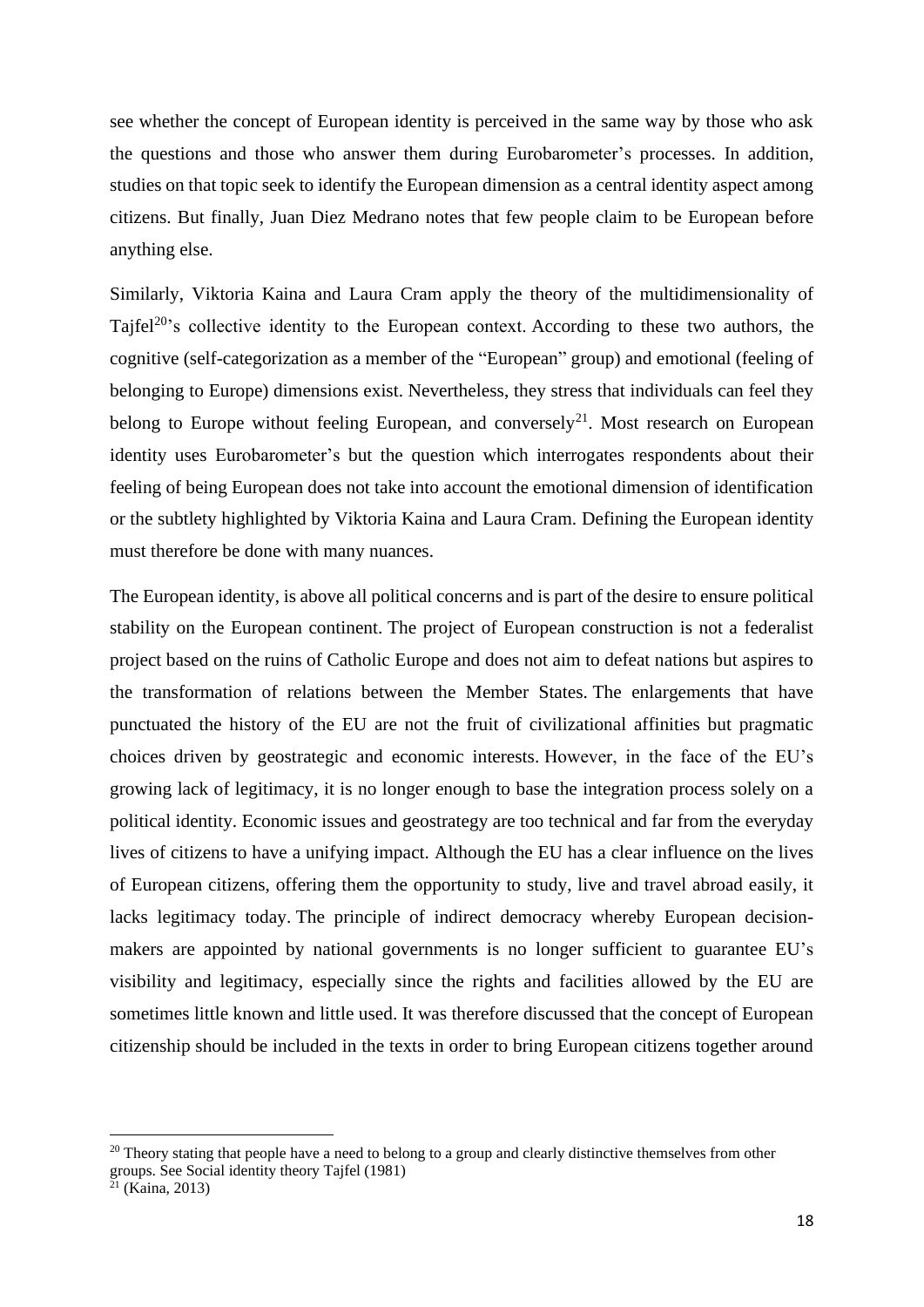see whether the concept of European identity is perceived in the same way by those who ask the questions and those who answer them during Eurobarometer's processes. In addition, studies on that topic seek to identify the European dimension as a central identity aspect among citizens. But finally, Juan Diez Medrano notes that few people claim to be European before anything else.

Similarly, Viktoria Kaina and Laura Cram apply the theory of the multidimensionality of Tajfel[20]'s collective identity to the European context. According to these two authors, the cognitive (self-categorization as a member of the "European" group) and emotional (feeling of belonging to Europe) dimensions exist. Nevertheless, they stress that individuals can feel they belong to Europe without feeling European, and conversely[21]. Most research on European identity uses Eurobarometer's but the question which interrogates respondents about their feeling of being European does not take into account the emotional dimension of identification or the subtlety highlighted by Viktoria Kaina and Laura Cram. Defining the European identity must therefore be done with many nuances.

The European identity, is above all political concerns and is part of the desire to ensure political stability on the European continent. The project of European construction is not a federalist project based on the ruins of Catholic Europe and does not aim to defeat nations but aspires to the transformation of relations between the Member States. The enlargements that have punctuated the history of the EU are not the fruit of civilizational affinities but pragmatic choices driven by geostrategic and economic interests. However, in the face of the EU's growing lack of legitimacy, it is no longer enough to base the integration process solely on a political identity. Economic issues and geostrategy are too technical and far from the everyday lives of citizens to have a unifying impact. Although the EU has a clear influence on the lives of European citizens, offering them the opportunity to study, live and travel abroad easily, it lacks legitimacy today. The principle of indirect democracy whereby European decision-makers are appointed by national governments is no longer sufficient to guarantee EU's visibility and legitimacy, especially since the rights and facilities allowed by the EU are sometimes little known and little used. It was therefore discussed that the concept of European citizenship should be included in the texts in order to bring European citizens together around

---

[20] Theory stating that people have a need to belong to a group and clearly distinctive themselves from other groups. See Social identity theory Tajfel (1981)

[21] (Kaina, 2013)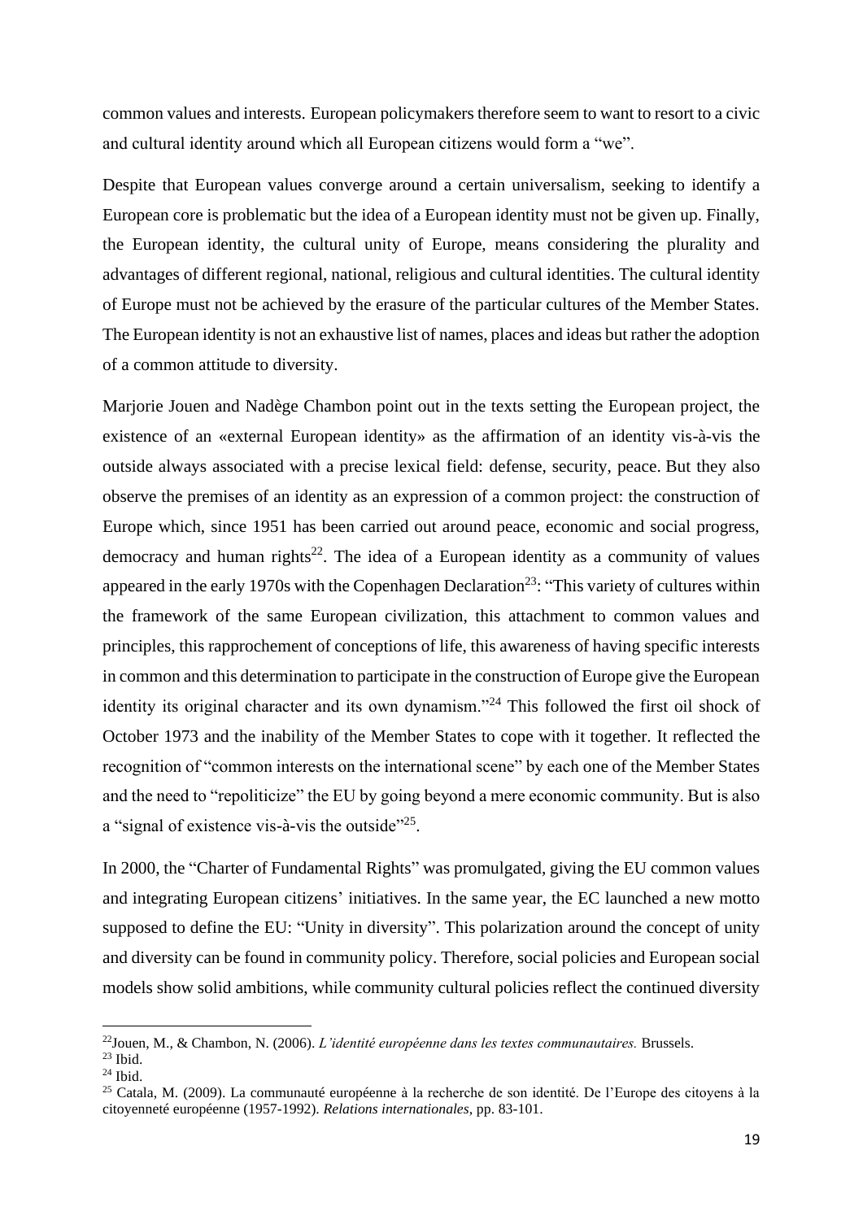common values and interests. European policymakers therefore seem to want to resort to a civic and cultural identity around which all European citizens would form a "we".

Despite that European values converge around a certain universalism, seeking to identify a European core is problematic but the idea of a European identity must not be given up. Finally, the European identity, the cultural unity of Europe, means considering the plurality and advantages of different regional, national, religious and cultural identities. The cultural identity of Europe must not be achieved by the erasure of the particular cultures of the Member States. The European identity is not an exhaustive list of names, places and ideas but rather the adoption of a common attitude to diversity.

Marjorie Jouen and Nadège Chambon point out in the texts setting the European project, the existence of an «external European identity» as the affirmation of an identity vis-à-vis the outside always associated with a precise lexical field: defense, security, peace. But they also observe the premises of an identity as an expression of a common project: the construction of Europe which, since 1951 has been carried out around peace, economic and social progress, democracy and human rights[22]. The idea of a European identity as a community of values appeared in the early 1970s with the Copenhagen Declaration[23]: "This variety of cultures within the framework of the same European civilization, this attachment to common values and principles, this rapprochement of conceptions of life, this awareness of having specific interests in common and this determination to participate in the construction of Europe give the European identity its original character and its own dynamism."[24] This followed the first oil shock of October 1973 and the inability of the Member States to cope with it together. It reflected the recognition of "common interests on the international scene" by each one of the Member States and the need to "repoliticize" the EU by going beyond a mere economic community. But is also a "signal of existence vis-à-vis the outside"[25].

In 2000, the "Charter of Fundamental Rights" was promulgated, giving the EU common values and integrating European citizens' initiatives. In the same year, the EC launched a new motto supposed to define the EU: "Unity in diversity". This polarization around the concept of unity and diversity can be found in community policy. Therefore, social policies and European social models show solid ambitions, while community cultural policies reflect the continued diversity

---

[22] Jouen, M., & Chambon, N. (2006). *L'identité européenne dans les textes communautaires.* Brussels.

[23] Ibid.

[24] Ibid.

[25] Catala, M. (2009). La communauté européenne à la recherche de son identité. De l'Europe des citoyens à la citoyenneté européenne (1957-1992). *Relations internationales*, pp. 83-101.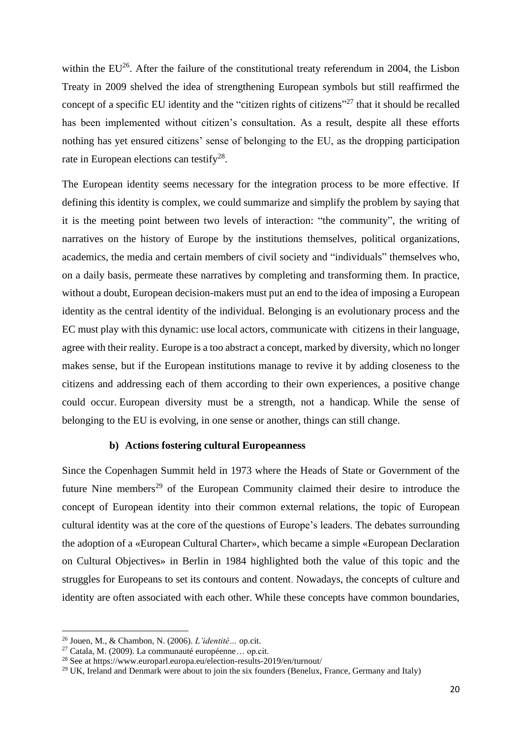within the EU[26]. After the failure of the constitutional treaty referendum in 2004, the Lisbon Treaty in 2009 shelved the idea of strengthening European symbols but still reaffirmed the concept of a specific EU identity and the "citizen rights of citizens"[27] that it should be recalled has been implemented without citizen's consultation. As a result, despite all these efforts nothing has yet ensured citizens' sense of belonging to the EU, as the dropping participation rate in European elections can testify[28].

The European identity seems necessary for the integration process to be more effective. If defining this identity is complex, we could summarize and simplify the problem by saying that it is the meeting point between two levels of interaction: "the community", the writing of narratives on the history of Europe by the institutions themselves, political organizations, academics, the media and certain members of civil society and "individuals" themselves who, on a daily basis, permeate these narratives by completing and transforming them. In practice, without a doubt, European decision-makers must put an end to the idea of imposing a European identity as the central identity of the individual. Belonging is an evolutionary process and the EC must play with this dynamic: use local actors, communicate with citizens in their language, agree with their reality. Europe is a too abstract a concept, marked by diversity, which no longer makes sense, but if the European institutions manage to revive it by adding closeness to the citizens and addressing each of them according to their own experiences, a positive change could occur. European diversity must be a strength, not a handicap. While the sense of belonging to the EU is evolving, in one sense or another, things can still change.

### b) Actions fostering cultural Europeanness

Since the Copenhagen Summit held in 1973 where the Heads of State or Government of the future Nine members[29] of the European Community claimed their desire to introduce the concept of European identity into their common external relations, the topic of European cultural identity was at the core of the questions of Europe's leaders. The debates surrounding the adoption of a «European Cultural Charter», which became a simple «European Declaration on Cultural Objectives» in Berlin in 1984 highlighted both the value of this topic and the struggles for Europeans to set its contours and content. Nowadays, the concepts of culture and identity are often associated with each other. While these concepts have common boundaries,

---

[26] Jouen, M., & Chambon, N. (2006). *L'identité…* op.cit.

[27] Catala, M. (2009). La communauté européenne… op.cit.

[28] See at https://www.europarl.europa.eu/election-results-2019/en/turnout/

[29] UK, Ireland and Denmark were about to join the six founders (Benelux, France, Germany and Italy)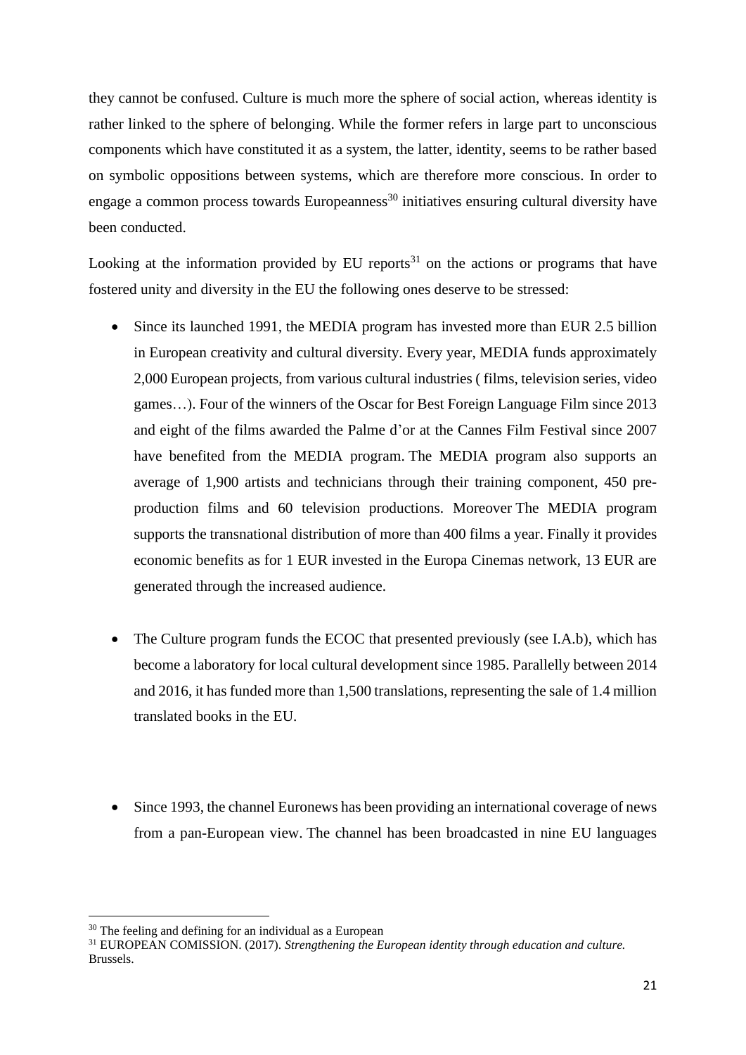they cannot be confused. Culture is much more the sphere of social action, whereas identity is rather linked to the sphere of belonging. While the former refers in large part to unconscious components which have constituted it as a system, the latter, identity, seems to be rather based on symbolic oppositions between systems, which are therefore more conscious. In order to engage a common process towards Europeanness[30] initiatives ensuring cultural diversity have been conducted.

Looking at the information provided by EU reports[31] on the actions or programs that have fostered unity and diversity in the EU the following ones deserve to be stressed:

- Since its launched 1991, the MEDIA program has invested more than EUR 2.5 billion in European creativity and cultural diversity. Every year, MEDIA funds approximately 2,000 European projects, from various cultural industries ( films, television series, video games…). Four of the winners of the Oscar for Best Foreign Language Film since 2013 and eight of the films awarded the Palme d'or at the Cannes Film Festival since 2007 have benefited from the MEDIA program. The MEDIA program also supports an average of 1,900 artists and technicians through their training component, 450 pre-production films and 60 television productions. Moreover The MEDIA program supports the transnational distribution of more than 400 films a year. Finally it provides economic benefits as for 1 EUR invested in the Europa Cinemas network, 13 EUR are generated through the increased audience.

- The Culture program funds the ECOC that presented previously (see I.A.b), which has become a laboratory for local cultural development since 1985. Parallelly between 2014 and 2016, it has funded more than 1,500 translations, representing the sale of 1.4 million translated books in the EU.

- Since 1993, the channel Euronews has been providing an international coverage of news from a pan-European view. The channel has been broadcasted in nine EU languages

[30] The feeling and defining for an individual as a European

[31] EUROPEAN COMISSION. (2017). *Strengthening the European identity through education and culture.* Brussels.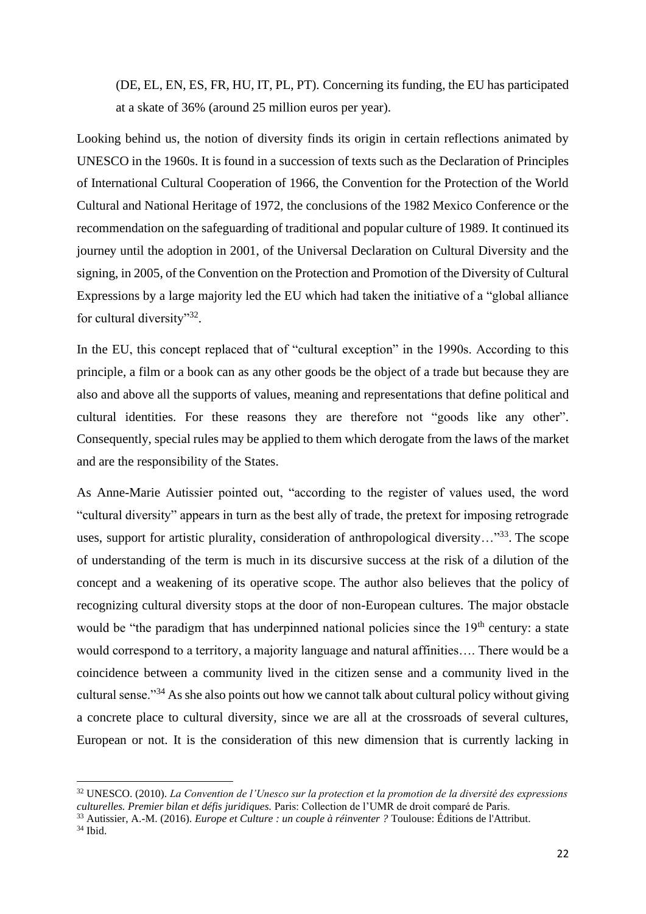(DE, EL, EN, ES, FR, HU, IT, PL, PT). Concerning its funding, the EU has participated at a skate of 36% (around 25 million euros per year).

Looking behind us, the notion of diversity finds its origin in certain reflections animated by UNESCO in the 1960s. It is found in a succession of texts such as the Declaration of Principles of International Cultural Cooperation of 1966, the Convention for the Protection of the World Cultural and National Heritage of 1972, the conclusions of the 1982 Mexico Conference or the recommendation on the safeguarding of traditional and popular culture of 1989. It continued its journey until the adoption in 2001, of the Universal Declaration on Cultural Diversity and the signing, in 2005, of the Convention on the Protection and Promotion of the Diversity of Cultural Expressions by a large majority led the EU which had taken the initiative of a "global alliance for cultural diversity"[32].

In the EU, this concept replaced that of "cultural exception" in the 1990s. According to this principle, a film or a book can as any other goods be the object of a trade but because they are also and above all the supports of values, meaning and representations that define political and cultural identities. For these reasons they are therefore not "goods like any other". Consequently, special rules may be applied to them which derogate from the laws of the market and are the responsibility of the States.

As Anne-Marie Autissier pointed out, "according to the register of values used, the word "cultural diversity" appears in turn as the best ally of trade, the pretext for imposing retrograde uses, support for artistic plurality, consideration of anthropological diversity…"[33]. The scope of understanding of the term is much in its discursive success at the risk of a dilution of the concept and a weakening of its operative scope. The author also believes that the policy of recognizing cultural diversity stops at the door of non-European cultures. The major obstacle would be "the paradigm that has underpinned national policies since the 19th century: a state would correspond to a territory, a majority language and natural affinities…. There would be a coincidence between a community lived in the citizen sense and a community lived in the cultural sense."[34] As she also points out how we cannot talk about cultural policy without giving a concrete place to cultural diversity, since we are all at the crossroads of several cultures, European or not. It is the consideration of this new dimension that is currently lacking in

---

[32] UNESCO. (2010). *La Convention de l'Unesco sur la protection et la promotion de la diversité des expressions culturelles. Premier bilan et défis juridiques.* Paris: Collection de l'UMR de droit comparé de Paris.

[33] Autissier, A.-M. (2016). *Europe et Culture : un couple à réinventer ?* Toulouse: Éditions de l'Attribut.

[34] Ibid.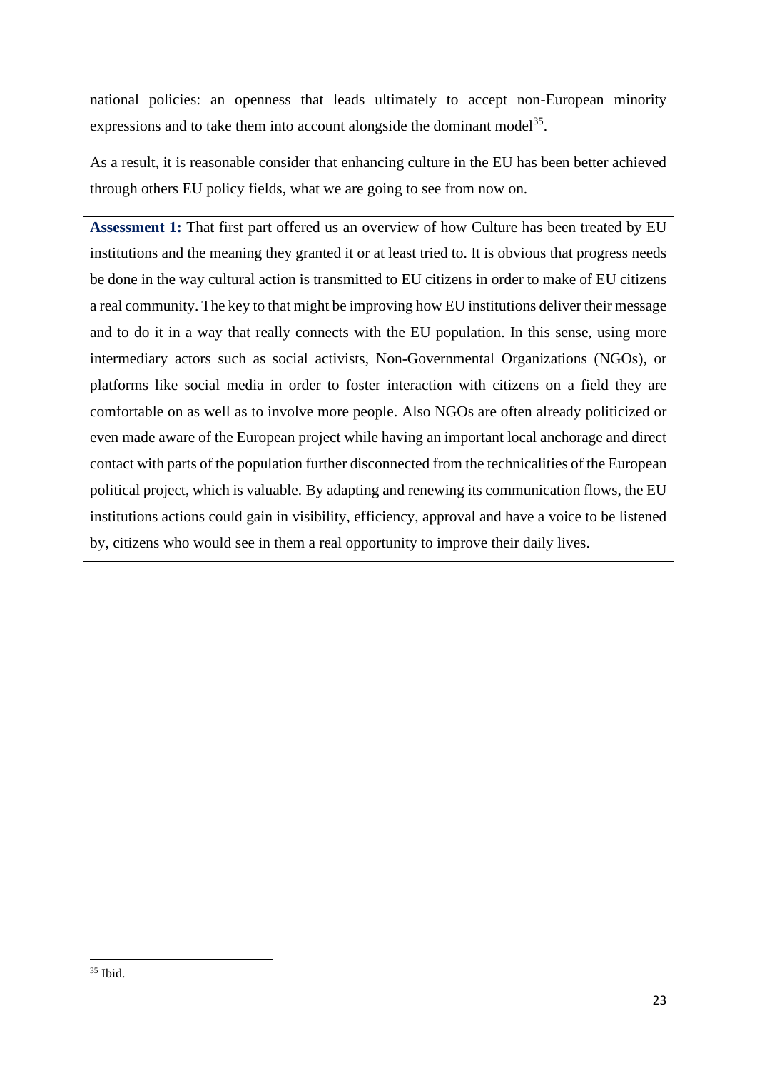national policies: an openness that leads ultimately to accept non-European minority expressions and to take them into account alongside the dominant model[35].

As a result, it is reasonable consider that enhancing culture in the EU has been better achieved through others EU policy fields, what we are going to see from now on.

**Assessment 1:** That first part offered us an overview of how Culture has been treated by EU institutions and the meaning they granted it or at least tried to. It is obvious that progress needs be done in the way cultural action is transmitted to EU citizens in order to make of EU citizens a real community. The key to that might be improving how EU institutions deliver their message and to do it in a way that really connects with the EU population. In this sense, using more intermediary actors such as social activists, Non-Governmental Organizations (NGOs), or platforms like social media in order to foster interaction with citizens on a field they are comfortable on as well as to involve more people. Also NGOs are often already politicized or even made aware of the European project while having an important local anchorage and direct contact with parts of the population further disconnected from the technicalities of the European political project, which is valuable. By adapting and renewing its communication flows, the EU institutions actions could gain in visibility, efficiency, approval and have a voice to be listened by, citizens who would see in them a real opportunity to improve their daily lives.

[35] Ibid.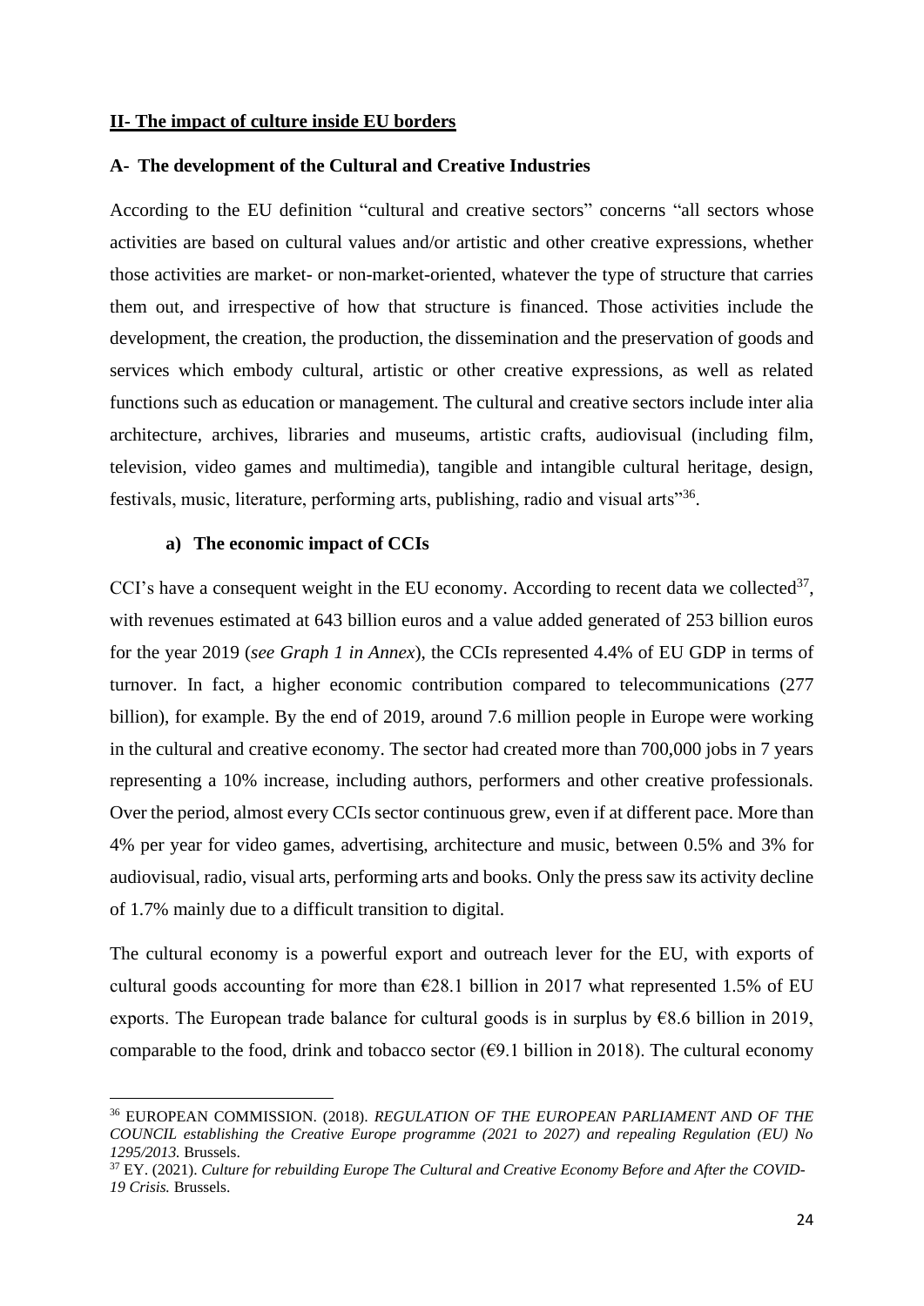## II- The impact of culture inside EU borders

### A- The development of the Cultural and Creative Industries

According to the EU definition "cultural and creative sectors" concerns "all sectors whose activities are based on cultural values and/or artistic and other creative expressions, whether those activities are market- or non-market-oriented, whatever the type of structure that carries them out, and irrespective of how that structure is financed. Those activities include the development, the creation, the production, the dissemination and the preservation of goods and services which embody cultural, artistic or other creative expressions, as well as related functions such as education or management. The cultural and creative sectors include inter alia architecture, archives, libraries and museums, artistic crafts, audiovisual (including film, television, video games and multimedia), tangible and intangible cultural heritage, design, festivals, music, literature, performing arts, publishing, radio and visual arts"[36].

#### a) The economic impact of CCIs

CCI's have a consequent weight in the EU economy. According to recent data we collected[37], with revenues estimated at 643 billion euros and a value added generated of 253 billion euros for the year 2019 (*see Graph 1 in Annex*), the CCIs represented 4.4% of EU GDP in terms of turnover. In fact, a higher economic contribution compared to telecommunications (277 billion), for example. By the end of 2019, around 7.6 million people in Europe were working in the cultural and creative economy. The sector had created more than 700,000 jobs in 7 years representing a 10% increase, including authors, performers and other creative professionals. Over the period, almost every CCIs sector continuous grew, even if at different pace. More than 4% per year for video games, advertising, architecture and music, between 0.5% and 3% for audiovisual, radio, visual arts, performing arts and books. Only the press saw its activity decline of 1.7% mainly due to a difficult transition to digital.

The cultural economy is a powerful export and outreach lever for the EU, with exports of cultural goods accounting for more than €28.1 billion in 2017 what represented 1.5% of EU exports. The European trade balance for cultural goods is in surplus by €8.6 billion in 2019, comparable to the food, drink and tobacco sector (€9.1 billion in 2018). The cultural economy

---

[36] EUROPEAN COMMISSION. (2018). *REGULATION OF THE EUROPEAN PARLIAMENT AND OF THE COUNCIL establishing the Creative Europe programme (2021 to 2027) and repealing Regulation (EU) No 1295/2013.* Brussels.

[37] EY. (2021). *Culture for rebuilding Europe The Cultural and Creative Economy Before and After the COVID-19 Crisis.* Brussels.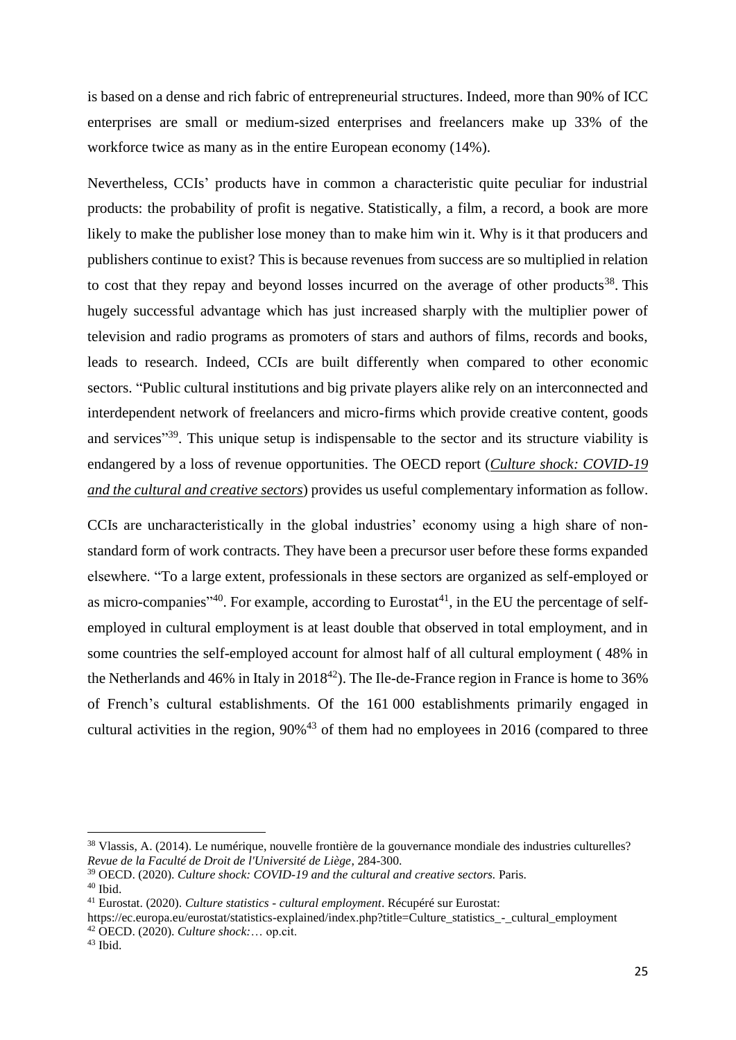is based on a dense and rich fabric of entrepreneurial structures. Indeed, more than 90% of ICC enterprises are small or medium-sized enterprises and freelancers make up 33% of the workforce twice as many as in the entire European economy (14%).

Nevertheless, CCIs' products have in common a characteristic quite peculiar for industrial products: the probability of profit is negative. Statistically, a film, a record, a book are more likely to make the publisher lose money than to make him win it. Why is it that producers and publishers continue to exist? This is because revenues from success are so multiplied in relation to cost that they repay and beyond losses incurred on the average of other products[38]. This hugely successful advantage which has just increased sharply with the multiplier power of television and radio programs as promoters of stars and authors of films, records and books, leads to research. Indeed, CCIs are built differently when compared to other economic sectors. "Public cultural institutions and big private players alike rely on an interconnected and interdependent network of freelancers and micro-firms which provide creative content, goods and services"[39]. This unique setup is indispensable to the sector and its structure viability is endangered by a loss of revenue opportunities. The OECD report (*Culture shock: COVID-19 and the cultural and creative sectors*) provides us useful complementary information as follow.

CCIs are uncharacteristically in the global industries' economy using a high share of non-standard form of work contracts. They have been a precursor user before these forms expanded elsewhere. "To a large extent, professionals in these sectors are organized as self-employed or as micro-companies"[40]. For example, according to Eurostat[41], in the EU the percentage of self-employed in cultural employment is at least double that observed in total employment, and in some countries the self-employed account for almost half of all cultural employment ( 48% in the Netherlands and 46% in Italy in 2018[42]). The Ile-de-France region in France is home to 36% of French's cultural establishments. Of the 161 000 establishments primarily engaged in cultural activities in the region, 90%[43] of them had no employees in 2016 (compared to three

[38] Vlassis, A. (2014). Le numérique, nouvelle frontière de la gouvernance mondiale des industries culturelles? *Revue de la Faculté de Droit de l'Université de Liège*, 284-300.

[39] OECD. (2020). *Culture shock: COVID-19 and the cultural and creative sectors.* Paris.

[40] Ibid.

[41] Eurostat. (2020). *Culture statistics - cultural employment*. Récupéré sur Eurostat: https://ec.europa.eu/eurostat/statistics-explained/index.php?title=Culture_statistics_-_cultural_employment

[42] OECD. (2020). *Culture shock:*… op.cit.

[43] Ibid.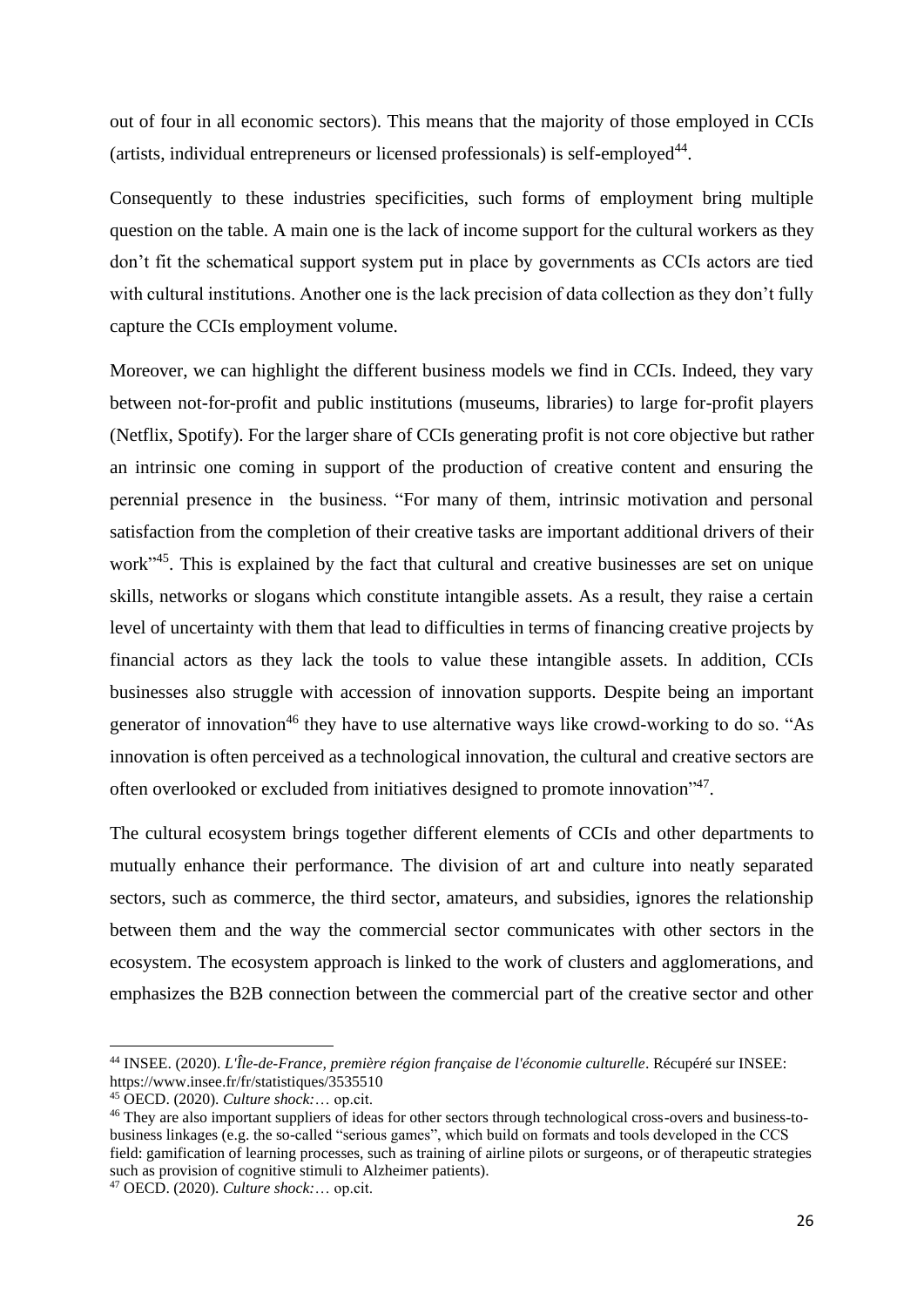out of four in all economic sectors). This means that the majority of those employed in CCIs (artists, individual entrepreneurs or licensed professionals) is self-employed[44].

Consequently to these industries specificities, such forms of employment bring multiple question on the table. A main one is the lack of income support for the cultural workers as they don't fit the schematical support system put in place by governments as CCIs actors are tied with cultural institutions. Another one is the lack precision of data collection as they don't fully capture the CCIs employment volume.

Moreover, we can highlight the different business models we find in CCIs. Indeed, they vary between not-for-profit and public institutions (museums, libraries) to large for-profit players (Netflix, Spotify). For the larger share of CCIs generating profit is not core objective but rather an intrinsic one coming in support of the production of creative content and ensuring the perennial presence in the business. "For many of them, intrinsic motivation and personal satisfaction from the completion of their creative tasks are important additional drivers of their work"[45]. This is explained by the fact that cultural and creative businesses are set on unique skills, networks or slogans which constitute intangible assets. As a result, they raise a certain level of uncertainty with them that lead to difficulties in terms of financing creative projects by financial actors as they lack the tools to value these intangible assets. In addition, CCIs businesses also struggle with accession of innovation supports. Despite being an important generator of innovation[46] they have to use alternative ways like crowd-working to do so. "As innovation is often perceived as a technological innovation, the cultural and creative sectors are often overlooked or excluded from initiatives designed to promote innovation"[47].

The cultural ecosystem brings together different elements of CCIs and other departments to mutually enhance their performance. The division of art and culture into neatly separated sectors, such as commerce, the third sector, amateurs, and subsidies, ignores the relationship between them and the way the commercial sector communicates with other sectors in the ecosystem. The ecosystem approach is linked to the work of clusters and agglomerations, and emphasizes the B2B connection between the commercial part of the creative sector and other

---

[44] INSEE. (2020). *L'Île-de-France, première région française de l'économie culturelle*. Récupéré sur INSEE: https://www.insee.fr/fr/statistiques/3535510

[45] OECD. (2020). *Culture shock:*… op.cit.

[46] They are also important suppliers of ideas for other sectors through technological cross-overs and business-to-business linkages (e.g. the so-called "serious games", which build on formats and tools developed in the CCS field: gamification of learning processes, such as training of airline pilots or surgeons, or of therapeutic strategies such as provision of cognitive stimuli to Alzheimer patients).

[47] OECD. (2020). *Culture shock:*… op.cit.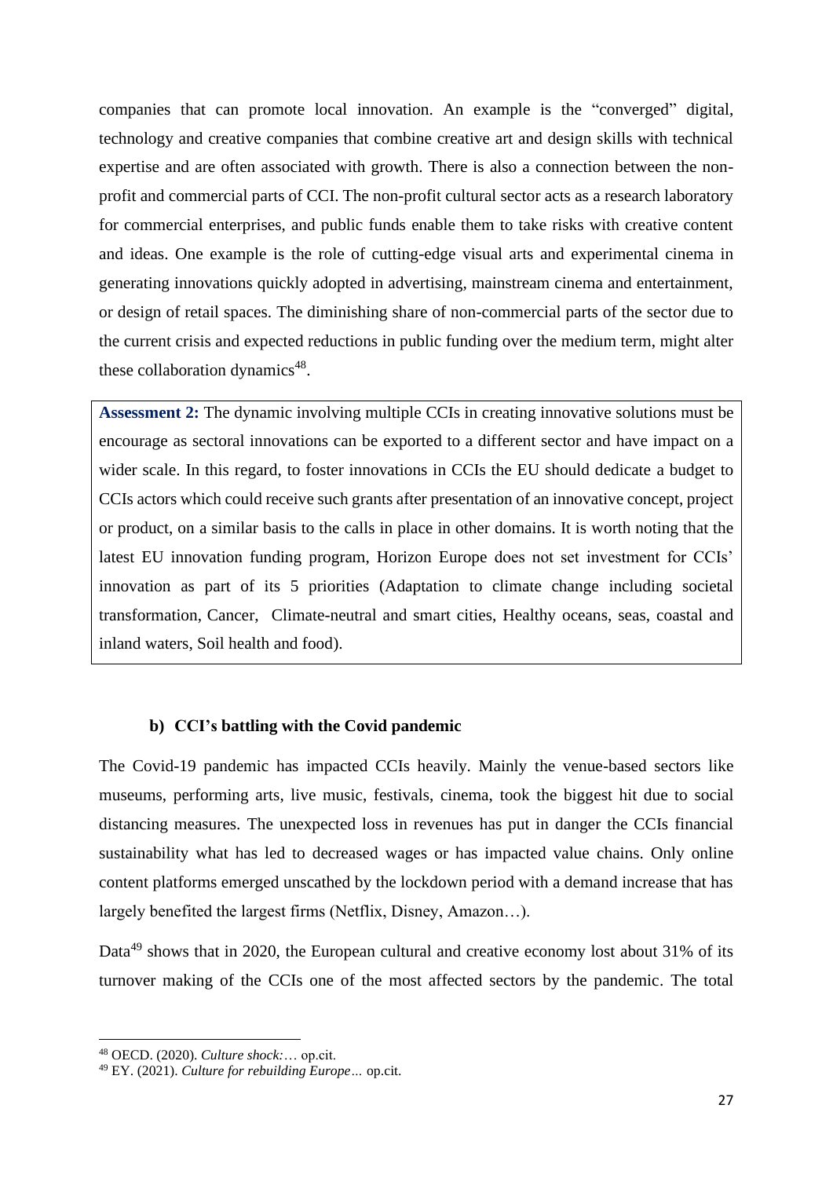companies that can promote local innovation. An example is the "converged" digital, technology and creative companies that combine creative art and design skills with technical expertise and are often associated with growth. There is also a connection between the non-profit and commercial parts of CCI. The non-profit cultural sector acts as a research laboratory for commercial enterprises, and public funds enable them to take risks with creative content and ideas. One example is the role of cutting-edge visual arts and experimental cinema in generating innovations quickly adopted in advertising, mainstream cinema and entertainment, or design of retail spaces. The diminishing share of non-commercial parts of the sector due to the current crisis and expected reductions in public funding over the medium term, might alter these collaboration dynamics[48].

> **Assessment 2:** The dynamic involving multiple CCIs in creating innovative solutions must be encourage as sectoral innovations can be exported to a different sector and have impact on a wider scale. In this regard, to foster innovations in CCIs the EU should dedicate a budget to CCIs actors which could receive such grants after presentation of an innovative concept, project or product, on a similar basis to the calls in place in other domains. It is worth noting that the latest EU innovation funding program, Horizon Europe does not set investment for CCIs' innovation as part of its 5 priorities (Adaptation to climate change including societal transformation, Cancer, Climate-neutral and smart cities, Healthy oceans, seas, coastal and inland waters, Soil health and food).

### b) CCI's battling with the Covid pandemic

The Covid-19 pandemic has impacted CCIs heavily. Mainly the venue-based sectors like museums, performing arts, live music, festivals, cinema, took the biggest hit due to social distancing measures. The unexpected loss in revenues has put in danger the CCIs financial sustainability what has led to decreased wages or has impacted value chains. Only online content platforms emerged unscathed by the lockdown period with a demand increase that has largely benefited the largest firms (Netflix, Disney, Amazon…).

Data[49] shows that in 2020, the European cultural and creative economy lost about 31% of its turnover making of the CCIs one of the most affected sectors by the pandemic. The total

---

[48] OECD. (2020). *Culture shock:…* op.cit.

[49] EY. (2021). *Culture for rebuilding Europe…* op.cit.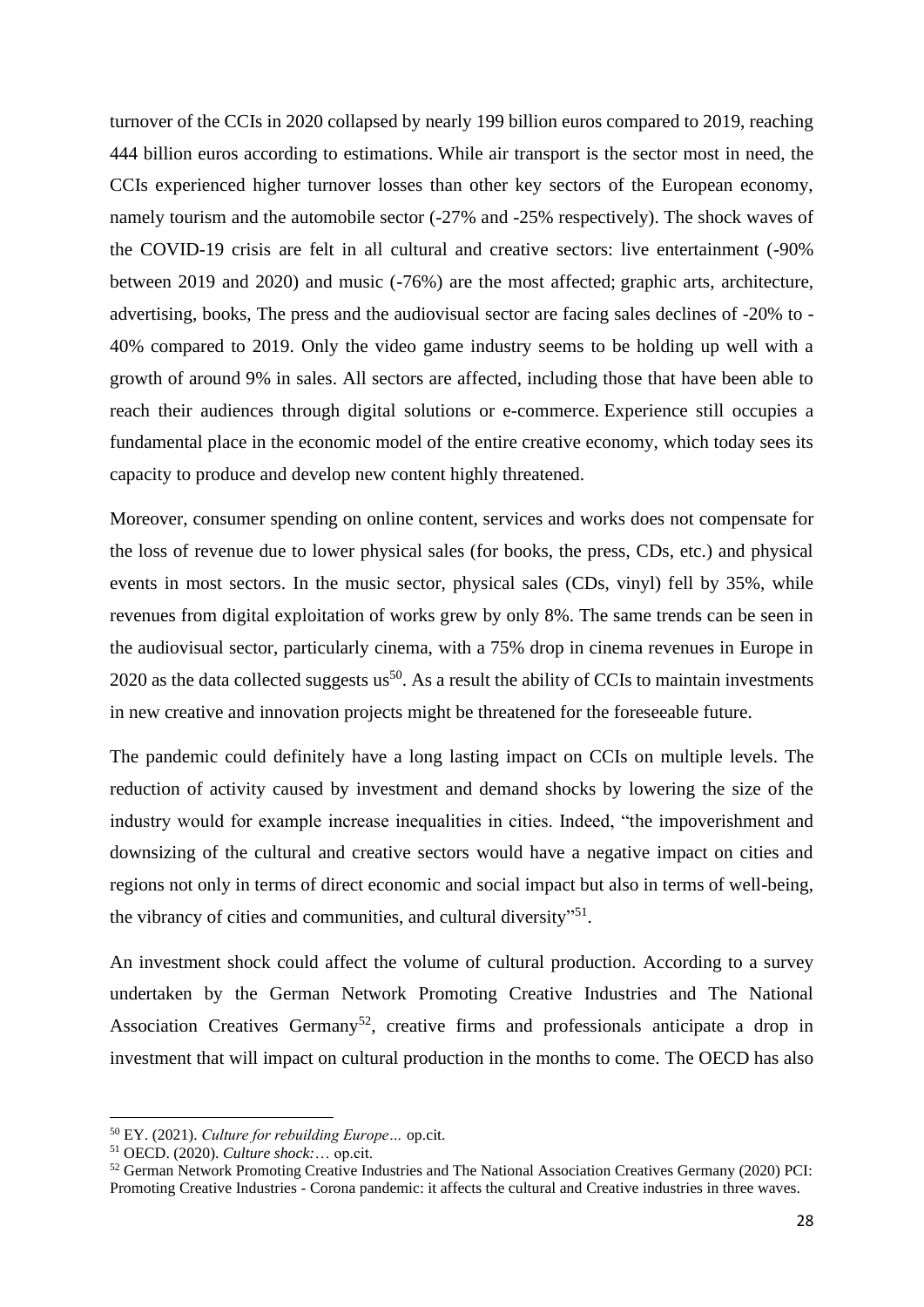turnover of the CCIs in 2020 collapsed by nearly 199 billion euros compared to 2019, reaching 444 billion euros according to estimations. While air transport is the sector most in need, the CCIs experienced higher turnover losses than other key sectors of the European economy, namely tourism and the automobile sector (-27% and -25% respectively). The shock waves of the COVID-19 crisis are felt in all cultural and creative sectors: live entertainment (-90% between 2019 and 2020) and music (-76%) are the most affected; graphic arts, architecture, advertising, books, The press and the audiovisual sector are facing sales declines of -20% to -40% compared to 2019. Only the video game industry seems to be holding up well with a growth of around 9% in sales. All sectors are affected, including those that have been able to reach their audiences through digital solutions or e-commerce. Experience still occupies a fundamental place in the economic model of the entire creative economy, which today sees its capacity to produce and develop new content highly threatened.

Moreover, consumer spending on online content, services and works does not compensate for the loss of revenue due to lower physical sales (for books, the press, CDs, etc.) and physical events in most sectors. In the music sector, physical sales (CDs, vinyl) fell by 35%, while revenues from digital exploitation of works grew by only 8%. The same trends can be seen in the audiovisual sector, particularly cinema, with a 75% drop in cinema revenues in Europe in 2020 as the data collected suggests us[50]. As a result the ability of CCIs to maintain investments in new creative and innovation projects might be threatened for the foreseeable future.

The pandemic could definitely have a long lasting impact on CCIs on multiple levels. The reduction of activity caused by investment and demand shocks by lowering the size of the industry would for example increase inequalities in cities. Indeed, "the impoverishment and downsizing of the cultural and creative sectors would have a negative impact on cities and regions not only in terms of direct economic and social impact but also in terms of well-being, the vibrancy of cities and communities, and cultural diversity"[51].

An investment shock could affect the volume of cultural production. According to a survey undertaken by the German Network Promoting Creative Industries and The National Association Creatives Germany[52], creative firms and professionals anticipate a drop in investment that will impact on cultural production in the months to come. The OECD has also

---

[50] EY. (2021). *Culture for rebuilding Europe…* op.cit.

[51] OECD. (2020). *Culture shock:…* op.cit.

[52] German Network Promoting Creative Industries and The National Association Creatives Germany (2020) PCI: Promoting Creative Industries - Corona pandemic: it affects the cultural and Creative industries in three waves.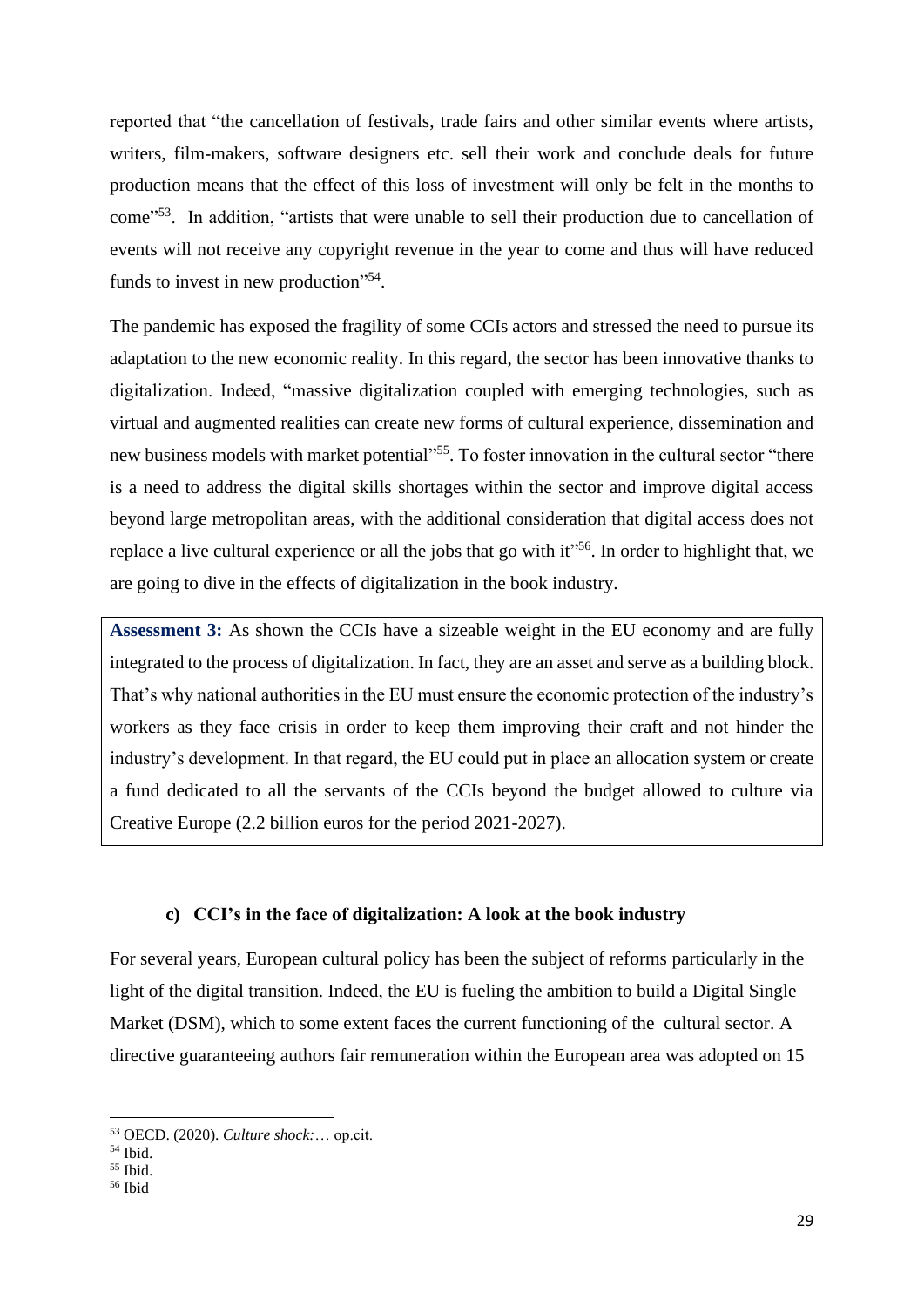reported that "the cancellation of festivals, trade fairs and other similar events where artists, writers, film-makers, software designers etc. sell their work and conclude deals for future production means that the effect of this loss of investment will only be felt in the months to come"[53]. In addition, "artists that were unable to sell their production due to cancellation of events will not receive any copyright revenue in the year to come and thus will have reduced funds to invest in new production"[54].

The pandemic has exposed the fragility of some CCIs actors and stressed the need to pursue its adaptation to the new economic reality. In this regard, the sector has been innovative thanks to digitalization. Indeed, "massive digitalization coupled with emerging technologies, such as virtual and augmented realities can create new forms of cultural experience, dissemination and new business models with market potential"[55]. To foster innovation in the cultural sector "there is a need to address the digital skills shortages within the sector and improve digital access beyond large metropolitan areas, with the additional consideration that digital access does not replace a live cultural experience or all the jobs that go with it"[56]. In order to highlight that, we are going to dive in the effects of digitalization in the book industry.

**Assessment 3:** As shown the CCIs have a sizeable weight in the EU economy and are fully integrated to the process of digitalization. In fact, they are an asset and serve as a building block. That's why national authorities in the EU must ensure the economic protection of the industry's workers as they face crisis in order to keep them improving their craft and not hinder the industry's development. In that regard, the EU could put in place an allocation system or create a fund dedicated to all the servants of the CCIs beyond the budget allowed to culture via Creative Europe (2.2 billion euros for the period 2021-2027).

### c) CCI's in the face of digitalization: A look at the book industry

For several years, European cultural policy has been the subject of reforms particularly in the light of the digital transition. Indeed, the EU is fueling the ambition to build a Digital Single Market (DSM), which to some extent faces the current functioning of the cultural sector. A directive guaranteeing authors fair remuneration within the European area was adopted on 15

---

[53] OECD. (2020). *Culture shock:*… op.cit.

[54] Ibid.

[55] Ibid.

[56] Ibid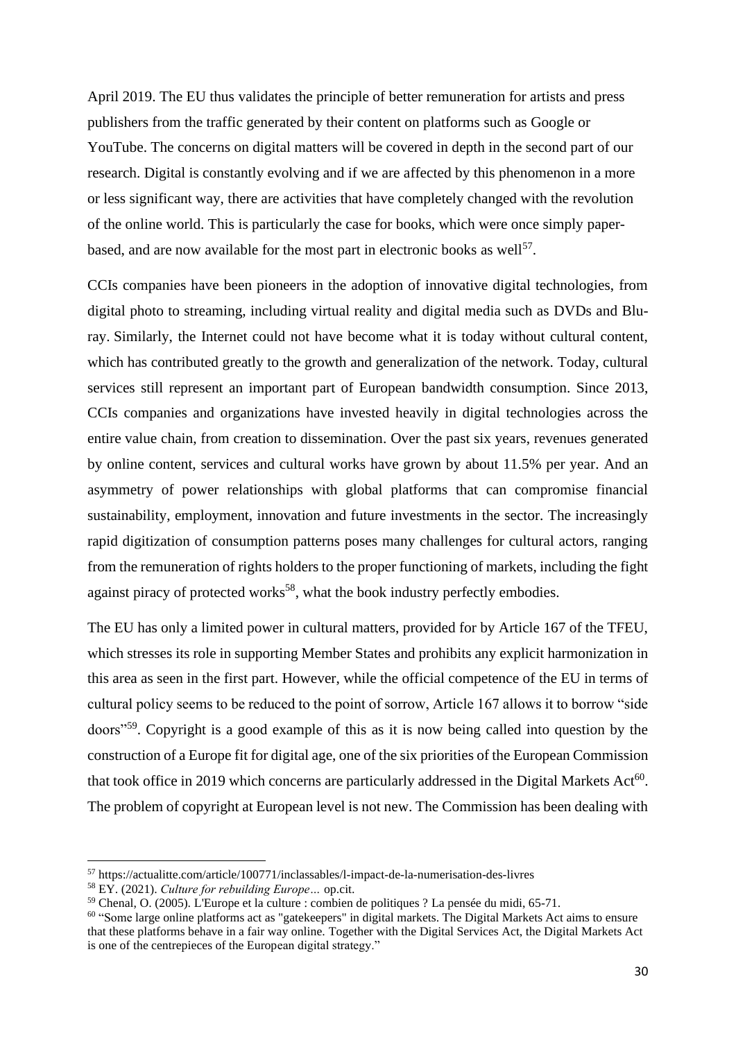April 2019. The EU thus validates the principle of better remuneration for artists and press publishers from the traffic generated by their content on platforms such as Google or YouTube. The concerns on digital matters will be covered in depth in the second part of our research. Digital is constantly evolving and if we are affected by this phenomenon in a more or less significant way, there are activities that have completely changed with the revolution of the online world. This is particularly the case for books, which were once simply paper-based, and are now available for the most part in electronic books as well[57].

CCIs companies have been pioneers in the adoption of innovative digital technologies, from digital photo to streaming, including virtual reality and digital media such as DVDs and Blu-ray. Similarly, the Internet could not have become what it is today without cultural content, which has contributed greatly to the growth and generalization of the network. Today, cultural services still represent an important part of European bandwidth consumption. Since 2013, CCIs companies and organizations have invested heavily in digital technologies across the entire value chain, from creation to dissemination. Over the past six years, revenues generated by online content, services and cultural works have grown by about 11.5% per year. And an asymmetry of power relationships with global platforms that can compromise financial sustainability, employment, innovation and future investments in the sector. The increasingly rapid digitization of consumption patterns poses many challenges for cultural actors, ranging from the remuneration of rights holders to the proper functioning of markets, including the fight against piracy of protected works[58], what the book industry perfectly embodies.

The EU has only a limited power in cultural matters, provided for by Article 167 of the TFEU, which stresses its role in supporting Member States and prohibits any explicit harmonization in this area as seen in the first part. However, while the official competence of the EU in terms of cultural policy seems to be reduced to the point of sorrow, Article 167 allows it to borrow "side doors"[59]. Copyright is a good example of this as it is now being called into question by the construction of a Europe fit for digital age, one of the six priorities of the European Commission that took office in 2019 which concerns are particularly addressed in the Digital Markets Act[60]. The problem of copyright at European level is not new. The Commission has been dealing with

---

[57] https://actualitte.com/article/100771/inclassables/l-impact-de-la-numerisation-des-livres

[58] EY. (2021). *Culture for rebuilding Europe…* op.cit.

[59] Chenal, O. (2005). L'Europe et la culture : combien de politiques ? La pensée du midi, 65-71.

[60] "Some large online platforms act as "gatekeepers" in digital markets. The Digital Markets Act aims to ensure that these platforms behave in a fair way online. Together with the Digital Services Act, the Digital Markets Act is one of the centrepieces of the European digital strategy."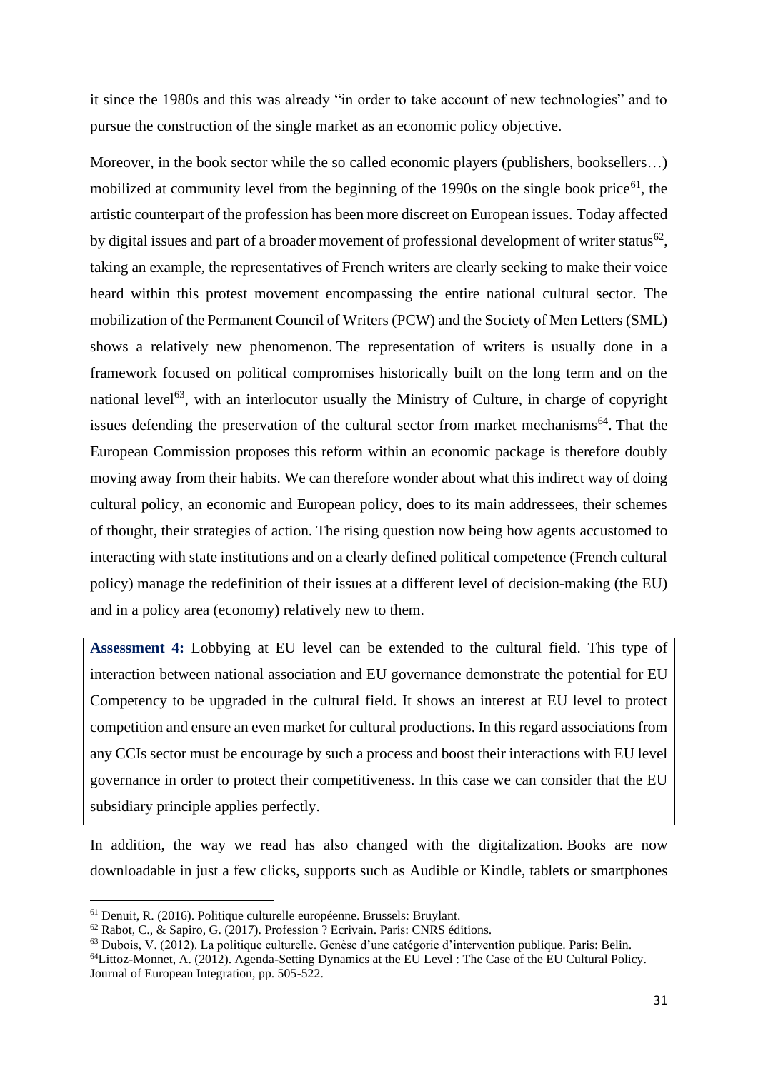it since the 1980s and this was already "in order to take account of new technologies" and to pursue the construction of the single market as an economic policy objective.

Moreover, in the book sector while the so called economic players (publishers, booksellers…) mobilized at community level from the beginning of the 1990s on the single book price[61], the artistic counterpart of the profession has been more discreet on European issues. Today affected by digital issues and part of a broader movement of professional development of writer status[62], taking an example, the representatives of French writers are clearly seeking to make their voice heard within this protest movement encompassing the entire national cultural sector. The mobilization of the Permanent Council of Writers (PCW) and the Society of Men Letters (SML) shows a relatively new phenomenon. The representation of writers is usually done in a framework focused on political compromises historically built on the long term and on the national level[63], with an interlocutor usually the Ministry of Culture, in charge of copyright issues defending the preservation of the cultural sector from market mechanisms[64]. That the European Commission proposes this reform within an economic package is therefore doubly moving away from their habits. We can therefore wonder about what this indirect way of doing cultural policy, an economic and European policy, does to its main addressees, their schemes of thought, their strategies of action. The rising question now being how agents accustomed to interacting with state institutions and on a clearly defined political competence (French cultural policy) manage the redefinition of their issues at a different level of decision-making (the EU) and in a policy area (economy) relatively new to them.

**Assessment 4:** Lobbying at EU level can be extended to the cultural field. This type of interaction between national association and EU governance demonstrate the potential for EU Competency to be upgraded in the cultural field. It shows an interest at EU level to protect competition and ensure an even market for cultural productions. In this regard associations from any CCIs sector must be encourage by such a process and boost their interactions with EU level governance in order to protect their competitiveness. In this case we can consider that the EU subsidiary principle applies perfectly.

In addition, the way we read has also changed with the digitalization. Books are now downloadable in just a few clicks, supports such as Audible or Kindle, tablets or smartphones

---

[61] Denuit, R. (2016). Politique culturelle européenne. Brussels: Bruylant.

[62] Rabot, C., & Sapiro, G. (2017). Profession ? Ecrivain. Paris: CNRS éditions.

[63] Dubois, V. (2012). La politique culturelle. Genèse d'une catégorie d'intervention publique. Paris: Belin.

[64] Littoz-Monnet, A. (2012). Agenda-Setting Dynamics at the EU Level : The Case of the EU Cultural Policy. Journal of European Integration, pp. 505-522.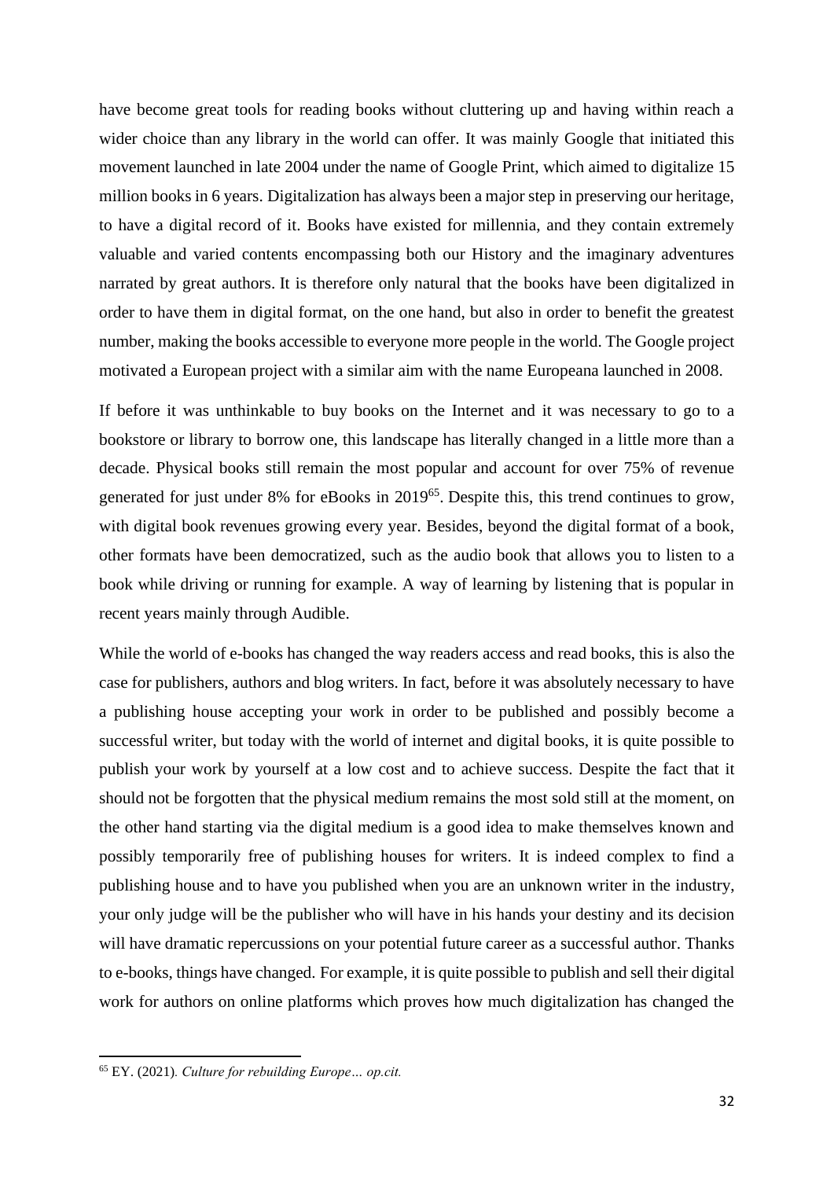have become great tools for reading books without cluttering up and having within reach a wider choice than any library in the world can offer. It was mainly Google that initiated this movement launched in late 2004 under the name of Google Print, which aimed to digitalize 15 million books in 6 years. Digitalization has always been a major step in preserving our heritage, to have a digital record of it. Books have existed for millennia, and they contain extremely valuable and varied contents encompassing both our History and the imaginary adventures narrated by great authors. It is therefore only natural that the books have been digitalized in order to have them in digital format, on the one hand, but also in order to benefit the greatest number, making the books accessible to everyone more people in the world. The Google project motivated a European project with a similar aim with the name Europeana launched in 2008.

If before it was unthinkable to buy books on the Internet and it was necessary to go to a bookstore or library to borrow one, this landscape has literally changed in a little more than a decade. Physical books still remain the most popular and account for over 75% of revenue generated for just under 8% for eBooks in 2019[65]. Despite this, this trend continues to grow, with digital book revenues growing every year. Besides, beyond the digital format of a book, other formats have been democratized, such as the audio book that allows you to listen to a book while driving or running for example. A way of learning by listening that is popular in recent years mainly through Audible.

While the world of e-books has changed the way readers access and read books, this is also the case for publishers, authors and blog writers. In fact, before it was absolutely necessary to have a publishing house accepting your work in order to be published and possibly become a successful writer, but today with the world of internet and digital books, it is quite possible to publish your work by yourself at a low cost and to achieve success. Despite the fact that it should not be forgotten that the physical medium remains the most sold still at the moment, on the other hand starting via the digital medium is a good idea to make themselves known and possibly temporarily free of publishing houses for writers. It is indeed complex to find a publishing house and to have you published when you are an unknown writer in the industry, your only judge will be the publisher who will have in his hands your destiny and its decision will have dramatic repercussions on your potential future career as a successful author. Thanks to e-books, things have changed. For example, it is quite possible to publish and sell their digital work for authors on online platforms which proves how much digitalization has changed the

[65] EY. (2021). *Culture for rebuilding Europe… op.cit.*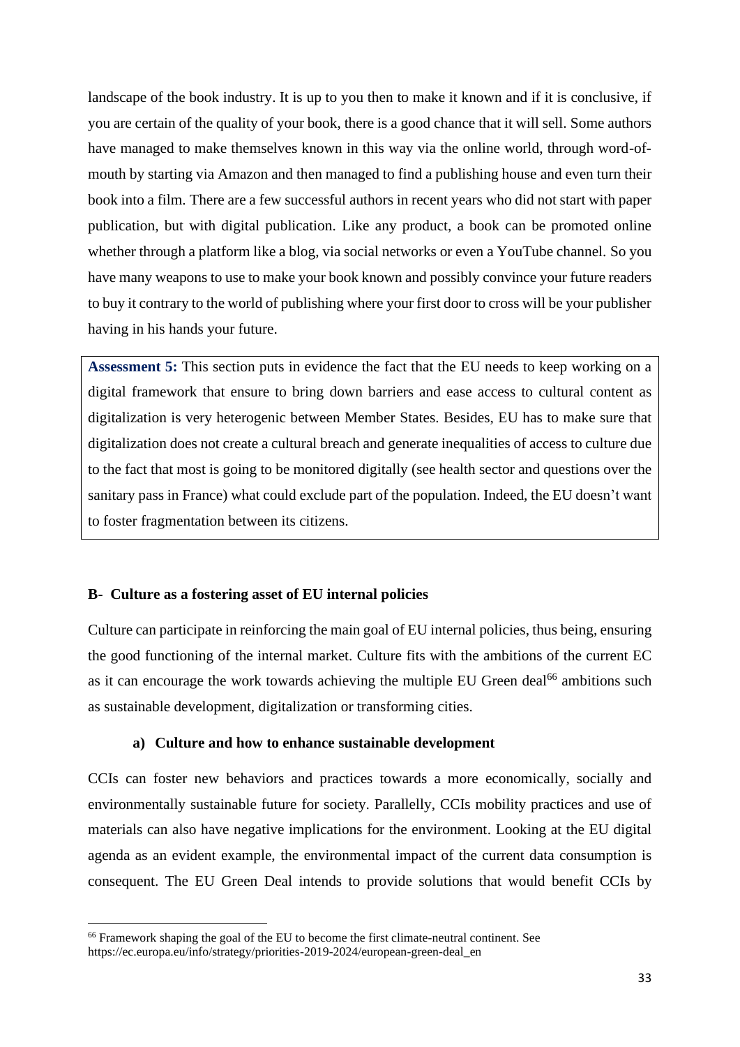landscape of the book industry. It is up to you then to make it known and if it is conclusive, if you are certain of the quality of your book, there is a good chance that it will sell. Some authors have managed to make themselves known in this way via the online world, through word-of-mouth by starting via Amazon and then managed to find a publishing house and even turn their book into a film. There are a few successful authors in recent years who did not start with paper publication, but with digital publication. Like any product, a book can be promoted online whether through a platform like a blog, via social networks or even a YouTube channel. So you have many weapons to use to make your book known and possibly convince your future readers to buy it contrary to the world of publishing where your first door to cross will be your publisher having in his hands your future.

> **Assessment 5:** This section puts in evidence the fact that the EU needs to keep working on a digital framework that ensure to bring down barriers and ease access to cultural content as digitalization is very heterogenic between Member States. Besides, EU has to make sure that digitalization does not create a cultural breach and generate inequalities of access to culture due to the fact that most is going to be monitored digitally (see health sector and questions over the sanitary pass in France) what could exclude part of the population. Indeed, the EU doesn't want to foster fragmentation between its citizens.

### B- Culture as a fostering asset of EU internal policies

Culture can participate in reinforcing the main goal of EU internal policies, thus being, ensuring the good functioning of the internal market. Culture fits with the ambitions of the current EC as it can encourage the work towards achieving the multiple EU Green deal[66] ambitions such as sustainable development, digitalization or transforming cities.

#### a) Culture and how to enhance sustainable development

CCIs can foster new behaviors and practices towards a more economically, socially and environmentally sustainable future for society. Parallelly, CCIs mobility practices and use of materials can also have negative implications for the environment. Looking at the EU digital agenda as an evident example, the environmental impact of the current data consumption is consequent. The EU Green Deal intends to provide solutions that would benefit CCIs by

---

[66] Framework shaping the goal of the EU to become the first climate-neutral continent. See https://ec.europa.eu/info/strategy/priorities-2019-2024/european-green-deal_en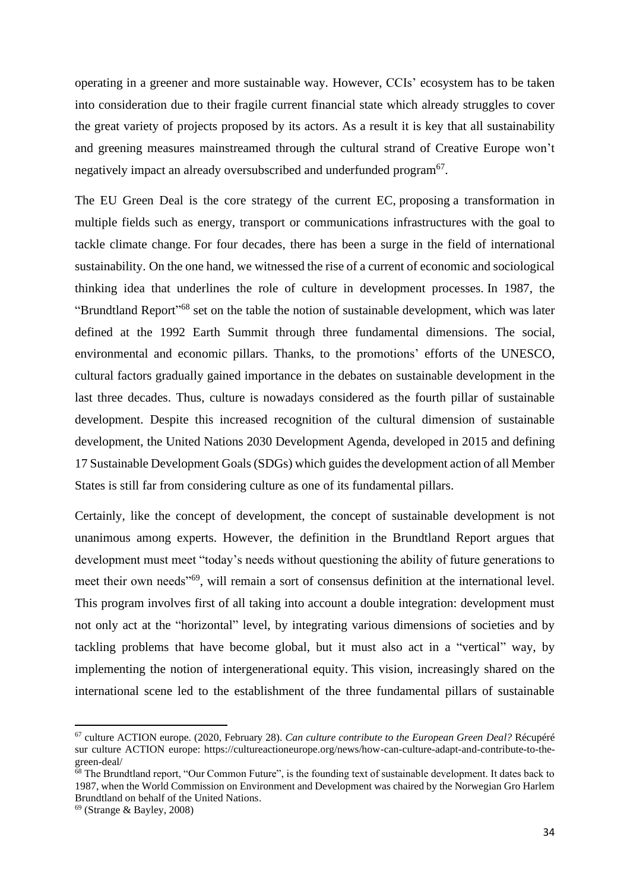operating in a greener and more sustainable way. However, CCIs' ecosystem has to be taken into consideration due to their fragile current financial state which already struggles to cover the great variety of projects proposed by its actors. As a result it is key that all sustainability and greening measures mainstreamed through the cultural strand of Creative Europe won't negatively impact an already oversubscribed and underfunded program[67].

The EU Green Deal is the core strategy of the current EC, proposing a transformation in multiple fields such as energy, transport or communications infrastructures with the goal to tackle climate change. For four decades, there has been a surge in the field of international sustainability. On the one hand, we witnessed the rise of a current of economic and sociological thinking idea that underlines the role of culture in development processes. In 1987, the "Brundtland Report"[68] set on the table the notion of sustainable development, which was later defined at the 1992 Earth Summit through three fundamental dimensions. The social, environmental and economic pillars. Thanks, to the promotions' efforts of the UNESCO, cultural factors gradually gained importance in the debates on sustainable development in the last three decades. Thus, culture is nowadays considered as the fourth pillar of sustainable development. Despite this increased recognition of the cultural dimension of sustainable development, the United Nations 2030 Development Agenda, developed in 2015 and defining 17 Sustainable Development Goals (SDGs) which guides the development action of all Member States is still far from considering culture as one of its fundamental pillars.

Certainly, like the concept of development, the concept of sustainable development is not unanimous among experts. However, the definition in the Brundtland Report argues that development must meet "today's needs without questioning the ability of future generations to meet their own needs"[69], will remain a sort of consensus definition at the international level. This program involves first of all taking into account a double integration: development must not only act at the "horizontal" level, by integrating various dimensions of societies and by tackling problems that have become global, but it must also act in a "vertical" way, by implementing the notion of intergenerational equity. This vision, increasingly shared on the international scene led to the establishment of the three fundamental pillars of sustainable

---

[67] culture ACTION europe. (2020, February 28). *Can culture contribute to the European Green Deal?* Récupéré sur culture ACTION europe: https://cultureactioneurope.org/news/how-can-culture-adapt-and-contribute-to-the-green-deal/

[68] The Brundtland report, "Our Common Future", is the founding text of sustainable development. It dates back to 1987, when the World Commission on Environment and Development was chaired by the Norwegian Gro Harlem Brundtland on behalf of the United Nations.

[69] (Strange & Bayley, 2008)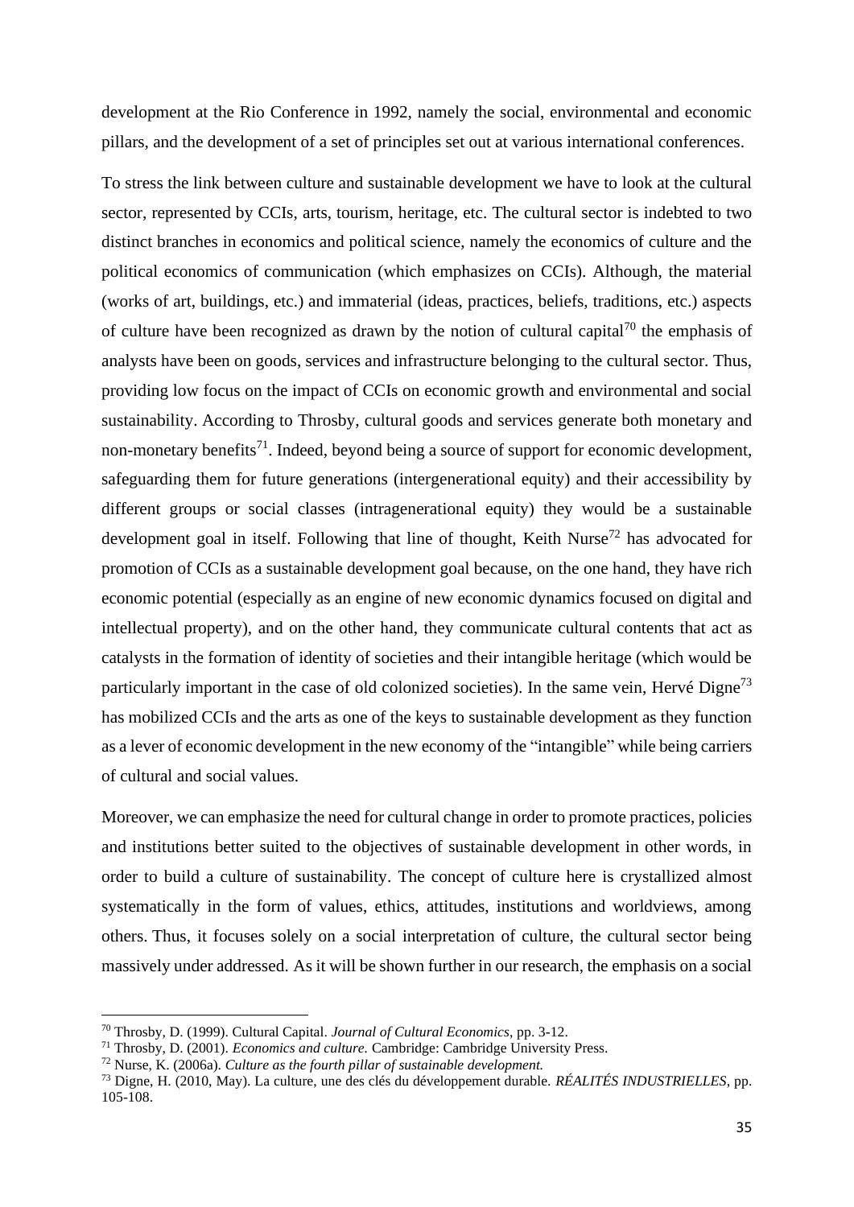development at the Rio Conference in 1992, namely the social, environmental and economic pillars, and the development of a set of principles set out at various international conferences.

To stress the link between culture and sustainable development we have to look at the cultural sector, represented by CCIs, arts, tourism, heritage, etc. The cultural sector is indebted to two distinct branches in economics and political science, namely the economics of culture and the political economics of communication (which emphasizes on CCIs). Although, the material (works of art, buildings, etc.) and immaterial (ideas, practices, beliefs, traditions, etc.) aspects of culture have been recognized as drawn by the notion of cultural capital[70] the emphasis of analysts have been on goods, services and infrastructure belonging to the cultural sector. Thus, providing low focus on the impact of CCIs on economic growth and environmental and social sustainability. According to Throsby, cultural goods and services generate both monetary and non-monetary benefits[71]. Indeed, beyond being a source of support for economic development, safeguarding them for future generations (intergenerational equity) and their accessibility by different groups or social classes (intragenerational equity) they would be a sustainable development goal in itself. Following that line of thought, Keith Nurse[72] has advocated for promotion of CCIs as a sustainable development goal because, on the one hand, they have rich economic potential (especially as an engine of new economic dynamics focused on digital and intellectual property), and on the other hand, they communicate cultural contents that act as catalysts in the formation of identity of societies and their intangible heritage (which would be particularly important in the case of old colonized societies). In the same vein, Hervé Digne[73] has mobilized CCIs and the arts as one of the keys to sustainable development as they function as a lever of economic development in the new economy of the "intangible" while being carriers of cultural and social values.

Moreover, we can emphasize the need for cultural change in order to promote practices, policies and institutions better suited to the objectives of sustainable development in other words, in order to build a culture of sustainability. The concept of culture here is crystallized almost systematically in the form of values, ethics, attitudes, institutions and worldviews, among others. Thus, it focuses solely on a social interpretation of culture, the cultural sector being massively under addressed. As it will be shown further in our research, the emphasis on a social

---

[70] Throsby, D. (1999). Cultural Capital. *Journal of Cultural Economics*, pp. 3-12.

[71] Throsby, D. (2001). *Economics and culture.* Cambridge: Cambridge University Press.

[72] Nurse, K. (2006a). *Culture as the fourth pillar of sustainable development.*

[73] Digne, H. (2010, May). La culture, une des clés du développement durable. *RÉALITÉS INDUSTRIELLES*, pp. 105-108.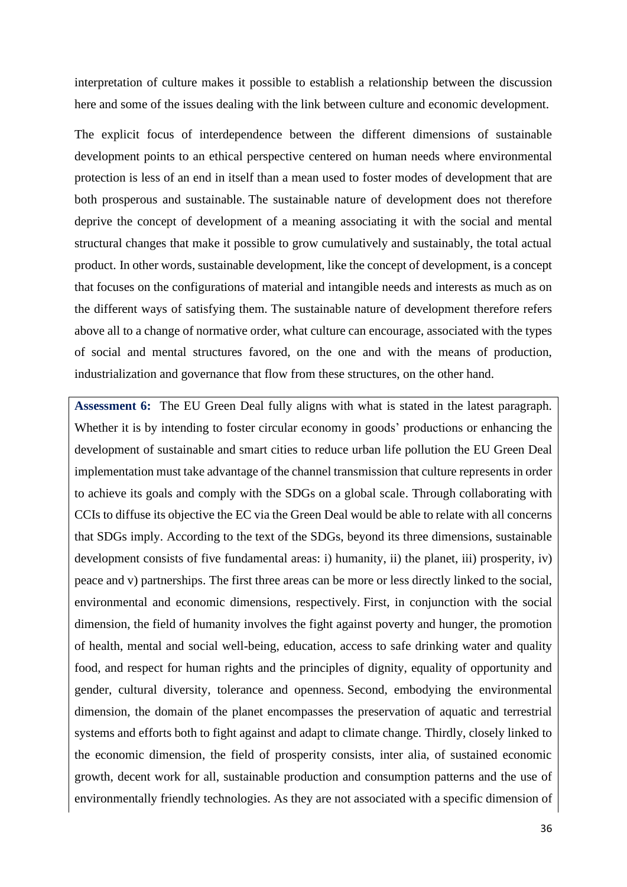interpretation of culture makes it possible to establish a relationship between the discussion here and some of the issues dealing with the link between culture and economic development.

The explicit focus of interdependence between the different dimensions of sustainable development points to an ethical perspective centered on human needs where environmental protection is less of an end in itself than a mean used to foster modes of development that are both prosperous and sustainable. The sustainable nature of development does not therefore deprive the concept of development of a meaning associating it with the social and mental structural changes that make it possible to grow cumulatively and sustainably, the total actual product. In other words, sustainable development, like the concept of development, is a concept that focuses on the configurations of material and intangible needs and interests as much as on the different ways of satisfying them. The sustainable nature of development therefore refers above all to a change of normative order, what culture can encourage, associated with the types of social and mental structures favored, on the one and with the means of production, industrialization and governance that flow from these structures, on the other hand.

**Assessment 6:** The EU Green Deal fully aligns with what is stated in the latest paragraph. Whether it is by intending to foster circular economy in goods' productions or enhancing the development of sustainable and smart cities to reduce urban life pollution the EU Green Deal implementation must take advantage of the channel transmission that culture represents in order to achieve its goals and comply with the SDGs on a global scale. Through collaborating with CCIs to diffuse its objective the EC via the Green Deal would be able to relate with all concerns that SDGs imply. According to the text of the SDGs, beyond its three dimensions, sustainable development consists of five fundamental areas: i) humanity, ii) the planet, iii) prosperity, iv) peace and v) partnerships. The first three areas can be more or less directly linked to the social, environmental and economic dimensions, respectively. First, in conjunction with the social dimension, the field of humanity involves the fight against poverty and hunger, the promotion of health, mental and social well-being, education, access to safe drinking water and quality food, and respect for human rights and the principles of dignity, equality of opportunity and gender, cultural diversity, tolerance and openness. Second, embodying the environmental dimension, the domain of the planet encompasses the preservation of aquatic and terrestrial systems and efforts both to fight against and adapt to climate change. Thirdly, closely linked to the economic dimension, the field of prosperity consists, inter alia, of sustained economic growth, decent work for all, sustainable production and consumption patterns and the use of environmentally friendly technologies. As they are not associated with a specific dimension of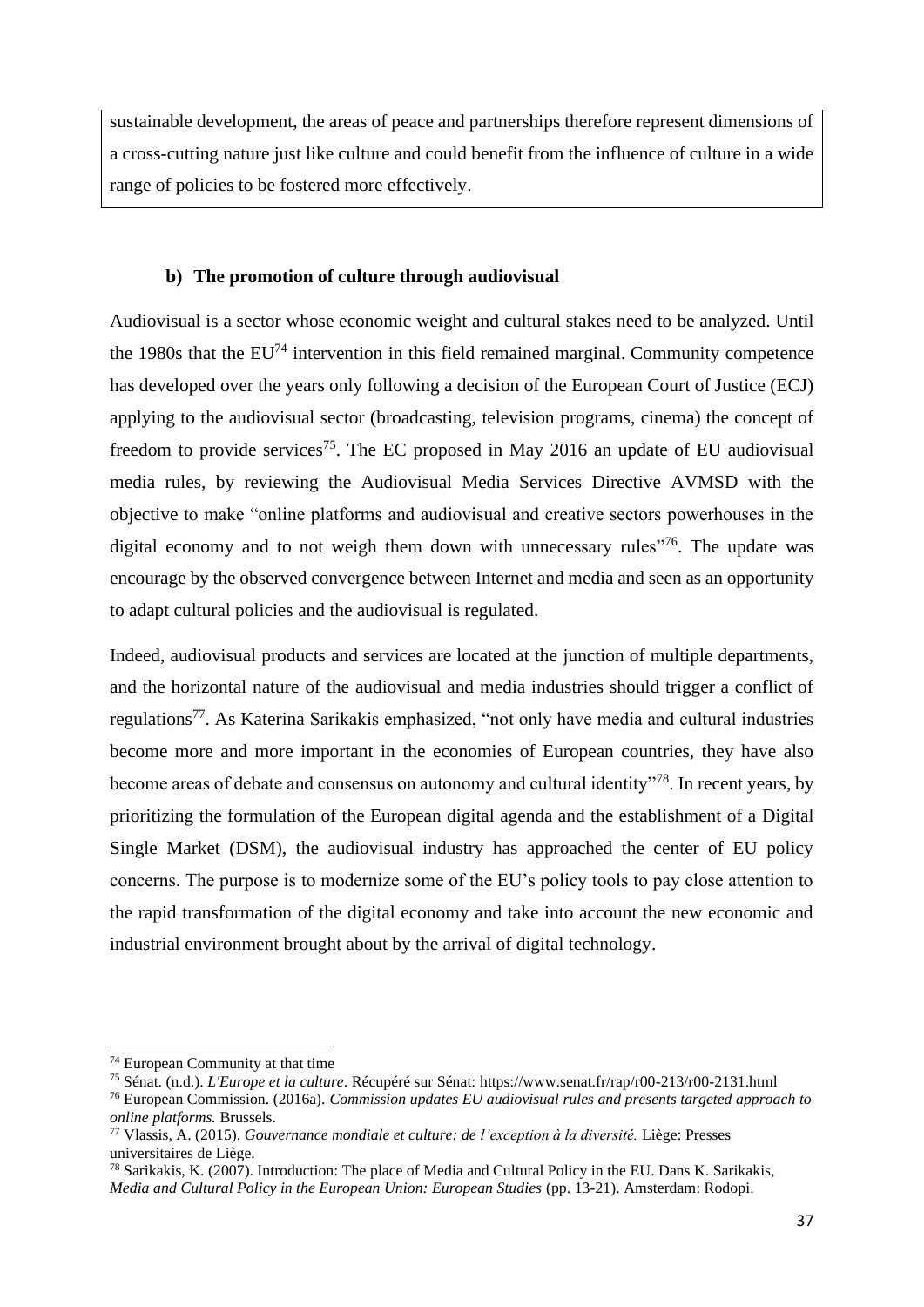sustainable development, the areas of peace and partnerships therefore represent dimensions of a cross-cutting nature just like culture and could benefit from the influence of culture in a wide range of policies to be fostered more effectively.

### b) The promotion of culture through audiovisual

Audiovisual is a sector whose economic weight and cultural stakes need to be analyzed. Until the 1980s that the EU[74] intervention in this field remained marginal. Community competence has developed over the years only following a decision of the European Court of Justice (ECJ) applying to the audiovisual sector (broadcasting, television programs, cinema) the concept of freedom to provide services[75]. The EC proposed in May 2016 an update of EU audiovisual media rules, by reviewing the Audiovisual Media Services Directive AVMSD with the objective to make "online platforms and audiovisual and creative sectors powerhouses in the digital economy and to not weigh them down with unnecessary rules"[76]. The update was encourage by the observed convergence between Internet and media and seen as an opportunity to adapt cultural policies and the audiovisual is regulated.

Indeed, audiovisual products and services are located at the junction of multiple departments, and the horizontal nature of the audiovisual and media industries should trigger a conflict of regulations[77]. As Katerina Sarikakis emphasized, "not only have media and cultural industries become more and more important in the economies of European countries, they have also become areas of debate and consensus on autonomy and cultural identity"[78]. In recent years, by prioritizing the formulation of the European digital agenda and the establishment of a Digital Single Market (DSM), the audiovisual industry has approached the center of EU policy concerns. The purpose is to modernize some of the EU's policy tools to pay close attention to the rapid transformation of the digital economy and take into account the new economic and industrial environment brought about by the arrival of digital technology.

---

[74] European Community at that time

[75] Sénat. (n.d.). *L'Europe et la culture*. Récupéré sur Sénat: https://www.senat.fr/rap/r00-213/r00-2131.html

[76] European Commission. (2016a). *Commission updates EU audiovisual rules and presents targeted approach to online platforms.* Brussels.

[77] Vlassis, A. (2015). *Gouvernance mondiale et culture: de l'exception à la diversité.* Liège: Presses universitaires de Liège.

[78] Sarikakis, K. (2007). Introduction: The place of Media and Cultural Policy in the EU. Dans K. Sarikakis, *Media and Cultural Policy in the European Union: European Studies* (pp. 13-21). Amsterdam: Rodopi.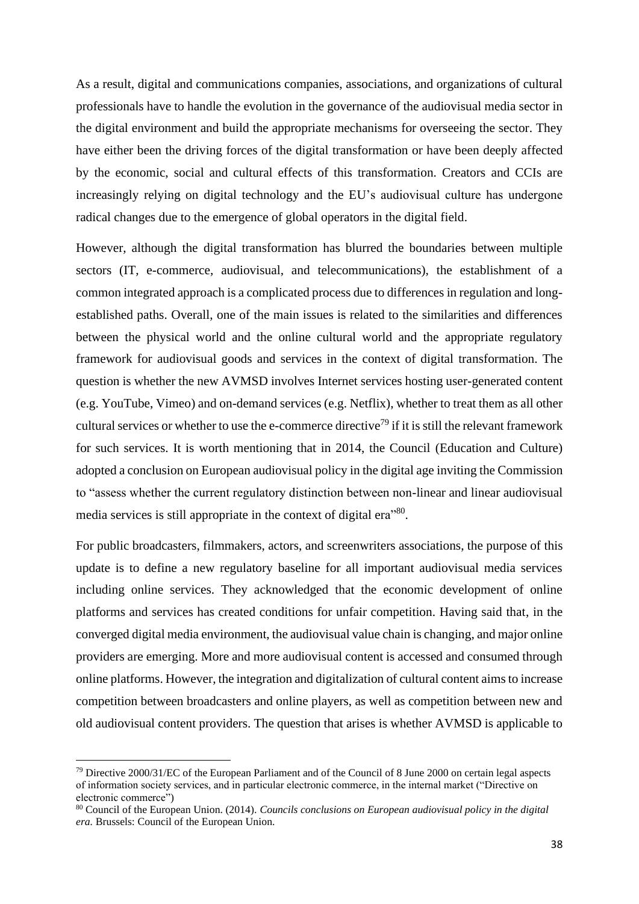As a result, digital and communications companies, associations, and organizations of cultural professionals have to handle the evolution in the governance of the audiovisual media sector in the digital environment and build the appropriate mechanisms for overseeing the sector. They have either been the driving forces of the digital transformation or have been deeply affected by the economic, social and cultural effects of this transformation. Creators and CCIs are increasingly relying on digital technology and the EU's audiovisual culture has undergone radical changes due to the emergence of global operators in the digital field.

However, although the digital transformation has blurred the boundaries between multiple sectors (IT, e-commerce, audiovisual, and telecommunications), the establishment of a common integrated approach is a complicated process due to differences in regulation and long-established paths. Overall, one of the main issues is related to the similarities and differences between the physical world and the online cultural world and the appropriate regulatory framework for audiovisual goods and services in the context of digital transformation. The question is whether the new AVMSD involves Internet services hosting user-generated content (e.g. YouTube, Vimeo) and on-demand services (e.g. Netflix), whether to treat them as all other cultural services or whether to use the e-commerce directive[79] if it is still the relevant framework for such services. It is worth mentioning that in 2014, the Council (Education and Culture) adopted a conclusion on European audiovisual policy in the digital age inviting the Commission to "assess whether the current regulatory distinction between non-linear and linear audiovisual media services is still appropriate in the context of digital era"[80].

For public broadcasters, filmmakers, actors, and screenwriters associations, the purpose of this update is to define a new regulatory baseline for all important audiovisual media services including online services. They acknowledged that the economic development of online platforms and services has created conditions for unfair competition. Having said that, in the converged digital media environment, the audiovisual value chain is changing, and major online providers are emerging. More and more audiovisual content is accessed and consumed through online platforms. However, the integration and digitalization of cultural content aims to increase competition between broadcasters and online players, as well as competition between new and old audiovisual content providers. The question that arises is whether AVMSD is applicable to

---

[79] Directive 2000/31/EC of the European Parliament and of the Council of 8 June 2000 on certain legal aspects of information society services, and in particular electronic commerce, in the internal market ("Directive on electronic commerce")

[80] Council of the European Union. (2014). *Councils conclusions on European audiovisual policy in the digital era.* Brussels: Council of the European Union.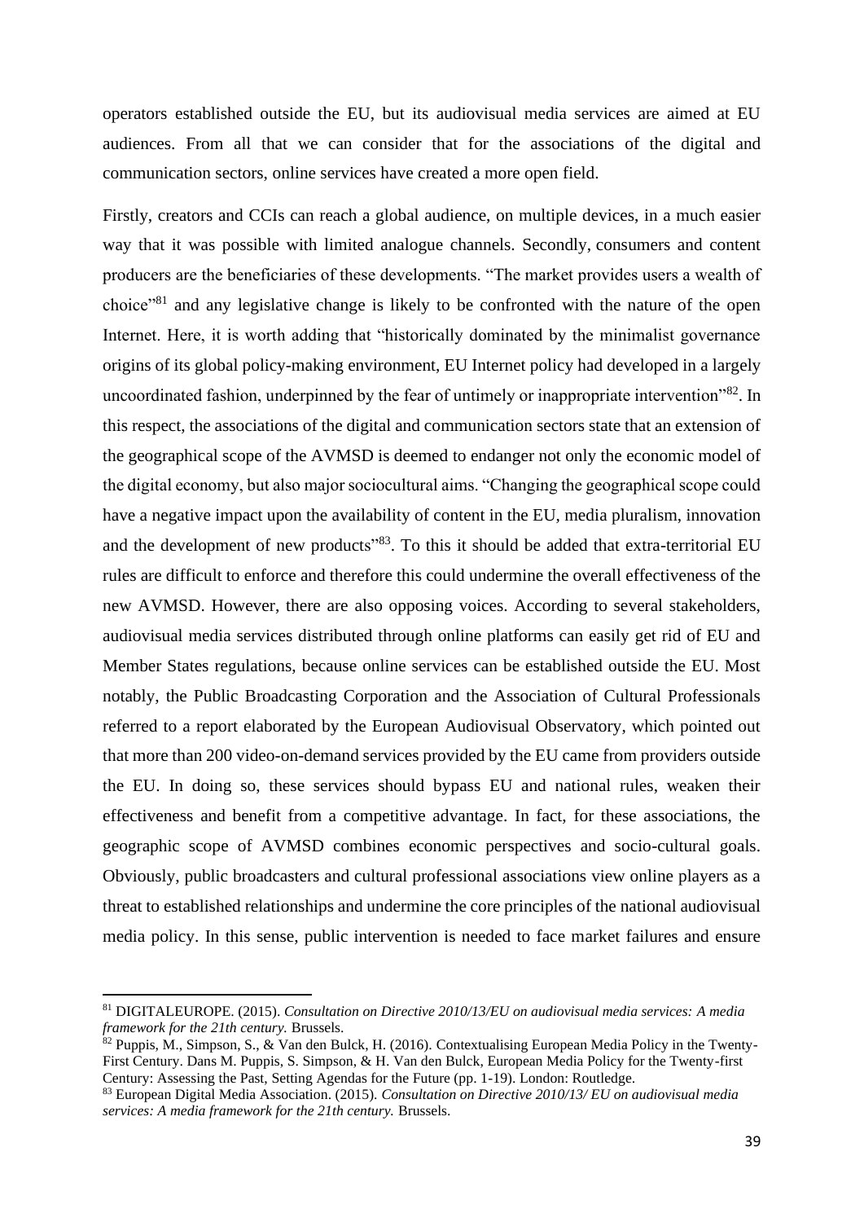operators established outside the EU, but its audiovisual media services are aimed at EU audiences. From all that we can consider that for the associations of the digital and communication sectors, online services have created a more open field.

Firstly, creators and CCIs can reach a global audience, on multiple devices, in a much easier way that it was possible with limited analogue channels. Secondly, consumers and content producers are the beneficiaries of these developments. "The market provides users a wealth of choice"[81] and any legislative change is likely to be confronted with the nature of the open Internet. Here, it is worth adding that "historically dominated by the minimalist governance origins of its global policy-making environment, EU Internet policy had developed in a largely uncoordinated fashion, underpinned by the fear of untimely or inappropriate intervention"[82]. In this respect, the associations of the digital and communication sectors state that an extension of the geographical scope of the AVMSD is deemed to endanger not only the economic model of the digital economy, but also major sociocultural aims. "Changing the geographical scope could have a negative impact upon the availability of content in the EU, media pluralism, innovation and the development of new products"[83]. To this it should be added that extra-territorial EU rules are difficult to enforce and therefore this could undermine the overall effectiveness of the new AVMSD. However, there are also opposing voices. According to several stakeholders, audiovisual media services distributed through online platforms can easily get rid of EU and Member States regulations, because online services can be established outside the EU. Most notably, the Public Broadcasting Corporation and the Association of Cultural Professionals referred to a report elaborated by the European Audiovisual Observatory, which pointed out that more than 200 video-on-demand services provided by the EU came from providers outside the EU. In doing so, these services should bypass EU and national rules, weaken their effectiveness and benefit from a competitive advantage. In fact, for these associations, the geographic scope of AVMSD combines economic perspectives and socio-cultural goals. Obviously, public broadcasters and cultural professional associations view online players as a threat to established relationships and undermine the core principles of the national audiovisual media policy. In this sense, public intervention is needed to face market failures and ensure

[81] DIGITALEUROPE. (2015). *Consultation on Directive 2010/13/EU on audiovisual media services: A media framework for the 21th century.* Brussels.

[82] Puppis, M., Simpson, S., & Van den Bulck, H. (2016). Contextualising European Media Policy in the Twenty-First Century. Dans M. Puppis, S. Simpson, & H. Van den Bulck, European Media Policy for the Twenty-first Century: Assessing the Past, Setting Agendas for the Future (pp. 1-19). London: Routledge.

[83] European Digital Media Association. (2015). *Consultation on Directive 2010/13/ EU on audiovisual media services: A media framework for the 21th century.* Brussels.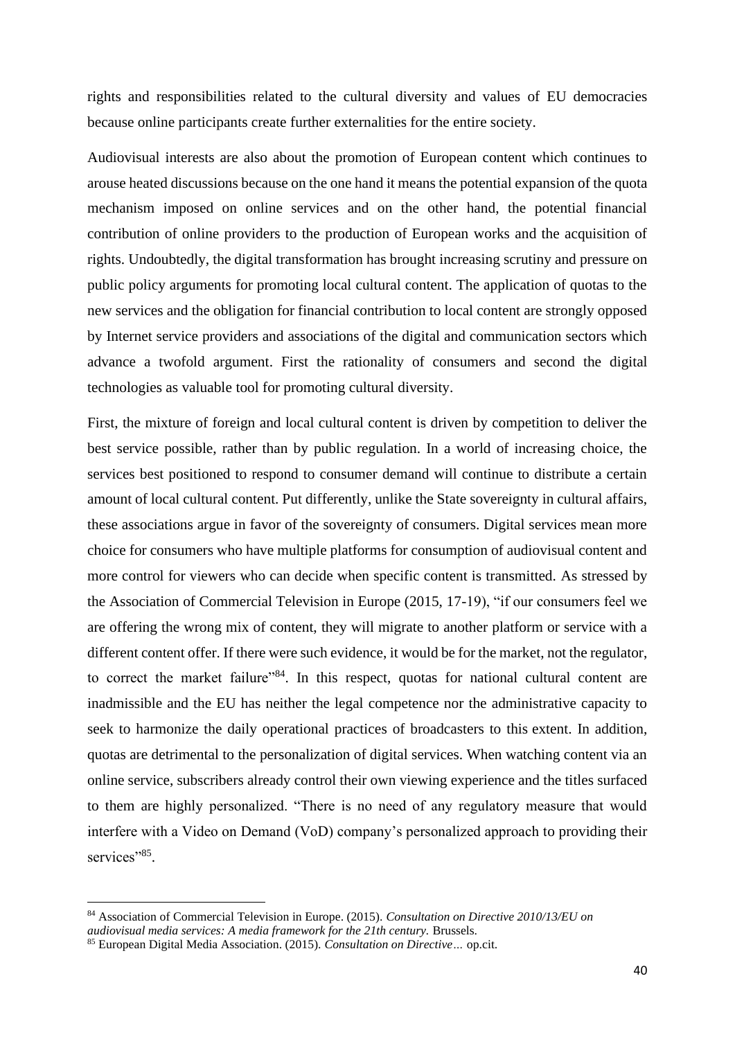rights and responsibilities related to the cultural diversity and values of EU democracies because online participants create further externalities for the entire society.

Audiovisual interests are also about the promotion of European content which continues to arouse heated discussions because on the one hand it means the potential expansion of the quota mechanism imposed on online services and on the other hand, the potential financial contribution of online providers to the production of European works and the acquisition of rights. Undoubtedly, the digital transformation has brought increasing scrutiny and pressure on public policy arguments for promoting local cultural content. The application of quotas to the new services and the obligation for financial contribution to local content are strongly opposed by Internet service providers and associations of the digital and communication sectors which advance a twofold argument. First the rationality of consumers and second the digital technologies as valuable tool for promoting cultural diversity.

First, the mixture of foreign and local cultural content is driven by competition to deliver the best service possible, rather than by public regulation. In a world of increasing choice, the services best positioned to respond to consumer demand will continue to distribute a certain amount of local cultural content. Put differently, unlike the State sovereignty in cultural affairs, these associations argue in favor of the sovereignty of consumers. Digital services mean more choice for consumers who have multiple platforms for consumption of audiovisual content and more control for viewers who can decide when specific content is transmitted. As stressed by the Association of Commercial Television in Europe (2015, 17-19), "if our consumers feel we are offering the wrong mix of content, they will migrate to another platform or service with a different content offer. If there were such evidence, it would be for the market, not the regulator, to correct the market failure"[84]. In this respect, quotas for national cultural content are inadmissible and the EU has neither the legal competence nor the administrative capacity to seek to harmonize the daily operational practices of broadcasters to this extent. In addition, quotas are detrimental to the personalization of digital services. When watching content via an online service, subscribers already control their own viewing experience and the titles surfaced to them are highly personalized. "There is no need of any regulatory measure that would interfere with a Video on Demand (VoD) company's personalized approach to providing their services"[85].

---

[84] Association of Commercial Television in Europe. (2015). *Consultation on Directive 2010/13/EU on audiovisual media services: A media framework for the 21th century.* Brussels.

[85] European Digital Media Association. (2015). *Consultation on Directive…* op.cit.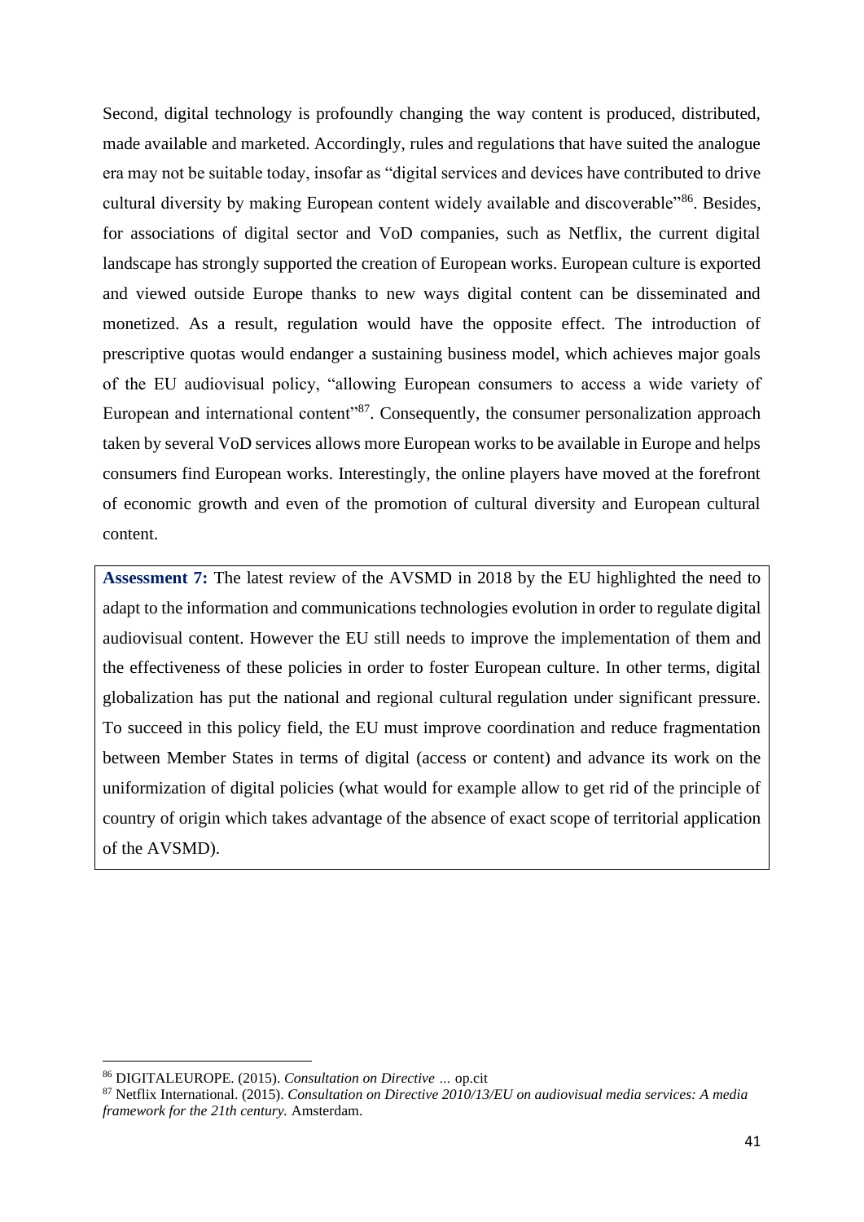Second, digital technology is profoundly changing the way content is produced, distributed, made available and marketed. Accordingly, rules and regulations that have suited the analogue era may not be suitable today, insofar as "digital services and devices have contributed to drive cultural diversity by making European content widely available and discoverable"[86]. Besides, for associations of digital sector and VoD companies, such as Netflix, the current digital landscape has strongly supported the creation of European works. European culture is exported and viewed outside Europe thanks to new ways digital content can be disseminated and monetized. As a result, regulation would have the opposite effect. The introduction of prescriptive quotas would endanger a sustaining business model, which achieves major goals of the EU audiovisual policy, "allowing European consumers to access a wide variety of European and international content"[87]. Consequently, the consumer personalization approach taken by several VoD services allows more European works to be available in Europe and helps consumers find European works. Interestingly, the online players have moved at the forefront of economic growth and even of the promotion of cultural diversity and European cultural content.

> **Assessment 7:** The latest review of the AVSMD in 2018 by the EU highlighted the need to adapt to the information and communications technologies evolution in order to regulate digital audiovisual content. However the EU still needs to improve the implementation of them and the effectiveness of these policies in order to foster European culture. In other terms, digital globalization has put the national and regional cultural regulation under significant pressure. To succeed in this policy field, the EU must improve coordination and reduce fragmentation between Member States in terms of digital (access or content) and advance its work on the uniformization of digital policies (what would for example allow to get rid of the principle of country of origin which takes advantage of the absence of exact scope of territorial application of the AVSMD).

---

[86] DIGITALEUROPE. (2015). *Consultation on Directive …* op.cit

[87] Netflix International. (2015). *Consultation on Directive 2010/13/EU on audiovisual media services: A media framework for the 21th century.* Amsterdam.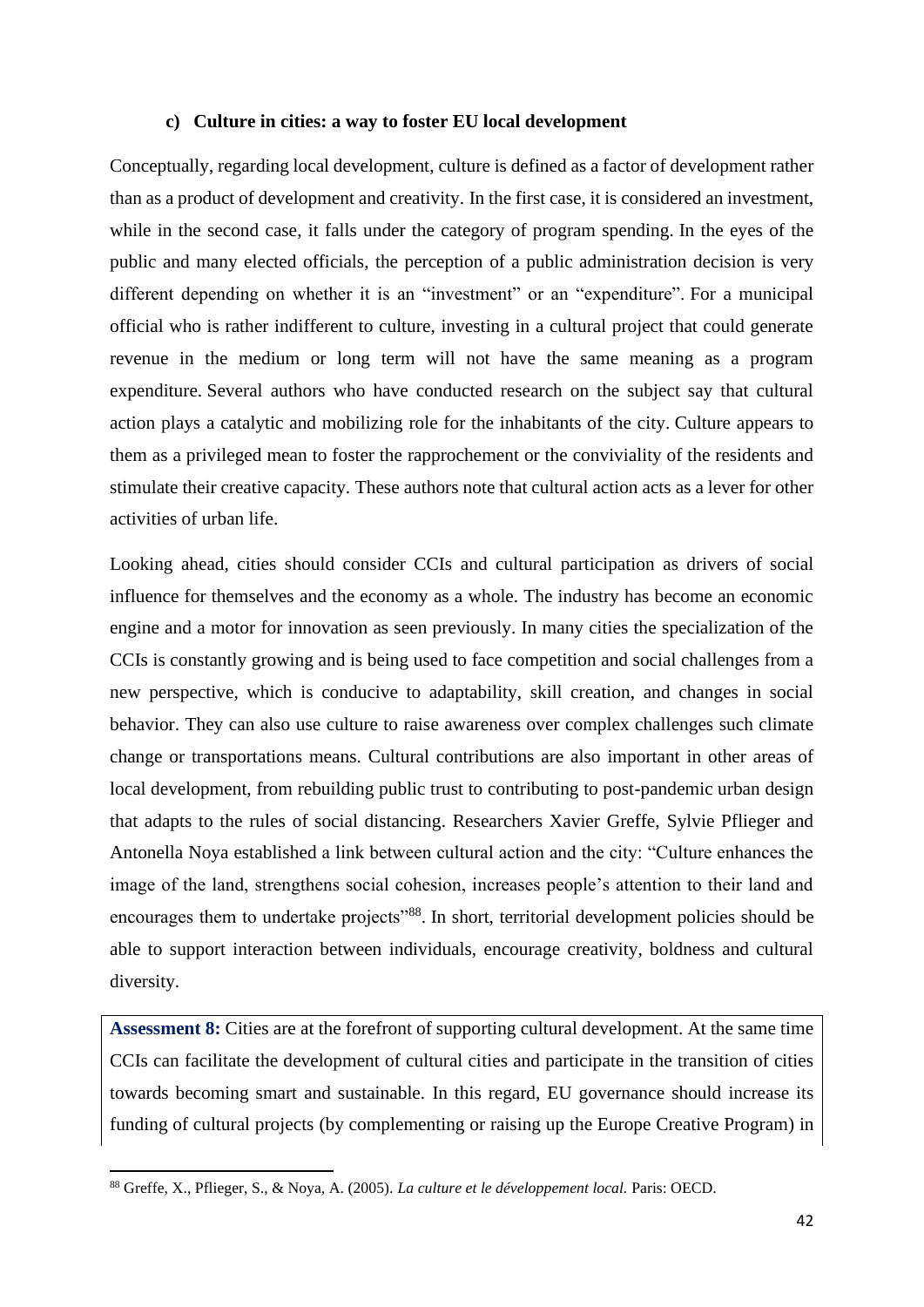### c) Culture in cities: a way to foster EU local development

Conceptually, regarding local development, culture is defined as a factor of development rather than as a product of development and creativity. In the first case, it is considered an investment, while in the second case, it falls under the category of program spending. In the eyes of the public and many elected officials, the perception of a public administration decision is very different depending on whether it is an "investment" or an "expenditure". For a municipal official who is rather indifferent to culture, investing in a cultural project that could generate revenue in the medium or long term will not have the same meaning as a program expenditure. Several authors who have conducted research on the subject say that cultural action plays a catalytic and mobilizing role for the inhabitants of the city. Culture appears to them as a privileged mean to foster the rapprochement or the conviviality of the residents and stimulate their creative capacity. These authors note that cultural action acts as a lever for other activities of urban life.

Looking ahead, cities should consider CCIs and cultural participation as drivers of social influence for themselves and the economy as a whole. The industry has become an economic engine and a motor for innovation as seen previously. In many cities the specialization of the CCIs is constantly growing and is being used to face competition and social challenges from a new perspective, which is conducive to adaptability, skill creation, and changes in social behavior. They can also use culture to raise awareness over complex challenges such climate change or transportations means. Cultural contributions are also important in other areas of local development, from rebuilding public trust to contributing to post-pandemic urban design that adapts to the rules of social distancing. Researchers Xavier Greffe, Sylvie Pflieger and Antonella Noya established a link between cultural action and the city: "Culture enhances the image of the land, strengthens social cohesion, increases people's attention to their land and encourages them to undertake projects"[88]. In short, territorial development policies should be able to support interaction between individuals, encourage creativity, boldness and cultural diversity.

**Assessment 8:** Cities are at the forefront of supporting cultural development. At the same time CCIs can facilitate the development of cultural cities and participate in the transition of cities towards becoming smart and sustainable. In this regard, EU governance should increase its funding of cultural projects (by complementing or raising up the Europe Creative Program) in

---

[88] Greffe, X., Pflieger, S., & Noya, A. (2005). *La culture et le développement local.* Paris: OECD.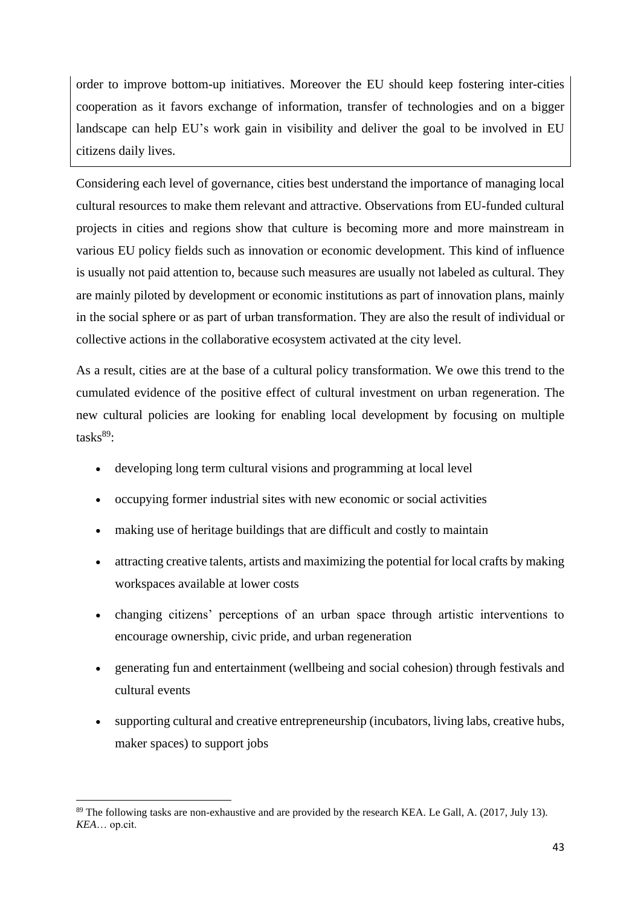order to improve bottom-up initiatives. Moreover the EU should keep fostering inter-cities cooperation as it favors exchange of information, transfer of technologies and on a bigger landscape can help EU's work gain in visibility and deliver the goal to be involved in EU citizens daily lives.

Considering each level of governance, cities best understand the importance of managing local cultural resources to make them relevant and attractive. Observations from EU-funded cultural projects in cities and regions show that culture is becoming more and more mainstream in various EU policy fields such as innovation or economic development. This kind of influence is usually not paid attention to, because such measures are usually not labeled as cultural. They are mainly piloted by development or economic institutions as part of innovation plans, mainly in the social sphere or as part of urban transformation. They are also the result of individual or collective actions in the collaborative ecosystem activated at the city level.

As a result, cities are at the base of a cultural policy transformation. We owe this trend to the cumulated evidence of the positive effect of cultural investment on urban regeneration. The new cultural policies are looking for enabling local development by focusing on multiple tasks[89]:

- developing long term cultural visions and programming at local level
- occupying former industrial sites with new economic or social activities
- making use of heritage buildings that are difficult and costly to maintain
- attracting creative talents, artists and maximizing the potential for local crafts by making workspaces available at lower costs
- changing citizens' perceptions of an urban space through artistic interventions to encourage ownership, civic pride, and urban regeneration
- generating fun and entertainment (wellbeing and social cohesion) through festivals and cultural events
- supporting cultural and creative entrepreneurship (incubators, living labs, creative hubs, maker spaces) to support jobs

[89] The following tasks are non-exhaustive and are provided by the research KEA. Le Gall, A. (2017, July 13). *KEA*… op.cit.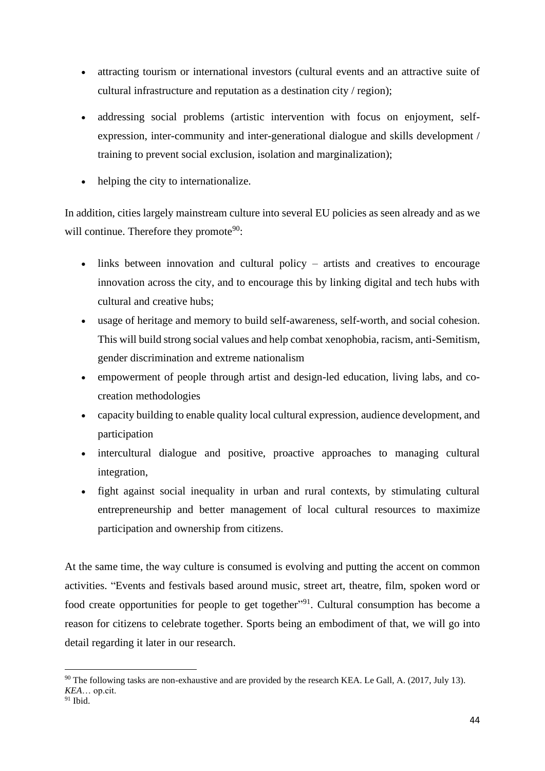- attracting tourism or international investors (cultural events and an attractive suite of cultural infrastructure and reputation as a destination city / region);
- addressing social problems (artistic intervention with focus on enjoyment, self-expression, inter-community and inter-generational dialogue and skills development / training to prevent social exclusion, isolation and marginalization);
- helping the city to internationalize.

In addition, cities largely mainstream culture into several EU policies as seen already and as we will continue. Therefore they promote[90]:

- links between innovation and cultural policy – artists and creatives to encourage innovation across the city, and to encourage this by linking digital and tech hubs with cultural and creative hubs;
- usage of heritage and memory to build self-awareness, self-worth, and social cohesion. This will build strong social values and help combat xenophobia, racism, anti-Semitism, gender discrimination and extreme nationalism
- empowerment of people through artist and design-led education, living labs, and co-creation methodologies
- capacity building to enable quality local cultural expression, audience development, and participation
- intercultural dialogue and positive, proactive approaches to managing cultural integration,
- fight against social inequality in urban and rural contexts, by stimulating cultural entrepreneurship and better management of local cultural resources to maximize participation and ownership from citizens.

At the same time, the way culture is consumed is evolving and putting the accent on common activities. "Events and festivals based around music, street art, theatre, film, spoken word or food create opportunities for people to get together"[91]. Cultural consumption has become a reason for citizens to celebrate together. Sports being an embodiment of that, we will go into detail regarding it later in our research.

---

[90] The following tasks are non-exhaustive and are provided by the research KEA. Le Gall, A. (2017, July 13). *KEA*… op.cit.

[91] Ibid.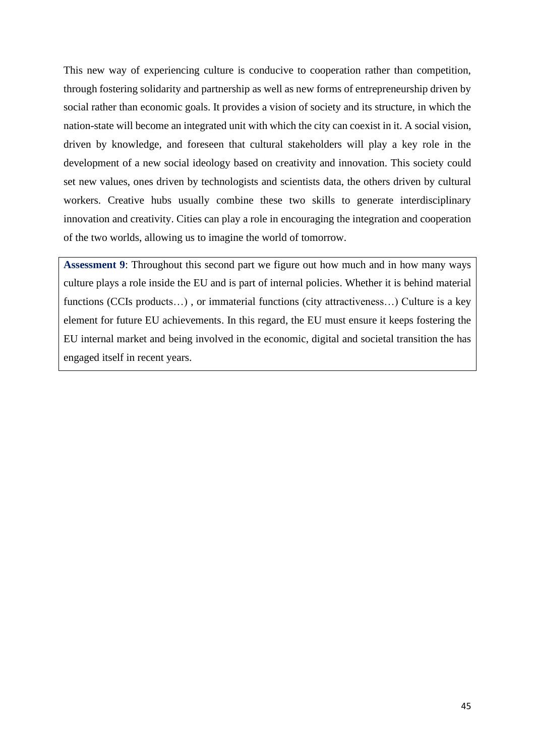This new way of experiencing culture is conducive to cooperation rather than competition, through fostering solidarity and partnership as well as new forms of entrepreneurship driven by social rather than economic goals. It provides a vision of society and its structure, in which the nation-state will become an integrated unit with which the city can coexist in it. A social vision, driven by knowledge, and foreseen that cultural stakeholders will play a key role in the development of a new social ideology based on creativity and innovation. This society could set new values, ones driven by technologists and scientists data, the others driven by cultural workers. Creative hubs usually combine these two skills to generate interdisciplinary innovation and creativity. Cities can play a role in encouraging the integration and cooperation of the two worlds, allowing us to imagine the world of tomorrow.

> **Assessment 9**: Throughout this second part we figure out how much and in how many ways culture plays a role inside the EU and is part of internal policies. Whether it is behind material functions (CCIs products…) , or immaterial functions (city attractiveness…) Culture is a key element for future EU achievements. In this regard, the EU must ensure it keeps fostering the EU internal market and being involved in the economic, digital and societal transition the has engaged itself in recent years.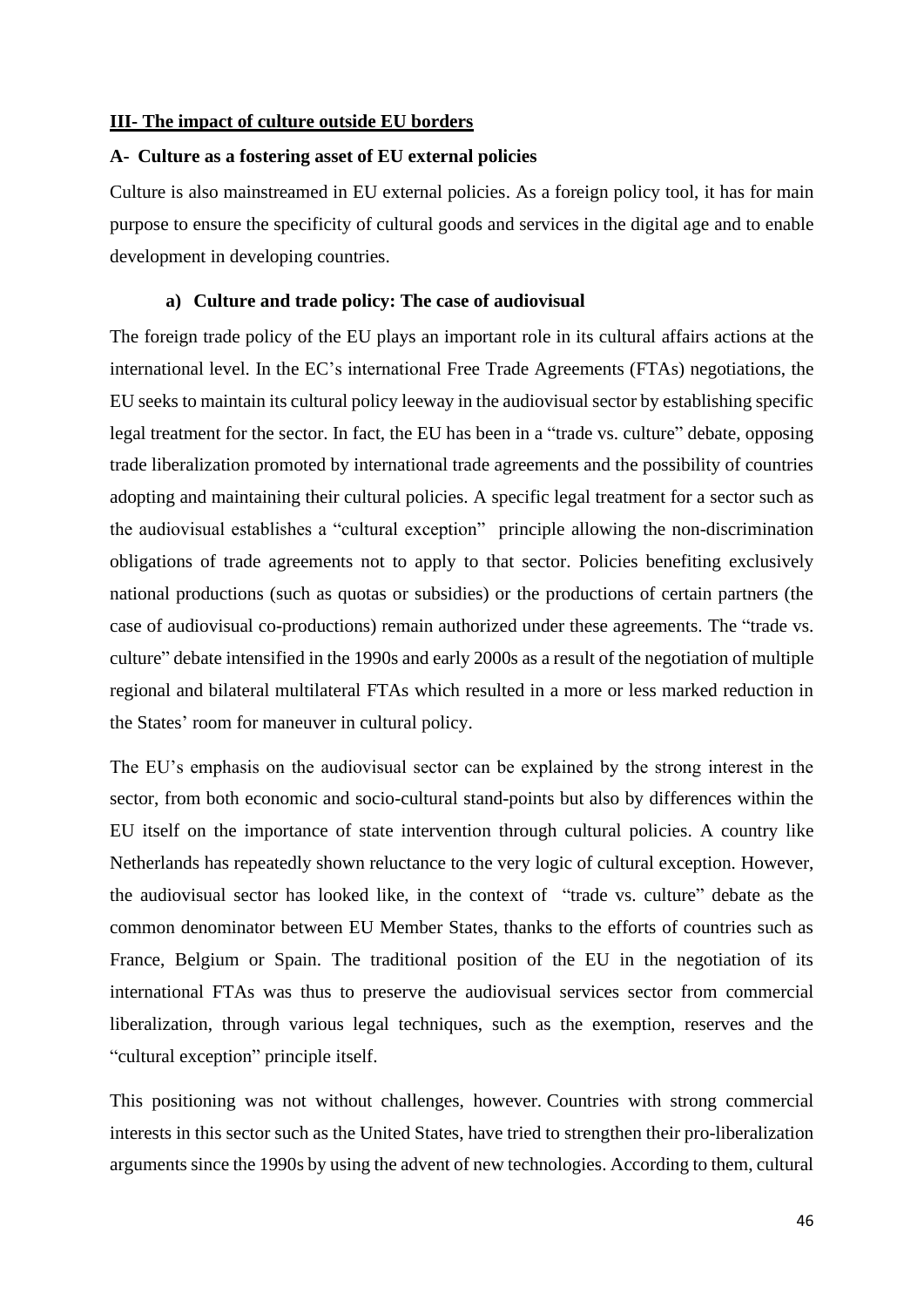## III- The impact of culture outside EU borders

### A- Culture as a fostering asset of EU external policies

Culture is also mainstreamed in EU external policies. As a foreign policy tool, it has for main purpose to ensure the specificity of cultural goods and services in the digital age and to enable development in developing countries.

#### a) Culture and trade policy: The case of audiovisual

The foreign trade policy of the EU plays an important role in its cultural affairs actions at the international level. In the EC's international Free Trade Agreements (FTAs) negotiations, the EU seeks to maintain its cultural policy leeway in the audiovisual sector by establishing specific legal treatment for the sector. In fact, the EU has been in a "trade vs. culture" debate, opposing trade liberalization promoted by international trade agreements and the possibility of countries adopting and maintaining their cultural policies. A specific legal treatment for a sector such as the audiovisual establishes a "cultural exception" principle allowing the non-discrimination obligations of trade agreements not to apply to that sector. Policies benefiting exclusively national productions (such as quotas or subsidies) or the productions of certain partners (the case of audiovisual co-productions) remain authorized under these agreements. The "trade vs. culture" debate intensified in the 1990s and early 2000s as a result of the negotiation of multiple regional and bilateral multilateral FTAs which resulted in a more or less marked reduction in the States' room for maneuver in cultural policy.

The EU's emphasis on the audiovisual sector can be explained by the strong interest in the sector, from both economic and socio-cultural stand-points but also by differences within the EU itself on the importance of state intervention through cultural policies. A country like Netherlands has repeatedly shown reluctance to the very logic of cultural exception. However, the audiovisual sector has looked like, in the context of "trade vs. culture" debate as the common denominator between EU Member States, thanks to the efforts of countries such as France, Belgium or Spain. The traditional position of the EU in the negotiation of its international FTAs was thus to preserve the audiovisual services sector from commercial liberalization, through various legal techniques, such as the exemption, reserves and the "cultural exception" principle itself.

This positioning was not without challenges, however. Countries with strong commercial interests in this sector such as the United States, have tried to strengthen their pro-liberalization arguments since the 1990s by using the advent of new technologies. According to them, cultural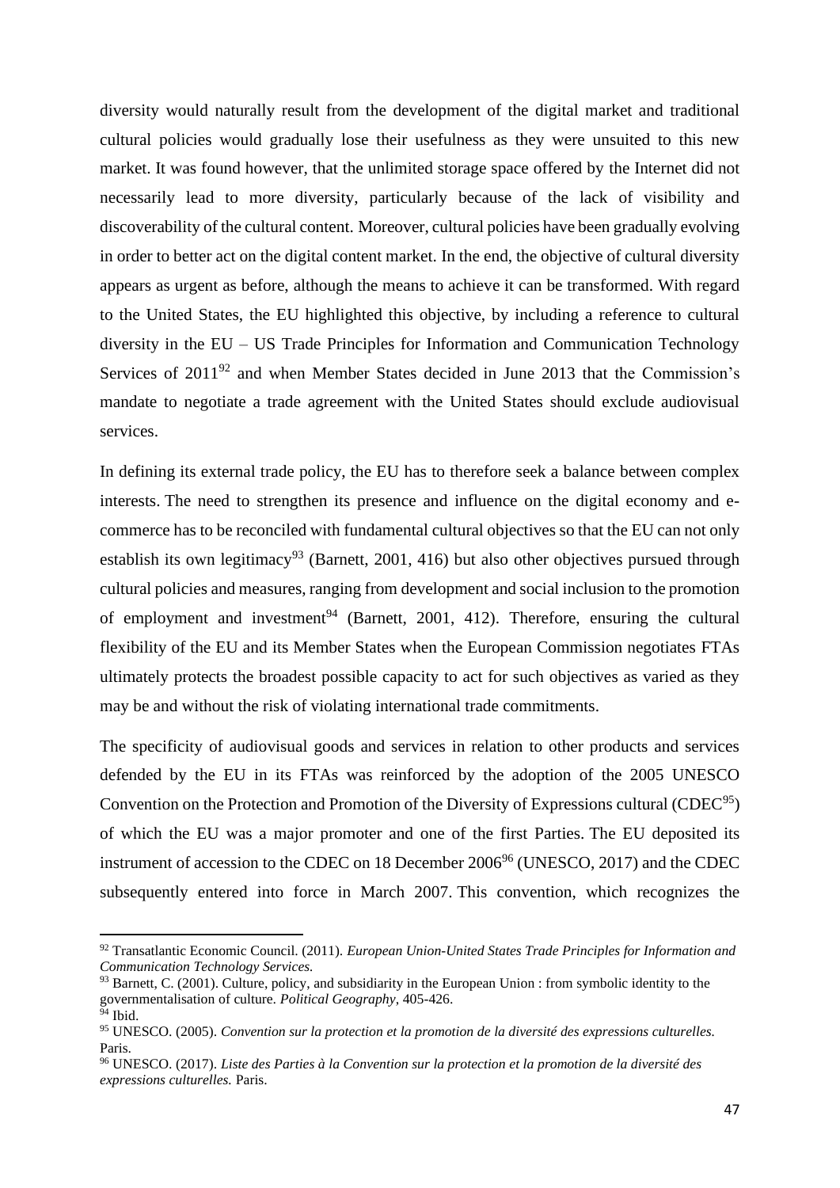diversity would naturally result from the development of the digital market and traditional cultural policies would gradually lose their usefulness as they were unsuited to this new market. It was found however, that the unlimited storage space offered by the Internet did not necessarily lead to more diversity, particularly because of the lack of visibility and discoverability of the cultural content. Moreover, cultural policies have been gradually evolving in order to better act on the digital content market. In the end, the objective of cultural diversity appears as urgent as before, although the means to achieve it can be transformed. With regard to the United States, the EU highlighted this objective, by including a reference to cultural diversity in the EU – US Trade Principles for Information and Communication Technology Services of 2011[92] and when Member States decided in June 2013 that the Commission's mandate to negotiate a trade agreement with the United States should exclude audiovisual services.

In defining its external trade policy, the EU has to therefore seek a balance between complex interests. The need to strengthen its presence and influence on the digital economy and e-commerce has to be reconciled with fundamental cultural objectives so that the EU can not only establish its own legitimacy[93] (Barnett, 2001, 416) but also other objectives pursued through cultural policies and measures, ranging from development and social inclusion to the promotion of employment and investment[94] (Barnett, 2001, 412). Therefore, ensuring the cultural flexibility of the EU and its Member States when the European Commission negotiates FTAs ultimately protects the broadest possible capacity to act for such objectives as varied as they may be and without the risk of violating international trade commitments.

The specificity of audiovisual goods and services in relation to other products and services defended by the EU in its FTAs was reinforced by the adoption of the 2005 UNESCO Convention on the Protection and Promotion of the Diversity of Expressions cultural (CDEC[95]) of which the EU was a major promoter and one of the first Parties. The EU deposited its instrument of accession to the CDEC on 18 December 2006[96] (UNESCO, 2017) and the CDEC subsequently entered into force in March 2007. This convention, which recognizes the

---

[92] Transatlantic Economic Council. (2011). *European Union-United States Trade Principles for Information and Communication Technology Services.*

[93] Barnett, C. (2001). Culture, policy, and subsidiarity in the European Union : from symbolic identity to the governmentalisation of culture. *Political Geography*, 405-426.

[94] Ibid.

[95] UNESCO. (2005). *Convention sur la protection et la promotion de la diversité des expressions culturelles.* Paris.

[96] UNESCO. (2017). *Liste des Parties à la Convention sur la protection et la promotion de la diversité des expressions culturelles.* Paris.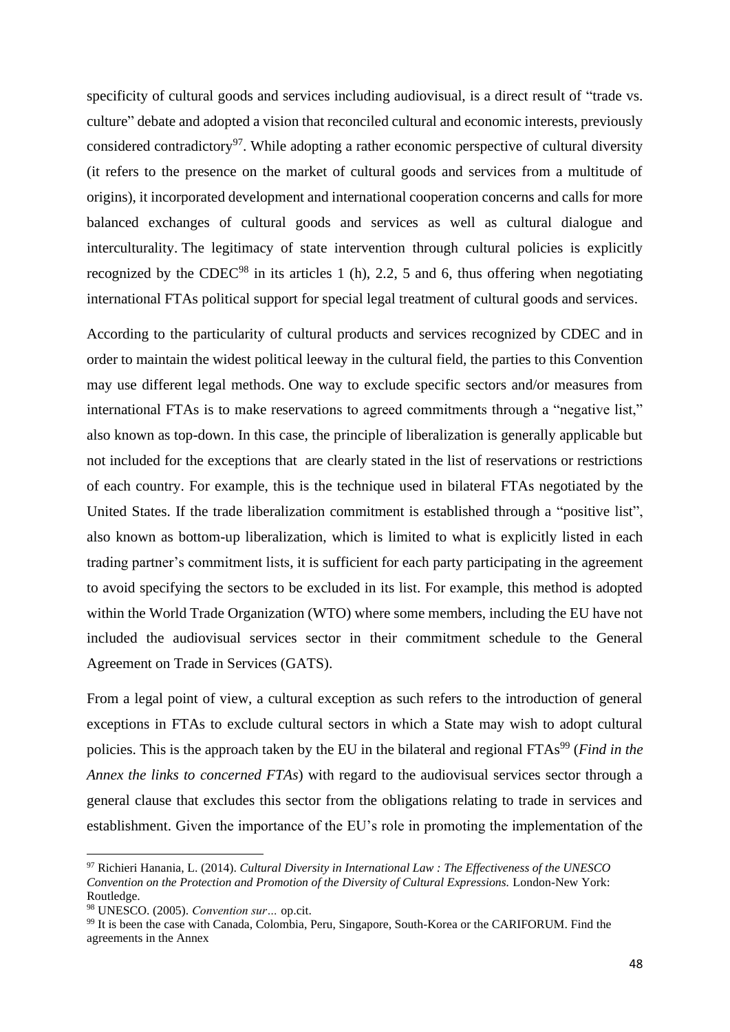specificity of cultural goods and services including audiovisual, is a direct result of "trade vs. culture" debate and adopted a vision that reconciled cultural and economic interests, previously considered contradictory[97]. While adopting a rather economic perspective of cultural diversity (it refers to the presence on the market of cultural goods and services from a multitude of origins), it incorporated development and international cooperation concerns and calls for more balanced exchanges of cultural goods and services as well as cultural dialogue and interculturality. The legitimacy of state intervention through cultural policies is explicitly recognized by the CDEC[98] in its articles 1 (h), 2.2, 5 and 6, thus offering when negotiating international FTAs political support for special legal treatment of cultural goods and services.

According to the particularity of cultural products and services recognized by CDEC and in order to maintain the widest political leeway in the cultural field, the parties to this Convention may use different legal methods. One way to exclude specific sectors and/or measures from international FTAs is to make reservations to agreed commitments through a "negative list," also known as top-down. In this case, the principle of liberalization is generally applicable but not included for the exceptions that are clearly stated in the list of reservations or restrictions of each country. For example, this is the technique used in bilateral FTAs negotiated by the United States. If the trade liberalization commitment is established through a "positive list", also known as bottom-up liberalization, which is limited to what is explicitly listed in each trading partner's commitment lists, it is sufficient for each party participating in the agreement to avoid specifying the sectors to be excluded in its list. For example, this method is adopted within the World Trade Organization (WTO) where some members, including the EU have not included the audiovisual services sector in their commitment schedule to the General Agreement on Trade in Services (GATS).

From a legal point of view, a cultural exception as such refers to the introduction of general exceptions in FTAs to exclude cultural sectors in which a State may wish to adopt cultural policies. This is the approach taken by the EU in the bilateral and regional FTAs[99] (*Find in the Annex the links to concerned FTAs*) with regard to the audiovisual services sector through a general clause that excludes this sector from the obligations relating to trade in services and establishment. Given the importance of the EU's role in promoting the implementation of the

---

[97] Richieri Hanania, L. (2014). *Cultural Diversity in International Law : The Effectiveness of the UNESCO Convention on the Protection and Promotion of the Diversity of Cultural Expressions.* London-New York: Routledge.

[98] UNESCO. (2005). *Convention sur…* op.cit.

[99] It is been the case with Canada, Colombia, Peru, Singapore, South-Korea or the CARIFORUM. Find the agreements in the Annex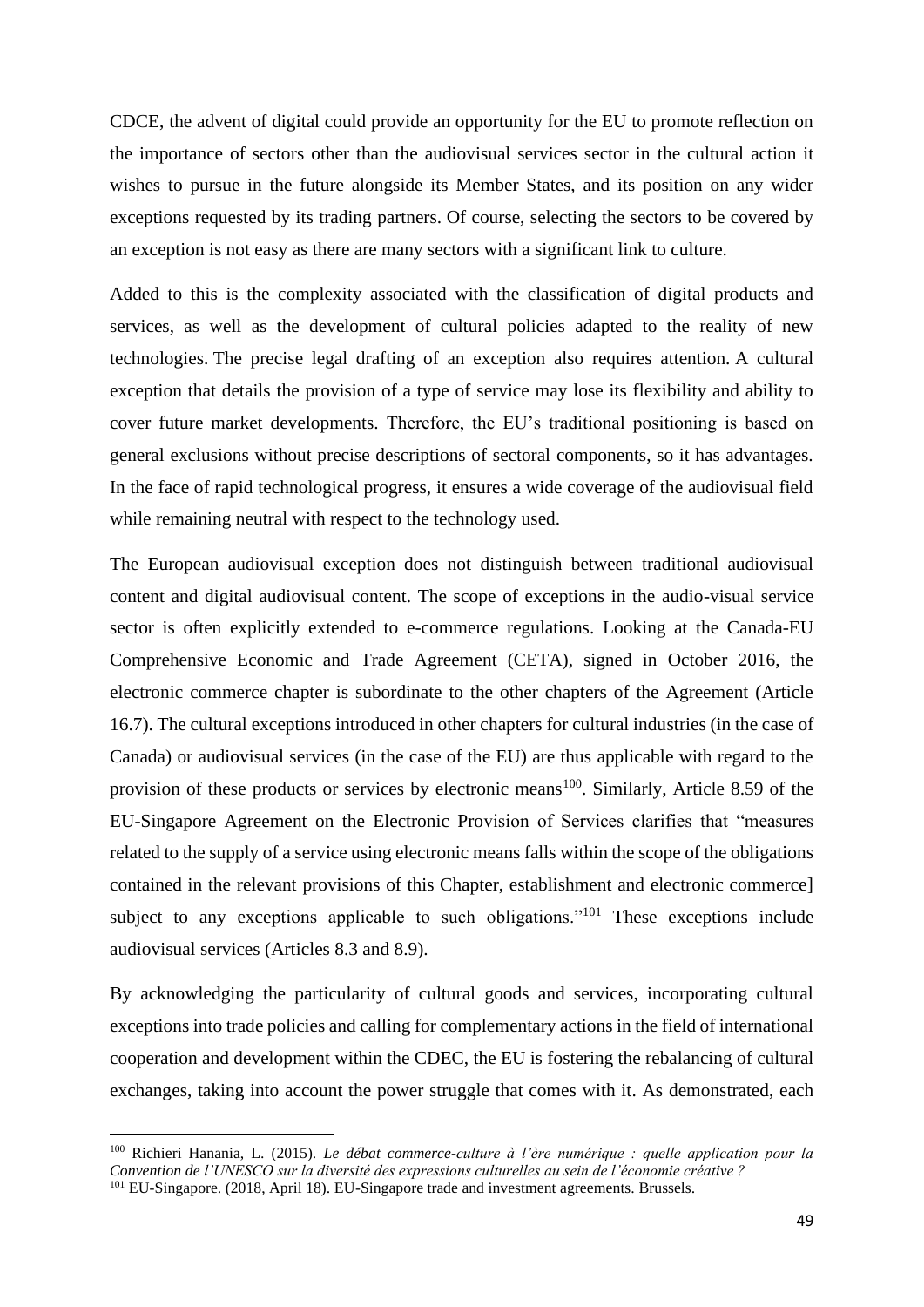CDCE, the advent of digital could provide an opportunity for the EU to promote reflection on the importance of sectors other than the audiovisual services sector in the cultural action it wishes to pursue in the future alongside its Member States, and its position on any wider exceptions requested by its trading partners. Of course, selecting the sectors to be covered by an exception is not easy as there are many sectors with a significant link to culture.

Added to this is the complexity associated with the classification of digital products and services, as well as the development of cultural policies adapted to the reality of new technologies. The precise legal drafting of an exception also requires attention. A cultural exception that details the provision of a type of service may lose its flexibility and ability to cover future market developments. Therefore, the EU's traditional positioning is based on general exclusions without precise descriptions of sectoral components, so it has advantages. In the face of rapid technological progress, it ensures a wide coverage of the audiovisual field while remaining neutral with respect to the technology used.

The European audiovisual exception does not distinguish between traditional audiovisual content and digital audiovisual content. The scope of exceptions in the audio-visual service sector is often explicitly extended to e-commerce regulations. Looking at the Canada-EU Comprehensive Economic and Trade Agreement (CETA), signed in October 2016, the electronic commerce chapter is subordinate to the other chapters of the Agreement (Article 16.7). The cultural exceptions introduced in other chapters for cultural industries (in the case of Canada) or audiovisual services (in the case of the EU) are thus applicable with regard to the provision of these products or services by electronic means[100]. Similarly, Article 8.59 of the EU-Singapore Agreement on the Electronic Provision of Services clarifies that "measures related to the supply of a service using electronic means falls within the scope of the obligations contained in the relevant provisions of this Chapter, establishment and electronic commerce] subject to any exceptions applicable to such obligations."[101] These exceptions include audiovisual services (Articles 8.3 and 8.9).

By acknowledging the particularity of cultural goods and services, incorporating cultural exceptions into trade policies and calling for complementary actions in the field of international cooperation and development within the CDEC, the EU is fostering the rebalancing of cultural exchanges, taking into account the power struggle that comes with it. As demonstrated, each

---

[100] Richieri Hanania, L. (2015). *Le débat commerce-culture à l'ère numérique : quelle application pour la Convention de l'UNESCO sur la diversité des expressions culturelles au sein de l'économie créative ?*

[101] EU-Singapore. (2018, April 18). EU-Singapore trade and investment agreements. Brussels.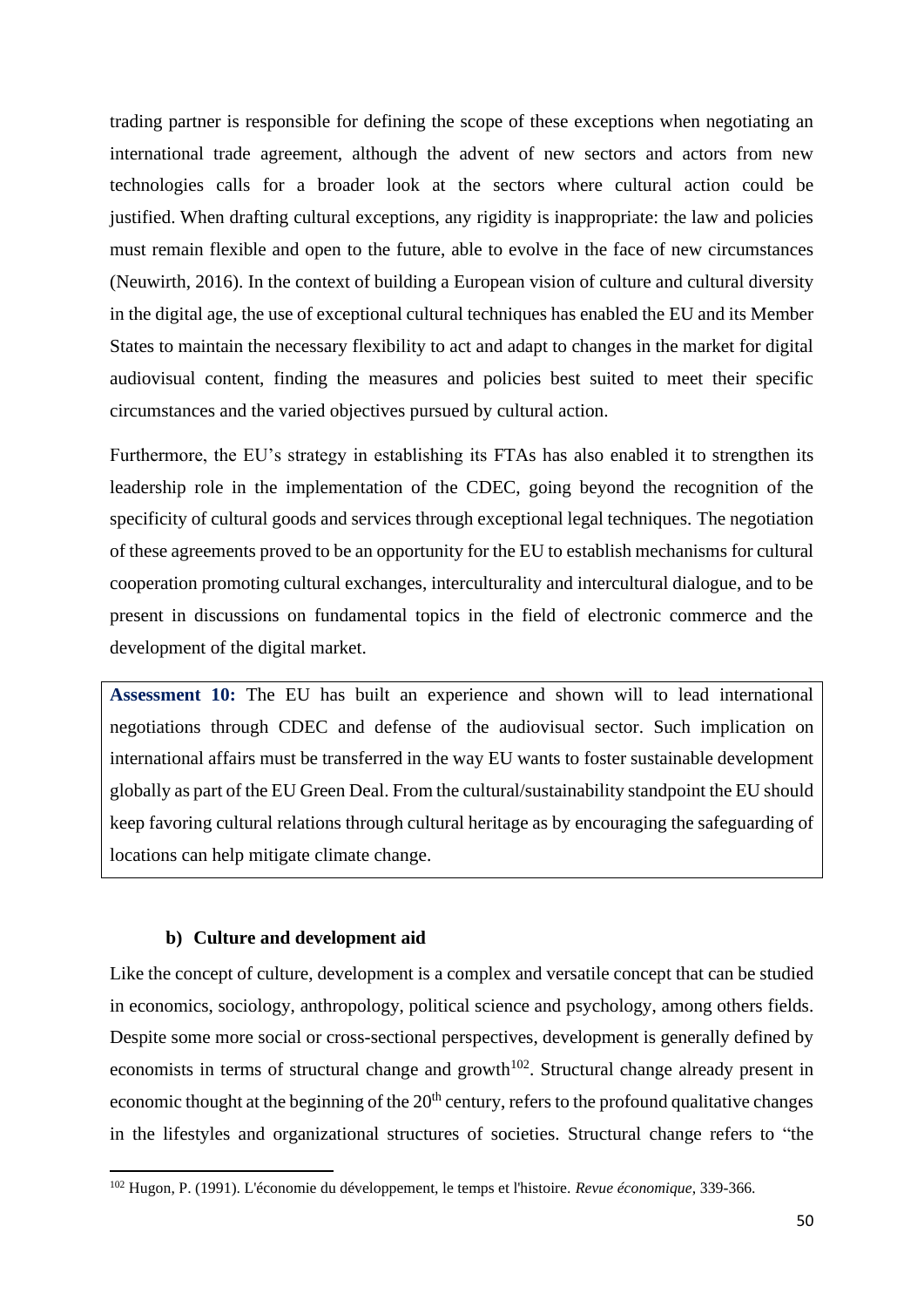trading partner is responsible for defining the scope of these exceptions when negotiating an international trade agreement, although the advent of new sectors and actors from new technologies calls for a broader look at the sectors where cultural action could be justified. When drafting cultural exceptions, any rigidity is inappropriate: the law and policies must remain flexible and open to the future, able to evolve in the face of new circumstances (Neuwirth, 2016). In the context of building a European vision of culture and cultural diversity in the digital age, the use of exceptional cultural techniques has enabled the EU and its Member States to maintain the necessary flexibility to act and adapt to changes in the market for digital audiovisual content, finding the measures and policies best suited to meet their specific circumstances and the varied objectives pursued by cultural action.

Furthermore, the EU's strategy in establishing its FTAs has also enabled it to strengthen its leadership role in the implementation of the CDEC, going beyond the recognition of the specificity of cultural goods and services through exceptional legal techniques. The negotiation of these agreements proved to be an opportunity for the EU to establish mechanisms for cultural cooperation promoting cultural exchanges, interculturality and intercultural dialogue, and to be present in discussions on fundamental topics in the field of electronic commerce and the development of the digital market.

> **Assessment 10:** The EU has built an experience and shown will to lead international negotiations through CDEC and defense of the audiovisual sector. Such implication on international affairs must be transferred in the way EU wants to foster sustainable development globally as part of the EU Green Deal. From the cultural/sustainability standpoint the EU should keep favoring cultural relations through cultural heritage as by encouraging the safeguarding of locations can help mitigate climate change.

#### b) Culture and development aid

Like the concept of culture, development is a complex and versatile concept that can be studied in economics, sociology, anthropology, political science and psychology, among others fields. Despite some more social or cross-sectional perspectives, development is generally defined by economists in terms of structural change and growth[102]. Structural change already present in economic thought at the beginning of the 20th century, refers to the profound qualitative changes in the lifestyles and organizational structures of societies. Structural change refers to "the

[102] Hugon, P. (1991). L'économie du développement, le temps et l'histoire. *Revue économique*, 339-366.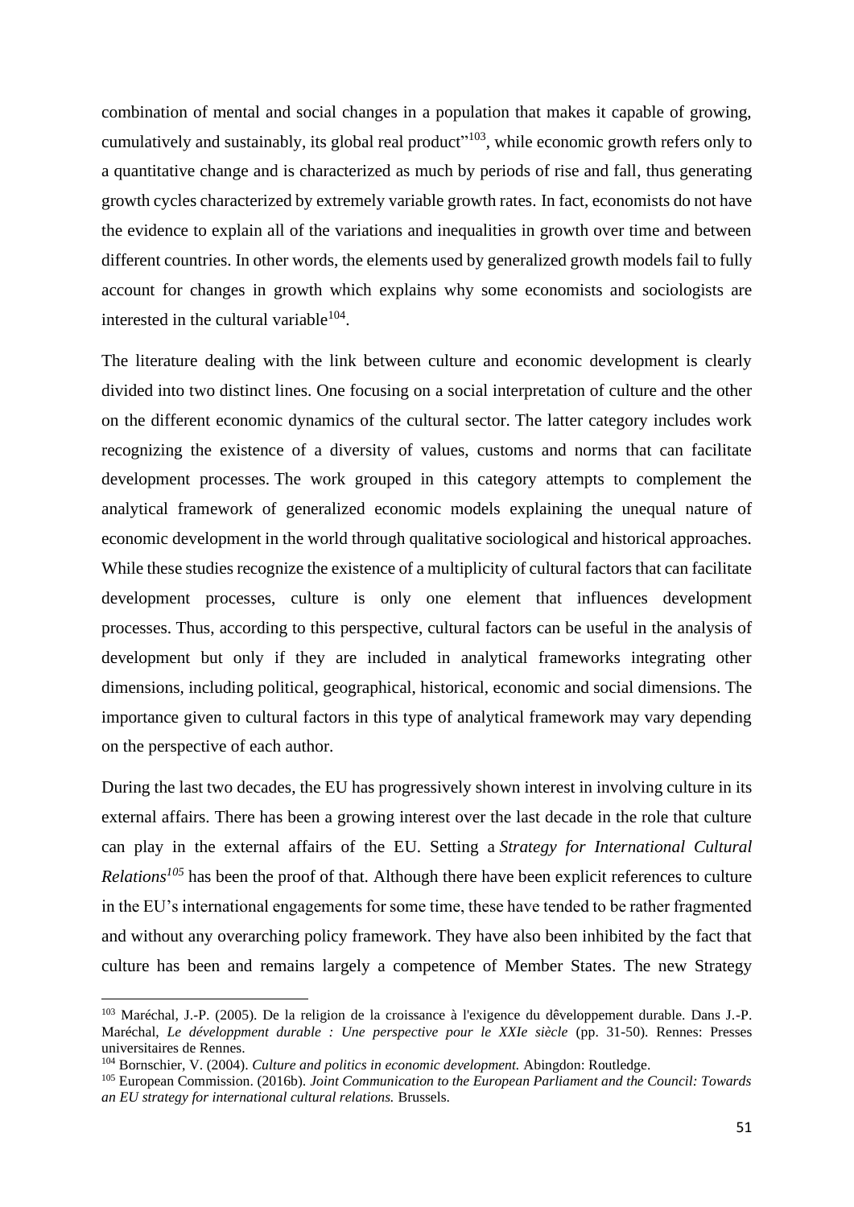combination of mental and social changes in a population that makes it capable of growing, cumulatively and sustainably, its global real product"[103], while economic growth refers only to a quantitative change and is characterized as much by periods of rise and fall, thus generating growth cycles characterized by extremely variable growth rates. In fact, economists do not have the evidence to explain all of the variations and inequalities in growth over time and between different countries. In other words, the elements used by generalized growth models fail to fully account for changes in growth which explains why some economists and sociologists are interested in the cultural variable[104].

The literature dealing with the link between culture and economic development is clearly divided into two distinct lines. One focusing on a social interpretation of culture and the other on the different economic dynamics of the cultural sector. The latter category includes work recognizing the existence of a diversity of values, customs and norms that can facilitate development processes. The work grouped in this category attempts to complement the analytical framework of generalized economic models explaining the unequal nature of economic development in the world through qualitative sociological and historical approaches. While these studies recognize the existence of a multiplicity of cultural factors that can facilitate development processes, culture is only one element that influences development processes. Thus, according to this perspective, cultural factors can be useful in the analysis of development but only if they are included in analytical frameworks integrating other dimensions, including political, geographical, historical, economic and social dimensions. The importance given to cultural factors in this type of analytical framework may vary depending on the perspective of each author.

During the last two decades, the EU has progressively shown interest in involving culture in its external affairs. There has been a growing interest over the last decade in the role that culture can play in the external affairs of the EU. Setting a *Strategy for International Cultural Relations*[105] has been the proof of that. Although there have been explicit references to culture in the EU's international engagements for some time, these have tended to be rather fragmented and without any overarching policy framework. They have also been inhibited by the fact that culture has been and remains largely a competence of Member States. The new Strategy

---

[103] Maréchal, J.-P. (2005). De la religion de la croissance à l'exigence du dêveloppement durable. Dans J.-P. Maréchal, *Le dévelopment durable : Une perspective pour le XXIe siècle* (pp. 31-50). Rennes: Presses universitaires de Rennes.

[104] Bornschier, V. (2004). *Culture and politics in economic development.* Abingdon: Routledge.

[105] European Commission. (2016b). *Joint Communication to the European Parliament and the Council: Towards an EU strategy for international cultural relations.* Brussels.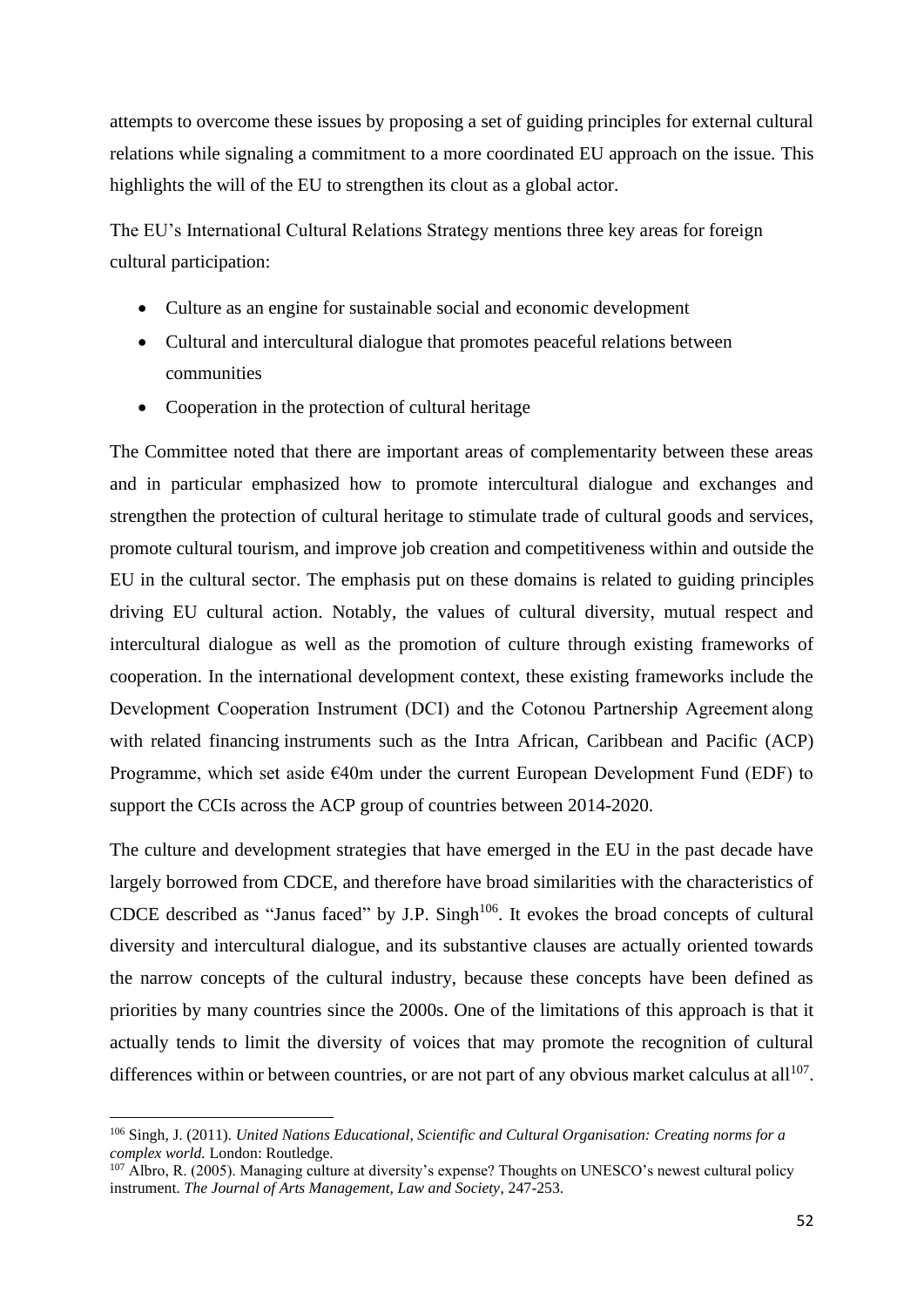attempts to overcome these issues by proposing a set of guiding principles for external cultural relations while signaling a commitment to a more coordinated EU approach on the issue. This highlights the will of the EU to strengthen its clout as a global actor.

The EU's International Cultural Relations Strategy mentions three key areas for foreign cultural participation:

- Culture as an engine for sustainable social and economic development
- Cultural and intercultural dialogue that promotes peaceful relations between communities
- Cooperation in the protection of cultural heritage

The Committee noted that there are important areas of complementarity between these areas and in particular emphasized how to promote intercultural dialogue and exchanges and strengthen the protection of cultural heritage to stimulate trade of cultural goods and services, promote cultural tourism, and improve job creation and competitiveness within and outside the EU in the cultural sector. The emphasis put on these domains is related to guiding principles driving EU cultural action. Notably, the values of cultural diversity, mutual respect and intercultural dialogue as well as the promotion of culture through existing frameworks of cooperation. In the international development context, these existing frameworks include the Development Cooperation Instrument (DCI) and the Cotonou Partnership Agreement along with related financing instruments such as the Intra African, Caribbean and Pacific (ACP) Programme, which set aside €40m under the current European Development Fund (EDF) to support the CCIs across the ACP group of countries between 2014-2020.

The culture and development strategies that have emerged in the EU in the past decade have largely borrowed from CDCE, and therefore have broad similarities with the characteristics of CDCE described as "Janus faced" by J.P. Singh[106]. It evokes the broad concepts of cultural diversity and intercultural dialogue, and its substantive clauses are actually oriented towards the narrow concepts of the cultural industry, because these concepts have been defined as priorities by many countries since the 2000s. One of the limitations of this approach is that it actually tends to limit the diversity of voices that may promote the recognition of cultural differences within or between countries, or are not part of any obvious market calculus at all[107].

---

[106] Singh, J. (2011). *United Nations Educational, Scientific and Cultural Organisation: Creating norms for a complex world.* London: Routledge.

[107] Albro, R. (2005). Managing culture at diversity's expense? Thoughts on UNESCO's newest cultural policy instrument. *The Journal of Arts Management, Law and Society*, 247-253.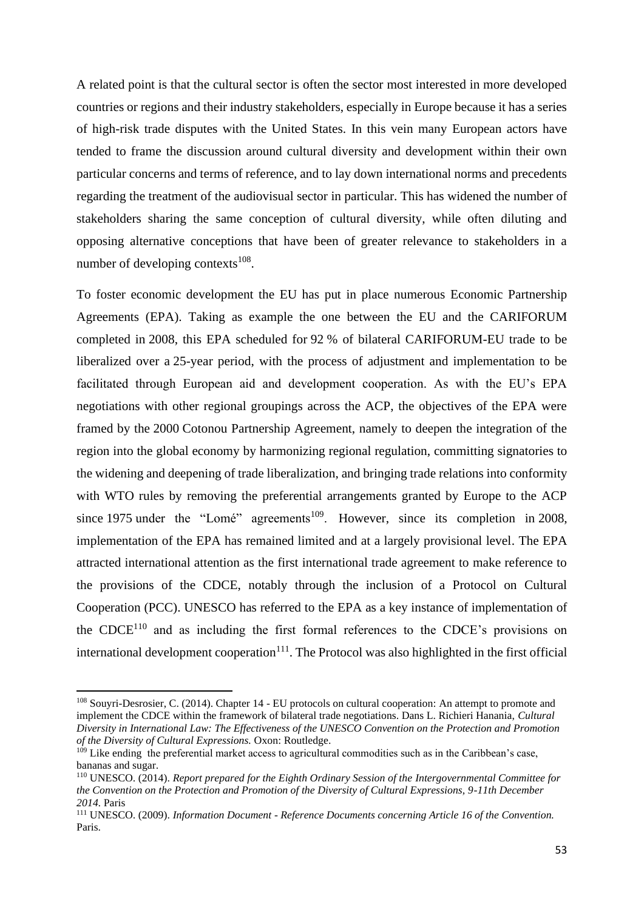A related point is that the cultural sector is often the sector most interested in more developed countries or regions and their industry stakeholders, especially in Europe because it has a series of high-risk trade disputes with the United States. In this vein many European actors have tended to frame the discussion around cultural diversity and development within their own particular concerns and terms of reference, and to lay down international norms and precedents regarding the treatment of the audiovisual sector in particular. This has widened the number of stakeholders sharing the same conception of cultural diversity, while often diluting and opposing alternative conceptions that have been of greater relevance to stakeholders in a number of developing contexts[108].

To foster economic development the EU has put in place numerous Economic Partnership Agreements (EPA). Taking as example the one between the EU and the CARIFORUM completed in 2008, this EPA scheduled for 92 % of bilateral CARIFORUM-EU trade to be liberalized over a 25-year period, with the process of adjustment and implementation to be facilitated through European aid and development cooperation. As with the EU's EPA negotiations with other regional groupings across the ACP, the objectives of the EPA were framed by the 2000 Cotonou Partnership Agreement, namely to deepen the integration of the region into the global economy by harmonizing regional regulation, committing signatories to the widening and deepening of trade liberalization, and bringing trade relations into conformity with WTO rules by removing the preferential arrangements granted by Europe to the ACP since 1975 under the "Lomé" agreements[109]. However, since its completion in 2008, implementation of the EPA has remained limited and at a largely provisional level. The EPA attracted international attention as the first international trade agreement to make reference to the provisions of the CDCE, notably through the inclusion of a Protocol on Cultural Cooperation (PCC). UNESCO has referred to the EPA as a key instance of implementation of the CDCE[110] and as including the first formal references to the CDCE's provisions on international development cooperation[111]. The Protocol was also highlighted in the first official

---

[108] Souyri-Desrosier, C. (2014). Chapter 14 - EU protocols on cultural cooperation: An attempt to promote and implement the CDCE within the framework of bilateral trade negotiations. Dans L. Richieri Hanania, *Cultural Diversity in International Law: The Effectiveness of the UNESCO Convention on the Protection and Promotion of the Diversity of Cultural Expressions.* Oxon: Routledge.

[109] Like ending the preferential market access to agricultural commodities such as in the Caribbean's case, bananas and sugar.

[110] UNESCO. (2014). *Report prepared for the Eighth Ordinary Session of the Intergovernmental Committee for the Convention on the Protection and Promotion of the Diversity of Cultural Expressions, 9-11th December 2014.* Paris

[111] UNESCO. (2009). *Information Document - Reference Documents concerning Article 16 of the Convention.* Paris.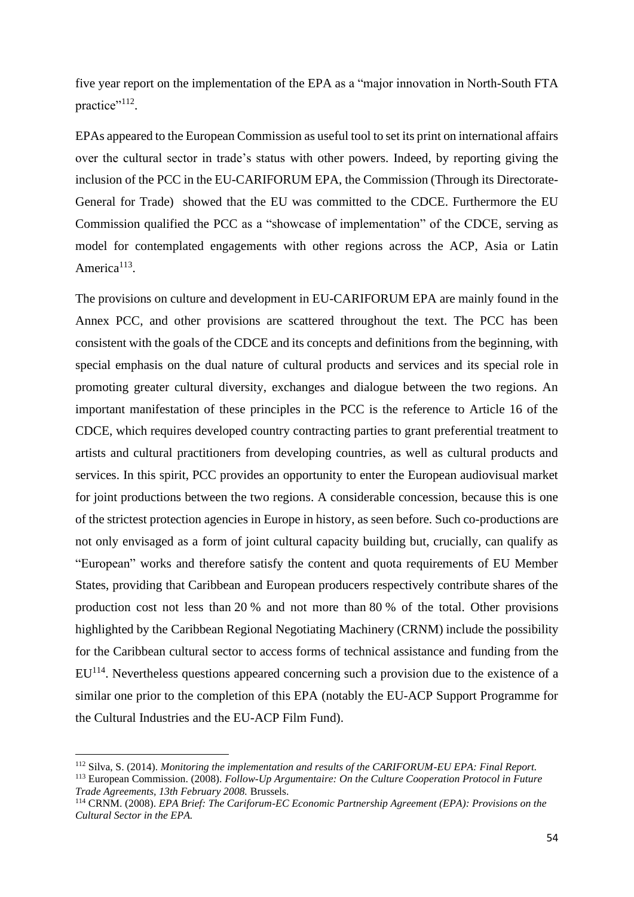five year report on the implementation of the EPA as a "major innovation in North-South FTA practice"[112].

EPAs appeared to the European Commission as useful tool to set its print on international affairs over the cultural sector in trade's status with other powers. Indeed, by reporting giving the inclusion of the PCC in the EU-CARIFORUM EPA, the Commission (Through its Directorate-General for Trade) showed that the EU was committed to the CDCE. Furthermore the EU Commission qualified the PCC as a "showcase of implementation" of the CDCE, serving as model for contemplated engagements with other regions across the ACP, Asia or Latin America[113].

The provisions on culture and development in EU-CARIFORUM EPA are mainly found in the Annex PCC, and other provisions are scattered throughout the text. The PCC has been consistent with the goals of the CDCE and its concepts and definitions from the beginning, with special emphasis on the dual nature of cultural products and services and its special role in promoting greater cultural diversity, exchanges and dialogue between the two regions. An important manifestation of these principles in the PCC is the reference to Article 16 of the CDCE, which requires developed country contracting parties to grant preferential treatment to artists and cultural practitioners from developing countries, as well as cultural products and services. In this spirit, PCC provides an opportunity to enter the European audiovisual market for joint productions between the two regions. A considerable concession, because this is one of the strictest protection agencies in Europe in history, as seen before. Such co-productions are not only envisaged as a form of joint cultural capacity building but, crucially, can qualify as "European" works and therefore satisfy the content and quota requirements of EU Member States, providing that Caribbean and European producers respectively contribute shares of the production cost not less than 20 % and not more than 80 % of the total. Other provisions highlighted by the Caribbean Regional Negotiating Machinery (CRNM) include the possibility for the Caribbean cultural sector to access forms of technical assistance and funding from the EU[114]. Nevertheless questions appeared concerning such a provision due to the existence of a similar one prior to the completion of this EPA (notably the EU-ACP Support Programme for the Cultural Industries and the EU-ACP Film Fund).

---

[112] Silva, S. (2014). *Monitoring the implementation and results of the CARIFORUM-EU EPA: Final Report.*

[113] European Commission. (2008). *Follow-Up Argumentaire: On the Culture Cooperation Protocol in Future Trade Agreements, 13th February 2008.* Brussels.

[114] CRNM. (2008). *EPA Brief: The Cariforum-EC Economic Partnership Agreement (EPA): Provisions on the Cultural Sector in the EPA.*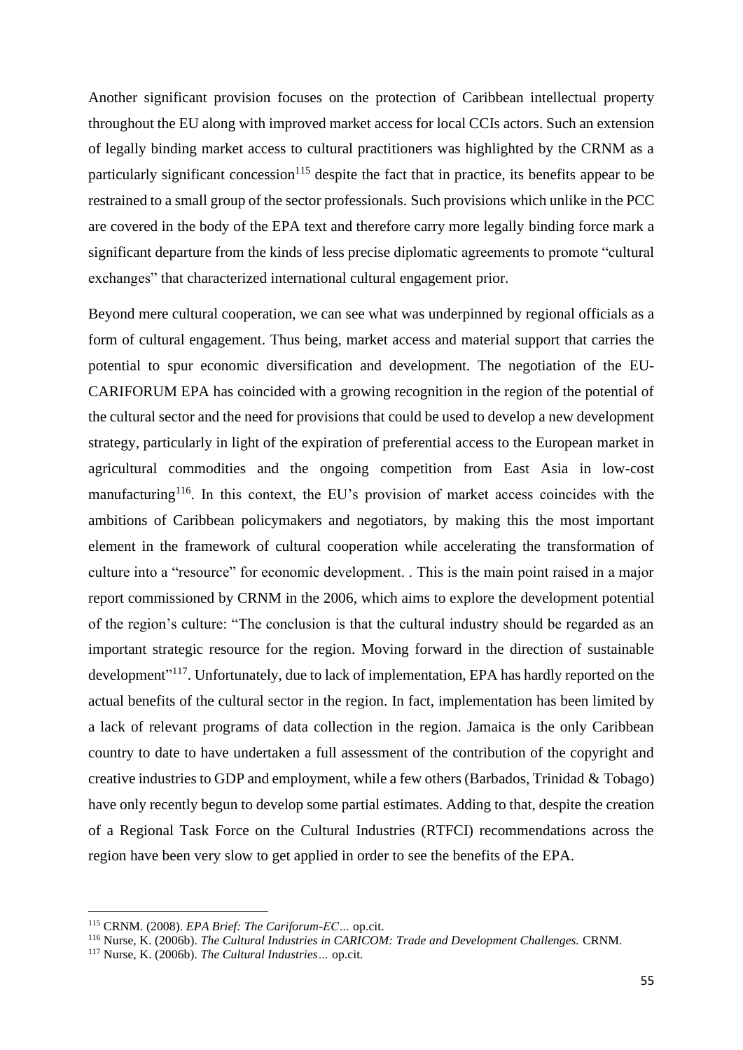Another significant provision focuses on the protection of Caribbean intellectual property throughout the EU along with improved market access for local CCIs actors. Such an extension of legally binding market access to cultural practitioners was highlighted by the CRNM as a particularly significant concession[115] despite the fact that in practice, its benefits appear to be restrained to a small group of the sector professionals. Such provisions which unlike in the PCC are covered in the body of the EPA text and therefore carry more legally binding force mark a significant departure from the kinds of less precise diplomatic agreements to promote "cultural exchanges" that characterized international cultural engagement prior.

Beyond mere cultural cooperation, we can see what was underpinned by regional officials as a form of cultural engagement. Thus being, market access and material support that carries the potential to spur economic diversification and development. The negotiation of the EU-CARIFORUM EPA has coincided with a growing recognition in the region of the potential of the cultural sector and the need for provisions that could be used to develop a new development strategy, particularly in light of the expiration of preferential access to the European market in agricultural commodities and the ongoing competition from East Asia in low-cost manufacturing[116]. In this context, the EU's provision of market access coincides with the ambitions of Caribbean policymakers and negotiators, by making this the most important element in the framework of cultural cooperation while accelerating the transformation of culture into a "resource" for economic development. . This is the main point raised in a major report commissioned by CRNM in the 2006, which aims to explore the development potential of the region's culture: "The conclusion is that the cultural industry should be regarded as an important strategic resource for the region. Moving forward in the direction of sustainable development"[117]. Unfortunately, due to lack of implementation, EPA has hardly reported on the actual benefits of the cultural sector in the region. In fact, implementation has been limited by a lack of relevant programs of data collection in the region. Jamaica is the only Caribbean country to date to have undertaken a full assessment of the contribution of the copyright and creative industries to GDP and employment, while a few others (Barbados, Trinidad & Tobago) have only recently begun to develop some partial estimates. Adding to that, despite the creation of a Regional Task Force on the Cultural Industries (RTFCI) recommendations across the region have been very slow to get applied in order to see the benefits of the EPA.

---

[115] CRNM. (2008). *EPA Brief: The Cariforum-EC…* op.cit.

[116] Nurse, K. (2006b). *The Cultural Industries in CARICOM: Trade and Development Challenges.* CRNM.

[117] Nurse, K. (2006b). *The Cultural Industries…* op.cit.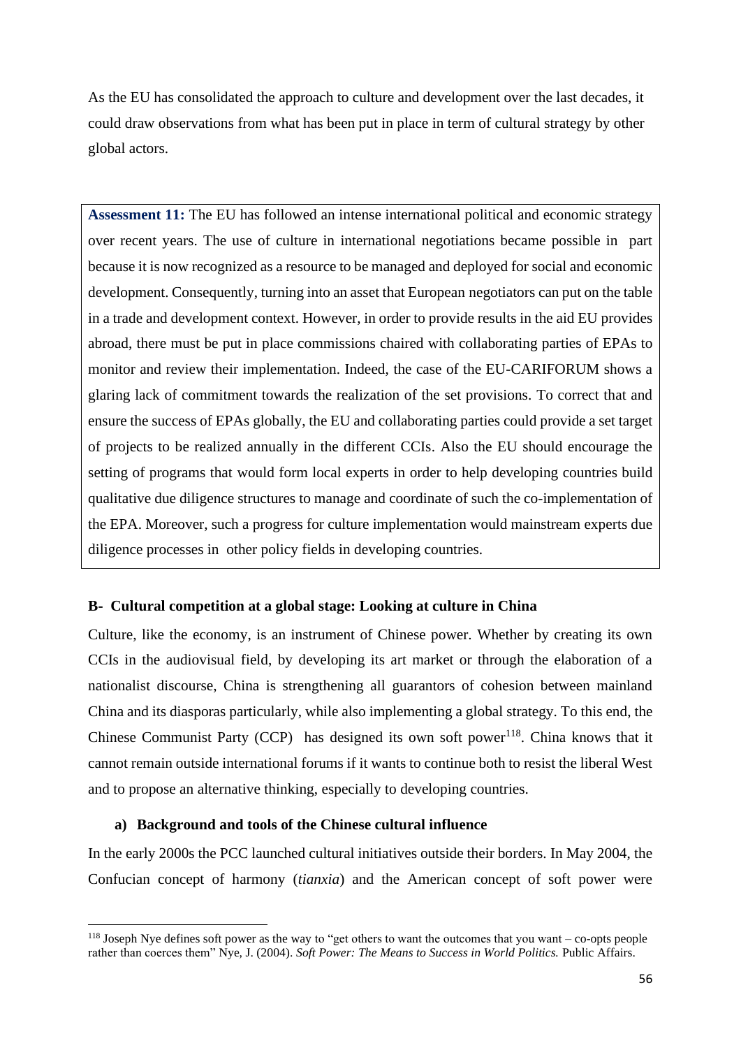As the EU has consolidated the approach to culture and development over the last decades, it could draw observations from what has been put in place in term of cultural strategy by other global actors.

> **Assessment 11:** The EU has followed an intense international political and economic strategy over recent years. The use of culture in international negotiations became possible in part because it is now recognized as a resource to be managed and deployed for social and economic development. Consequently, turning into an asset that European negotiators can put on the table in a trade and development context. However, in order to provide results in the aid EU provides abroad, there must be put in place commissions chaired with collaborating parties of EPAs to monitor and review their implementation. Indeed, the case of the EU-CARIFORUM shows a glaring lack of commitment towards the realization of the set provisions. To correct that and ensure the success of EPAs globally, the EU and collaborating parties could provide a set target of projects to be realized annually in the different CCIs. Also the EU should encourage the setting of programs that would form local experts in order to help developing countries build qualitative due diligence structures to manage and coordinate of such the co-implementation of the EPA. Moreover, such a progress for culture implementation would mainstream experts due diligence processes in other policy fields in developing countries.

### B- Cultural competition at a global stage: Looking at culture in China

Culture, like the economy, is an instrument of Chinese power. Whether by creating its own CCIs in the audiovisual field, by developing its art market or through the elaboration of a nationalist discourse, China is strengthening all guarantors of cohesion between mainland China and its diasporas particularly, while also implementing a global strategy. To this end, the Chinese Communist Party (CCP) has designed its own soft power[118]. China knows that it cannot remain outside international forums if it wants to continue both to resist the liberal West and to propose an alternative thinking, especially to developing countries.

#### a) Background and tools of the Chinese cultural influence

In the early 2000s the PCC launched cultural initiatives outside their borders. In May 2004, the Confucian concept of harmony (*tianxia*) and the American concept of soft power were

[118] Joseph Nye defines soft power as the way to "get others to want the outcomes that you want – co-opts people rather than coerces them" Nye, J. (2004). *Soft Power: The Means to Success in World Politics.* Public Affairs.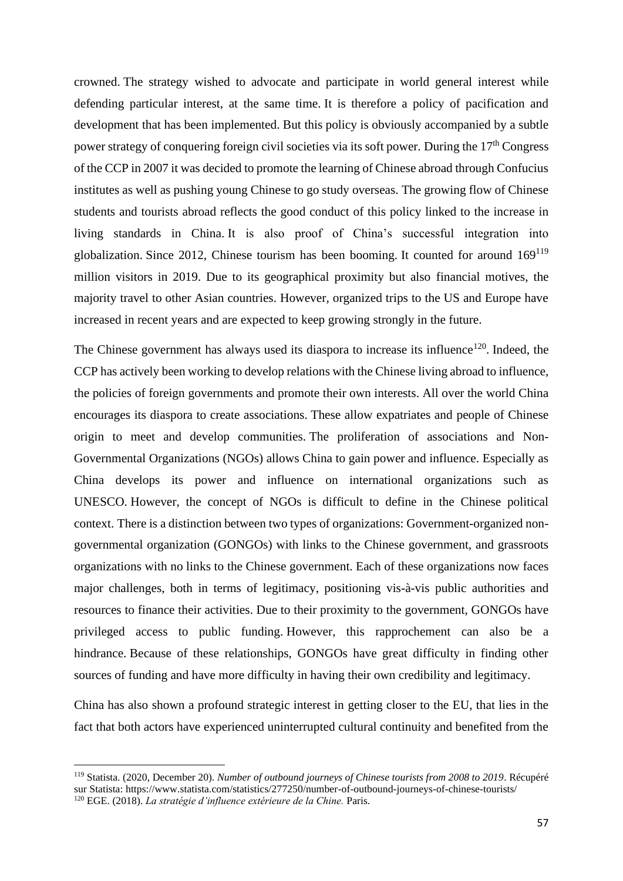crowned. The strategy wished to advocate and participate in world general interest while defending particular interest, at the same time. It is therefore a policy of pacification and development that has been implemented. But this policy is obviously accompanied by a subtle power strategy of conquering foreign civil societies via its soft power. During the 17th Congress of the CCP in 2007 it was decided to promote the learning of Chinese abroad through Confucius institutes as well as pushing young Chinese to go study overseas. The growing flow of Chinese students and tourists abroad reflects the good conduct of this policy linked to the increase in living standards in China. It is also proof of China's successful integration into globalization. Since 2012, Chinese tourism has been booming. It counted for around 169[119] million visitors in 2019. Due to its geographical proximity but also financial motives, the majority travel to other Asian countries. However, organized trips to the US and Europe have increased in recent years and are expected to keep growing strongly in the future.

The Chinese government has always used its diaspora to increase its influence[120]. Indeed, the CCP has actively been working to develop relations with the Chinese living abroad to influence, the policies of foreign governments and promote their own interests. All over the world China encourages its diaspora to create associations. These allow expatriates and people of Chinese origin to meet and develop communities. The proliferation of associations and Non-Governmental Organizations (NGOs) allows China to gain power and influence. Especially as China develops its power and influence on international organizations such as UNESCO. However, the concept of NGOs is difficult to define in the Chinese political context. There is a distinction between two types of organizations: Government-organized non-governmental organization (GONGOs) with links to the Chinese government, and grassroots organizations with no links to the Chinese government. Each of these organizations now faces major challenges, both in terms of legitimacy, positioning vis-à-vis public authorities and resources to finance their activities. Due to their proximity to the government, GONGOs have privileged access to public funding. However, this rapprochement can also be a hindrance. Because of these relationships, GONGOs have great difficulty in finding other sources of funding and have more difficulty in having their own credibility and legitimacy.

China has also shown a profound strategic interest in getting closer to the EU, that lies in the fact that both actors have experienced uninterrupted cultural continuity and benefited from the

---

[119] Statista. (2020, December 20). *Number of outbound journeys of Chinese tourists from 2008 to 2019*. Récupéré sur Statista: https://www.statista.com/statistics/277250/number-of-outbound-journeys-of-chinese-tourists/

[120] EGE. (2018). *La stratégie d'influence extérieure de la Chine.* Paris.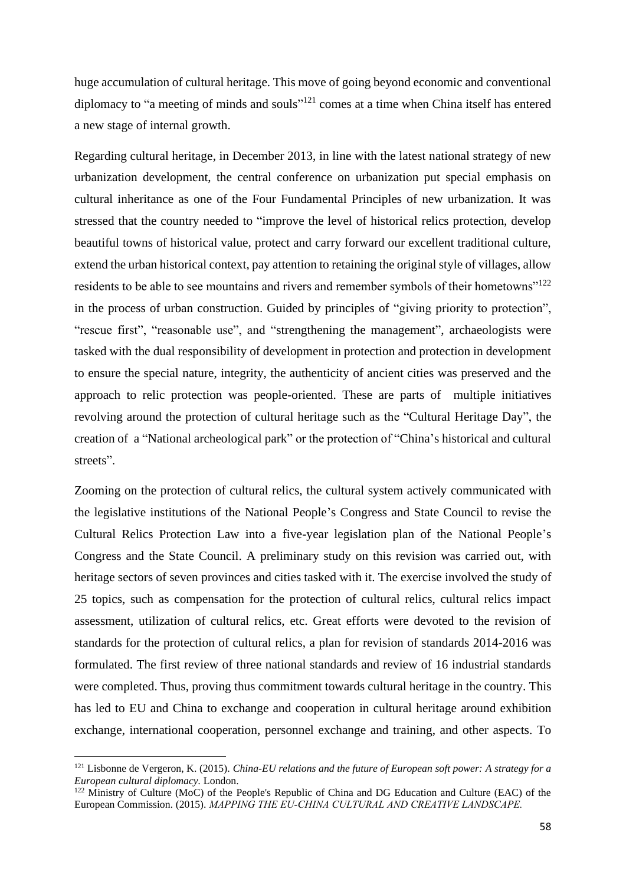huge accumulation of cultural heritage. This move of going beyond economic and conventional diplomacy to "a meeting of minds and souls"[121] comes at a time when China itself has entered a new stage of internal growth.

Regarding cultural heritage, in December 2013, in line with the latest national strategy of new urbanization development, the central conference on urbanization put special emphasis on cultural inheritance as one of the Four Fundamental Principles of new urbanization. It was stressed that the country needed to "improve the level of historical relics protection, develop beautiful towns of historical value, protect and carry forward our excellent traditional culture, extend the urban historical context, pay attention to retaining the original style of villages, allow residents to be able to see mountains and rivers and remember symbols of their hometowns"[122] in the process of urban construction. Guided by principles of "giving priority to protection", "rescue first", "reasonable use", and "strengthening the management", archaeologists were tasked with the dual responsibility of development in protection and protection in development to ensure the special nature, integrity, the authenticity of ancient cities was preserved and the approach to relic protection was people-oriented. These are parts of multiple initiatives revolving around the protection of cultural heritage such as the "Cultural Heritage Day", the creation of a "National archeological park" or the protection of "China's historical and cultural streets".

Zooming on the protection of cultural relics, the cultural system actively communicated with the legislative institutions of the National People's Congress and State Council to revise the Cultural Relics Protection Law into a five-year legislation plan of the National People's Congress and the State Council. A preliminary study on this revision was carried out, with heritage sectors of seven provinces and cities tasked with it. The exercise involved the study of 25 topics, such as compensation for the protection of cultural relics, cultural relics impact assessment, utilization of cultural relics, etc. Great efforts were devoted to the revision of standards for the protection of cultural relics, a plan for revision of standards 2014-2016 was formulated. The first review of three national standards and review of 16 industrial standards were completed. Thus, proving thus commitment towards cultural heritage in the country. This has led to EU and China to exchange and cooperation in cultural heritage around exhibition exchange, international cooperation, personnel exchange and training, and other aspects. To

[121] Lisbonne de Vergeron, K. (2015). *China-EU relations and the future of European soft power: A strategy for a European cultural diplomacy.* London.

[122] Ministry of Culture (MoC) of the People's Republic of China and DG Education and Culture (EAC) of the European Commission. (2015). *MAPPING THE EU-CHINA CULTURAL AND CREATIVE LANDSCAPE.*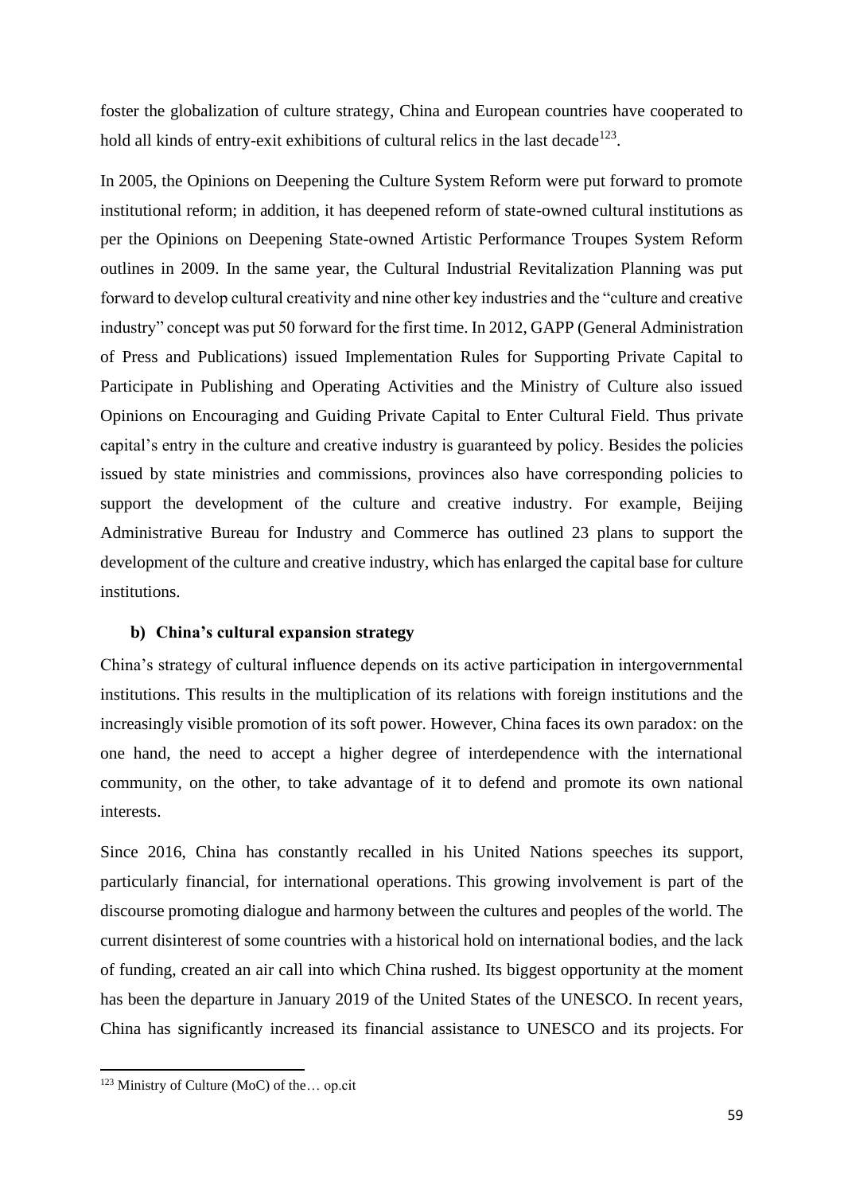foster the globalization of culture strategy, China and European countries have cooperated to hold all kinds of entry-exit exhibitions of cultural relics in the last decade[123].

In 2005, the Opinions on Deepening the Culture System Reform were put forward to promote institutional reform; in addition, it has deepened reform of state-owned cultural institutions as per the Opinions on Deepening State-owned Artistic Performance Troupes System Reform outlines in 2009. In the same year, the Cultural Industrial Revitalization Planning was put forward to develop cultural creativity and nine other key industries and the "culture and creative industry" concept was put 50 forward for the first time. In 2012, GAPP (General Administration of Press and Publications) issued Implementation Rules for Supporting Private Capital to Participate in Publishing and Operating Activities and the Ministry of Culture also issued Opinions on Encouraging and Guiding Private Capital to Enter Cultural Field. Thus private capital's entry in the culture and creative industry is guaranteed by policy. Besides the policies issued by state ministries and commissions, provinces also have corresponding policies to support the development of the culture and creative industry. For example, Beijing Administrative Bureau for Industry and Commerce has outlined 23 plans to support the development of the culture and creative industry, which has enlarged the capital base for culture institutions.

**b) China's cultural expansion strategy**

China's strategy of cultural influence depends on its active participation in intergovernmental institutions. This results in the multiplication of its relations with foreign institutions and the increasingly visible promotion of its soft power. However, China faces its own paradox: on the one hand, the need to accept a higher degree of interdependence with the international community, on the other, to take advantage of it to defend and promote its own national interests.

Since 2016, China has constantly recalled in his United Nations speeches its support, particularly financial, for international operations. This growing involvement is part of the discourse promoting dialogue and harmony between the cultures and peoples of the world. The current disinterest of some countries with a historical hold on international bodies, and the lack of funding, created an air call into which China rushed. Its biggest opportunity at the moment has been the departure in January 2019 of the United States of the UNESCO. In recent years, China has significantly increased its financial assistance to UNESCO and its projects. For

[123] Ministry of Culture (MoC) of the… op.cit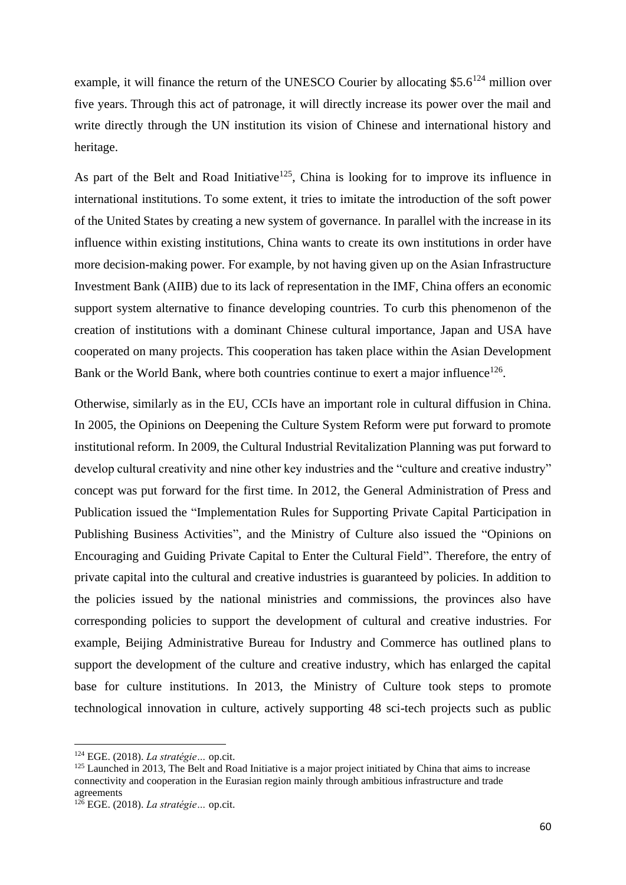example, it will finance the return of the UNESCO Courier by allocating $5.6[124] million over five years. Through this act of patronage, it will directly increase its power over the mail and write directly through the UN institution its vision of Chinese and international history and heritage.

As part of the Belt and Road Initiative[125], China is looking for to improve its influence in international institutions. To some extent, it tries to imitate the introduction of the soft power of the United States by creating a new system of governance. In parallel with the increase in its influence within existing institutions, China wants to create its own institutions in order have more decision-making power. For example, by not having given up on the Asian Infrastructure Investment Bank (AIIB) due to its lack of representation in the IMF, China offers an economic support system alternative to finance developing countries. To curb this phenomenon of the creation of institutions with a dominant Chinese cultural importance, Japan and USA have cooperated on many projects. This cooperation has taken place within the Asian Development Bank or the World Bank, where both countries continue to exert a major influence[126].

Otherwise, similarly as in the EU, CCIs have an important role in cultural diffusion in China. In 2005, the Opinions on Deepening the Culture System Reform were put forward to promote institutional reform. In 2009, the Cultural Industrial Revitalization Planning was put forward to develop cultural creativity and nine other key industries and the "culture and creative industry" concept was put forward for the first time. In 2012, the General Administration of Press and Publication issued the "Implementation Rules for Supporting Private Capital Participation in Publishing Business Activities", and the Ministry of Culture also issued the "Opinions on Encouraging and Guiding Private Capital to Enter the Cultural Field". Therefore, the entry of private capital into the cultural and creative industries is guaranteed by policies. In addition to the policies issued by the national ministries and commissions, the provinces also have corresponding policies to support the development of cultural and creative industries. For example, Beijing Administrative Bureau for Industry and Commerce has outlined plans to support the development of the culture and creative industry, which has enlarged the capital base for culture institutions. In 2013, the Ministry of Culture took steps to promote technological innovation in culture, actively supporting 48 sci-tech projects such as public

---

[124] EGE. (2018). *La stratégie…* op.cit.

[125] Launched in 2013, The Belt and Road Initiative is a major project initiated by China that aims to increase connectivity and cooperation in the Eurasian region mainly through ambitious infrastructure and trade agreements

[126] EGE. (2018). *La stratégie…* op.cit.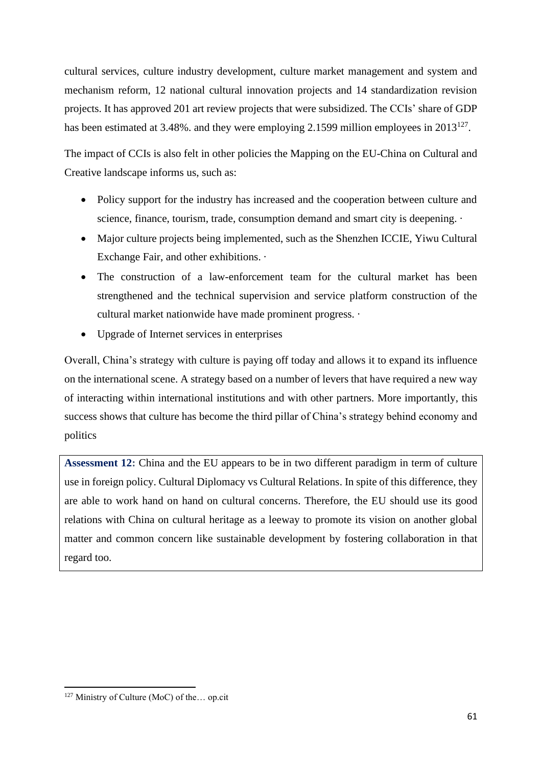cultural services, culture industry development, culture market management and system and mechanism reform, 12 national cultural innovation projects and 14 standardization revision projects. It has approved 201 art review projects that were subsidized. The CCIs' share of GDP has been estimated at 3.48%. and they were employing 2.1599 million employees in 2013[127].

The impact of CCIs is also felt in other policies the Mapping on the EU-China on Cultural and Creative landscape informs us, such as:

- Policy support for the industry has increased and the cooperation between culture and science, finance, tourism, trade, consumption demand and smart city is deepening. ·
- Major culture projects being implemented, such as the Shenzhen ICCIE, Yiwu Cultural Exchange Fair, and other exhibitions. ·
- The construction of a law-enforcement team for the cultural market has been strengthened and the technical supervision and service platform construction of the cultural market nationwide have made prominent progress. ·
- Upgrade of Internet services in enterprises

Overall, China's strategy with culture is paying off today and allows it to expand its influence on the international scene. A strategy based on a number of levers that have required a new way of interacting within international institutions and with other partners. More importantly, this success shows that culture has become the third pillar of China's strategy behind economy and politics

**Assessment 12:** China and the EU appears to be in two different paradigm in term of culture use in foreign policy. Cultural Diplomacy vs Cultural Relations. In spite of this difference, they are able to work hand on hand on cultural concerns. Therefore, the EU should use its good relations with China on cultural heritage as a leeway to promote its vision on another global matter and common concern like sustainable development by fostering collaboration in that regard too.

[127] Ministry of Culture (MoC) of the… op.cit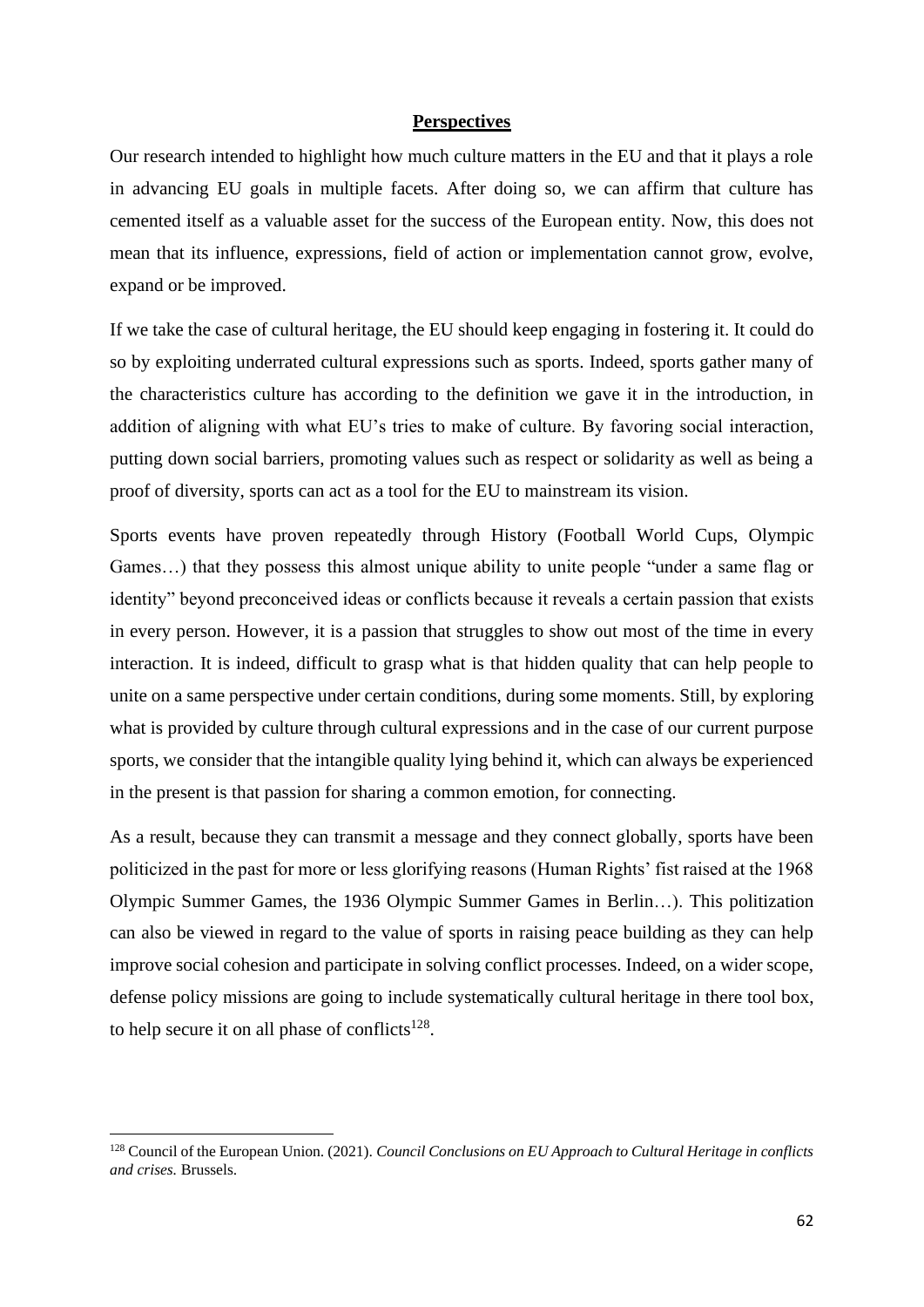## **Perspectives**

Our research intended to highlight how much culture matters in the EU and that it plays a role in advancing EU goals in multiple facets. After doing so, we can affirm that culture has cemented itself as a valuable asset for the success of the European entity. Now, this does not mean that its influence, expressions, field of action or implementation cannot grow, evolve, expand or be improved.

If we take the case of cultural heritage, the EU should keep engaging in fostering it. It could do so by exploiting underrated cultural expressions such as sports. Indeed, sports gather many of the characteristics culture has according to the definition we gave it in the introduction, in addition of aligning with what EU's tries to make of culture. By favoring social interaction, putting down social barriers, promoting values such as respect or solidarity as well as being a proof of diversity, sports can act as a tool for the EU to mainstream its vision.

Sports events have proven repeatedly through History (Football World Cups, Olympic Games…) that they possess this almost unique ability to unite people "under a same flag or identity" beyond preconceived ideas or conflicts because it reveals a certain passion that exists in every person. However, it is a passion that struggles to show out most of the time in every interaction. It is indeed, difficult to grasp what is that hidden quality that can help people to unite on a same perspective under certain conditions, during some moments. Still, by exploring what is provided by culture through cultural expressions and in the case of our current purpose sports, we consider that the intangible quality lying behind it, which can always be experienced in the present is that passion for sharing a common emotion, for connecting.

As a result, because they can transmit a message and they connect globally, sports have been politicized in the past for more or less glorifying reasons (Human Rights' fist raised at the 1968 Olympic Summer Games, the 1936 Olympic Summer Games in Berlin…). This politization can also be viewed in regard to the value of sports in raising peace building as they can help improve social cohesion and participate in solving conflict processes. Indeed, on a wider scope, defense policy missions are going to include systematically cultural heritage in there tool box, to help secure it on all phase of conflicts[128].

[128] Council of the European Union. (2021). *Council Conclusions on EU Approach to Cultural Heritage in conflicts and crises.* Brussels.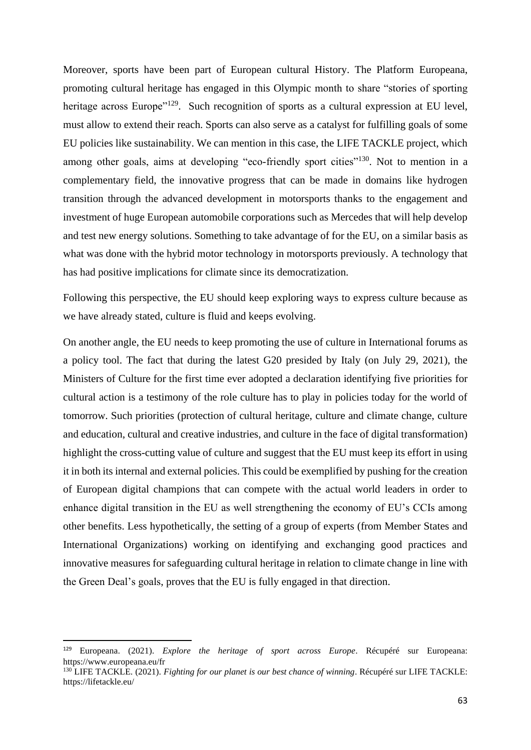Moreover, sports have been part of European cultural History. The Platform Europeana, promoting cultural heritage has engaged in this Olympic month to share "stories of sporting heritage across Europe"[129]. Such recognition of sports as a cultural expression at EU level, must allow to extend their reach. Sports can also serve as a catalyst for fulfilling goals of some EU policies like sustainability. We can mention in this case, the LIFE TACKLE project, which among other goals, aims at developing "eco-friendly sport cities"[130]. Not to mention in a complementary field, the innovative progress that can be made in domains like hydrogen transition through the advanced development in motorsports thanks to the engagement and investment of huge European automobile corporations such as Mercedes that will help develop and test new energy solutions. Something to take advantage of for the EU, on a similar basis as what was done with the hybrid motor technology in motorsports previously. A technology that has had positive implications for climate since its democratization.

Following this perspective, the EU should keep exploring ways to express culture because as we have already stated, culture is fluid and keeps evolving.

On another angle, the EU needs to keep promoting the use of culture in International forums as a policy tool. The fact that during the latest G20 presided by Italy (on July 29, 2021), the Ministers of Culture for the first time ever adopted a declaration identifying five priorities for cultural action is a testimony of the role culture has to play in policies today for the world of tomorrow. Such priorities (protection of cultural heritage, culture and climate change, culture and education, cultural and creative industries, and culture in the face of digital transformation) highlight the cross-cutting value of culture and suggest that the EU must keep its effort in using it in both its internal and external policies. This could be exemplified by pushing for the creation of European digital champions that can compete with the actual world leaders in order to enhance digital transition in the EU as well strengthening the economy of EU's CCIs among other benefits. Less hypothetically, the setting of a group of experts (from Member States and International Organizations) working on identifying and exchanging good practices and innovative measures for safeguarding cultural heritage in relation to climate change in line with the Green Deal's goals, proves that the EU is fully engaged in that direction.

---

[129] Europeana. (2021). *Explore the heritage of sport across Europe*. Récupéré sur Europeana: https://www.europeana.eu/fr

[130] LIFE TACKLE. (2021). *Fighting for our planet is our best chance of winning*. Récupéré sur LIFE TACKLE: https://lifetackle.eu/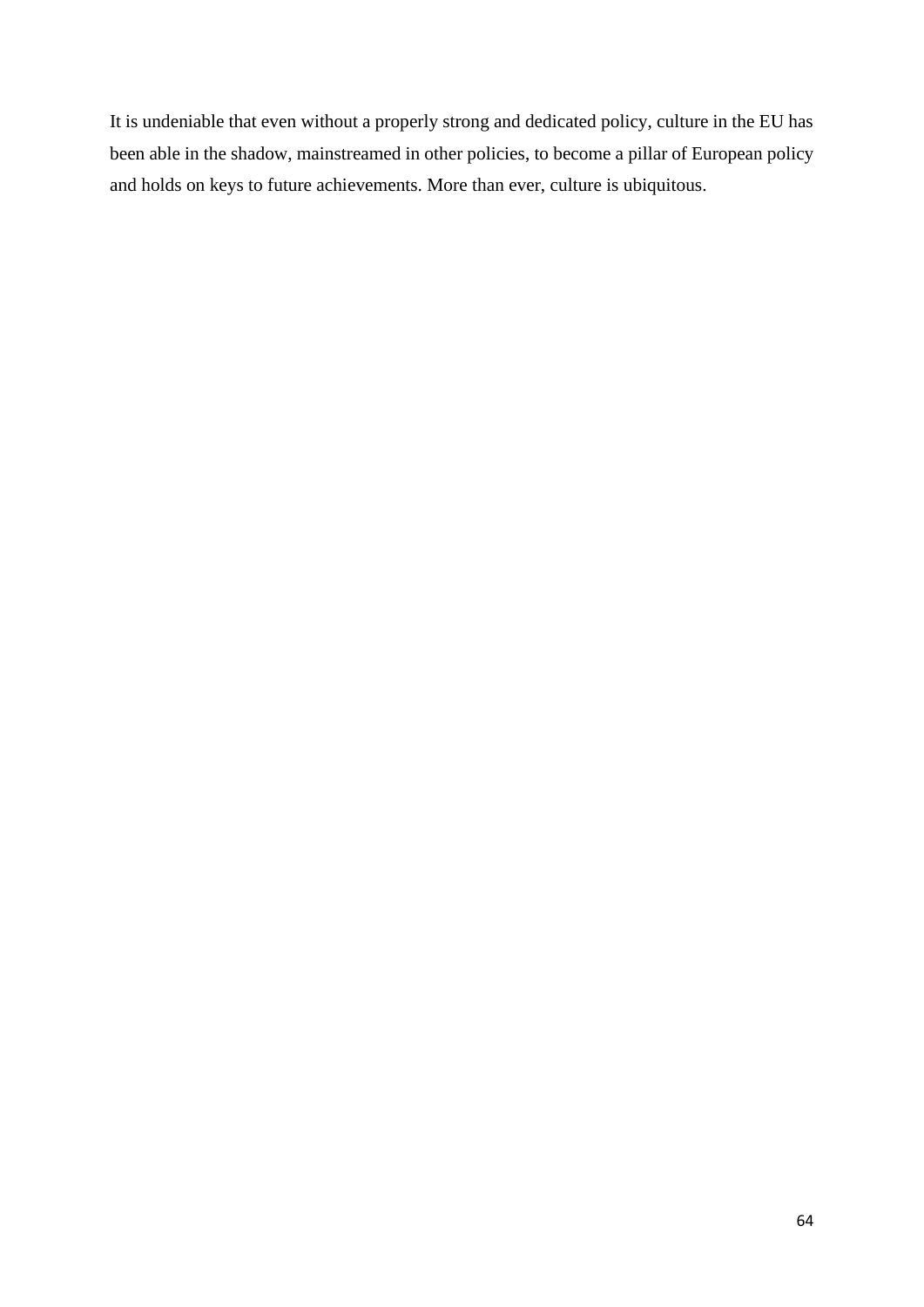It is undeniable that even without a properly strong and dedicated policy, culture in the EU has been able in the shadow, mainstreamed in other policies, to become a pillar of European policy and holds on keys to future achievements. More than ever, culture is ubiquitous.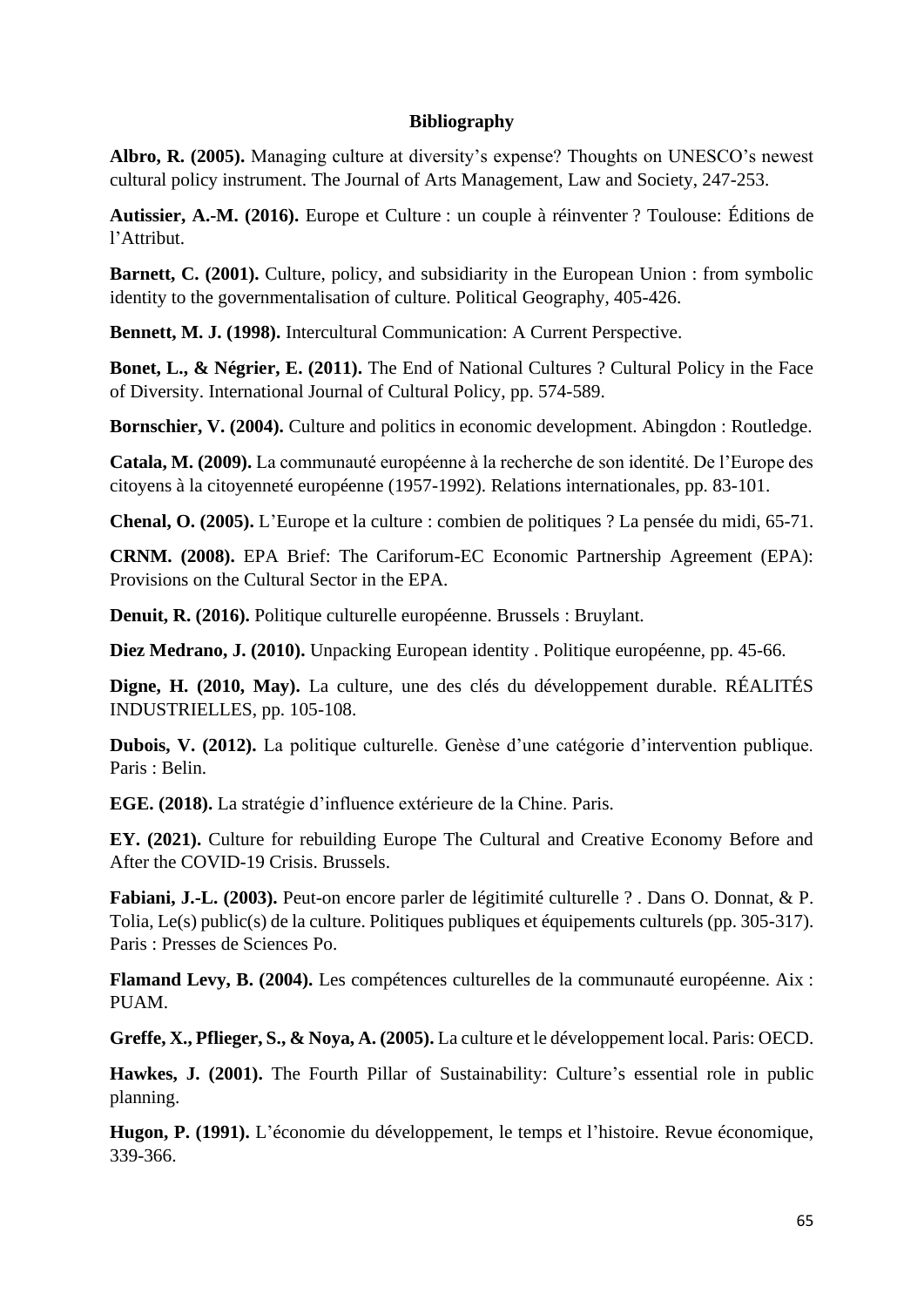**Bibliography**

**Albro, R. (2005).** Managing culture at diversity's expense? Thoughts on UNESCO's newest cultural policy instrument. The Journal of Arts Management, Law and Society, 247-253.

**Autissier, A.-M. (2016).** Europe et Culture : un couple à réinventer ? Toulouse: Éditions de l'Attribut.

**Barnett, C. (2001).** Culture, policy, and subsidiarity in the European Union : from symbolic identity to the governmentalisation of culture. Political Geography, 405-426.

**Bennett, M. J. (1998).** Intercultural Communication: A Current Perspective.

**Bonet, L., & Négrier, E. (2011).** The End of National Cultures ? Cultural Policy in the Face of Diversity. International Journal of Cultural Policy, pp. 574-589.

**Bornschier, V. (2004).** Culture and politics in economic development. Abingdon : Routledge.

**Catala, M. (2009).** La communauté européenne à la recherche de son identité. De l'Europe des citoyens à la citoyenneté européenne (1957-1992). Relations internationales, pp. 83-101.

**Chenal, O. (2005).** L'Europe et la culture : combien de politiques ? La pensée du midi, 65-71.

**CRNM. (2008).** EPA Brief: The Cariforum-EC Economic Partnership Agreement (EPA): Provisions on the Cultural Sector in the EPA.

**Denuit, R. (2016).** Politique culturelle européenne. Brussels : Bruylant.

**Diez Medrano, J. (2010).** Unpacking European identity . Politique européenne, pp. 45-66.

**Digne, H. (2010, May).** La culture, une des clés du développement durable. RÉALITÉS INDUSTRIELLES, pp. 105-108.

**Dubois, V. (2012).** La politique culturelle. Genèse d'une catégorie d'intervention publique. Paris : Belin.

**EGE. (2018).** La stratégie d'influence extérieure de la Chine. Paris.

**EY. (2021).** Culture for rebuilding Europe The Cultural and Creative Economy Before and After the COVID-19 Crisis. Brussels.

**Fabiani, J.-L. (2003).** Peut-on encore parler de légitimité culturelle ? . Dans O. Donnat, & P. Tolia, Le(s) public(s) de la culture. Politiques publiques et équipements culturels (pp. 305-317). Paris : Presses de Sciences Po.

**Flamand Levy, B. (2004).** Les compétences culturelles de la communauté européenne. Aix : PUAM.

**Greffe, X., Pflieger, S., & Noya, A. (2005).** La culture et le développement local. Paris: OECD.

**Hawkes, J. (2001).** The Fourth Pillar of Sustainability: Culture's essential role in public planning.

**Hugon, P. (1991).** L'économie du développement, le temps et l'histoire. Revue économique, 339-366.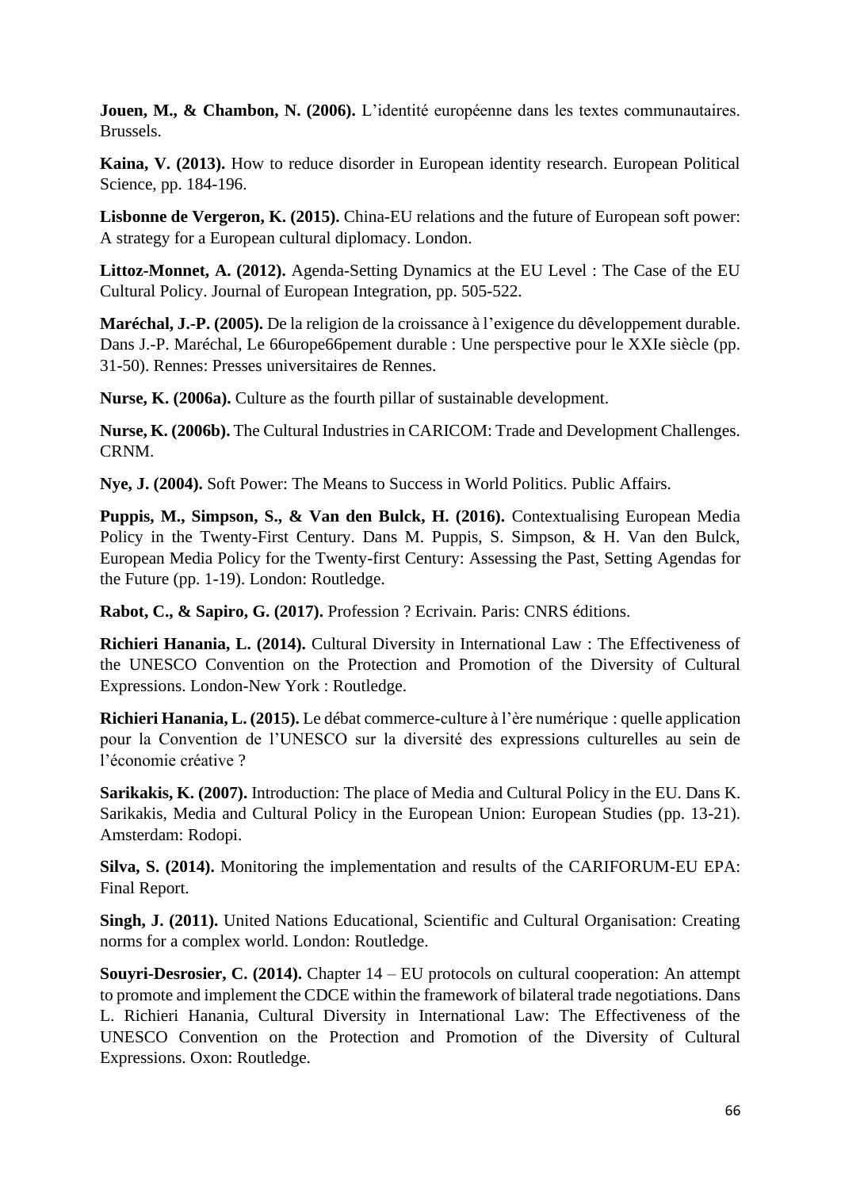**Jouen, M., & Chambon, N. (2006).** L'identité européenne dans les textes communautaires. Brussels.

**Kaina, V. (2013).** How to reduce disorder in European identity research. European Political Science, pp. 184-196.

**Lisbonne de Vergeron, K. (2015).** China-EU relations and the future of European soft power: A strategy for a European cultural diplomacy. London.

**Littoz-Monnet, A. (2012).** Agenda-Setting Dynamics at the EU Level : The Case of the EU Cultural Policy. Journal of European Integration, pp. 505-522.

**Maréchal, J.-P. (2005).** De la religion de la croissance à l'exigence du dêveloppement durable. Dans J.-P. Maréchal, Le 66urope66pement durable : Une perspective pour le XXIe siècle (pp. 31-50). Rennes: Presses universitaires de Rennes.

**Nurse, K. (2006a).** Culture as the fourth pillar of sustainable development.

**Nurse, K. (2006b).** The Cultural Industries in CARICOM: Trade and Development Challenges. CRNM.

**Nye, J. (2004).** Soft Power: The Means to Success in World Politics. Public Affairs.

**Puppis, M., Simpson, S., & Van den Bulck, H. (2016).** Contextualising European Media Policy in the Twenty-First Century. Dans M. Puppis, S. Simpson, & H. Van den Bulck, European Media Policy for the Twenty-first Century: Assessing the Past, Setting Agendas for the Future (pp. 1-19). London: Routledge.

**Rabot, C., & Sapiro, G. (2017).** Profession ? Ecrivain. Paris: CNRS éditions.

**Richieri Hanania, L. (2014).** Cultural Diversity in International Law : The Effectiveness of the UNESCO Convention on the Protection and Promotion of the Diversity of Cultural Expressions. London-New York : Routledge.

**Richieri Hanania, L. (2015).** Le débat commerce-culture à l'ère numérique : quelle application pour la Convention de l'UNESCO sur la diversité des expressions culturelles au sein de l'économie créative ?

**Sarikakis, K. (2007).** Introduction: The place of Media and Cultural Policy in the EU. Dans K. Sarikakis, Media and Cultural Policy in the European Union: European Studies (pp. 13-21). Amsterdam: Rodopi.

**Silva, S. (2014).** Monitoring the implementation and results of the CARIFORUM-EU EPA: Final Report.

**Singh, J. (2011).** United Nations Educational, Scientific and Cultural Organisation: Creating norms for a complex world. London: Routledge.

**Souyri-Desrosier, C. (2014).** Chapter 14 – EU protocols on cultural cooperation: An attempt to promote and implement the CDCE within the framework of bilateral trade negotiations. Dans L. Richieri Hanania, Cultural Diversity in International Law: The Effectiveness of the UNESCO Convention on the Protection and Promotion of the Diversity of Cultural Expressions. Oxon: Routledge.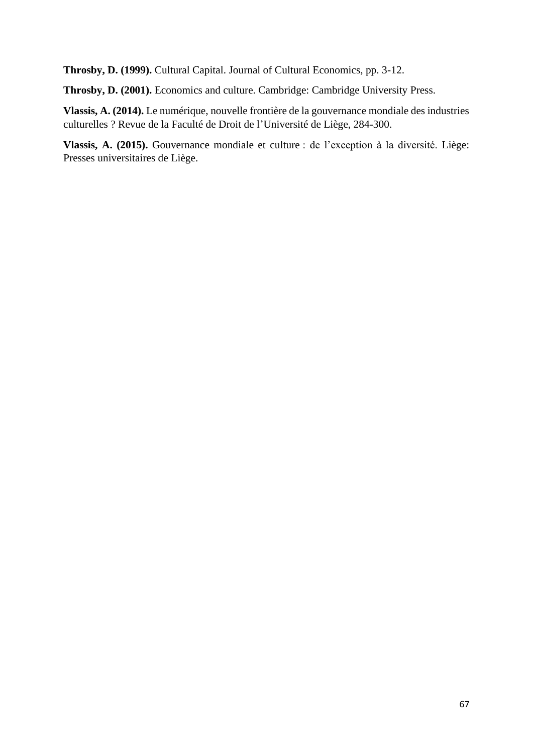**Throsby, D. (1999).** Cultural Capital. Journal of Cultural Economics, pp. 3-12.

**Throsby, D. (2001).** Economics and culture. Cambridge: Cambridge University Press.

**Vlassis, A. (2014).** Le numérique, nouvelle frontière de la gouvernance mondiale des industries culturelles ? Revue de la Faculté de Droit de l'Université de Liège, 284-300.

**Vlassis, A. (2015).** Gouvernance mondiale et culture : de l'exception à la diversité. Liège: Presses universitaires de Liège.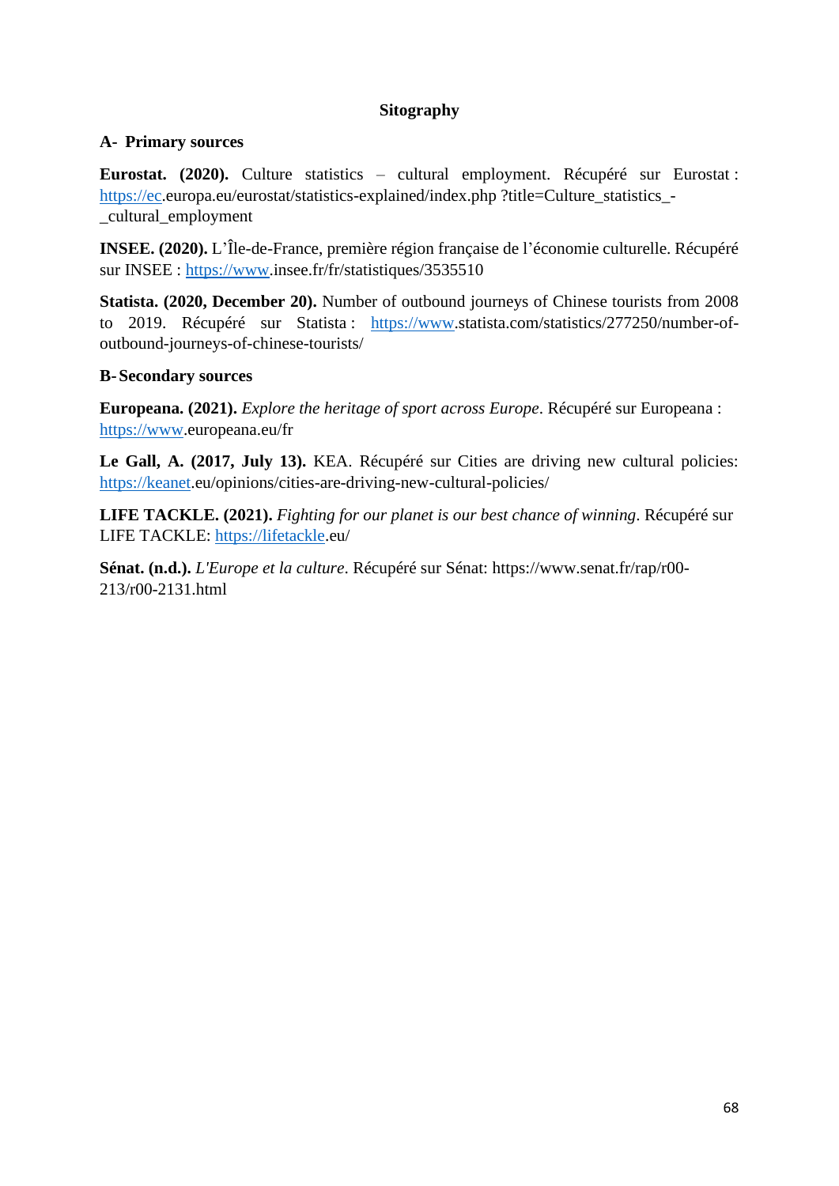## Sitography

### A- Primary sources

**Eurostat. (2020).** Culture statistics – cultural employment. Récupéré sur Eurostat : https://ec.europa.eu/eurostat/statistics-explained/index.php ?title=Culture_statistics_-_cultural_employment

**INSEE. (2020).** L'Île-de-France, première région française de l'économie culturelle. Récupéré sur INSEE : https://www.insee.fr/fr/statistiques/3535510

**Statista. (2020, December 20).** Number of outbound journeys of Chinese tourists from 2008 to 2019. Récupéré sur Statista : https://www.statista.com/statistics/277250/number-of-outbound-journeys-of-chinese-tourists/

### B- Secondary sources

**Europeana. (2021).** *Explore the heritage of sport across Europe*. Récupéré sur Europeana : https://www.europeana.eu/fr

**Le Gall, A. (2017, July 13).** KEA. Récupéré sur Cities are driving new cultural policies: https://keanet.eu/opinions/cities-are-driving-new-cultural-policies/

**LIFE TACKLE. (2021).** *Fighting for our planet is our best chance of winning*. Récupéré sur LIFE TACKLE: https://lifetackle.eu/

**Sénat. (n.d.).** *L'Europe et la culture*. Récupéré sur Sénat: https://www.senat.fr/rap/r00-213/r00-2131.html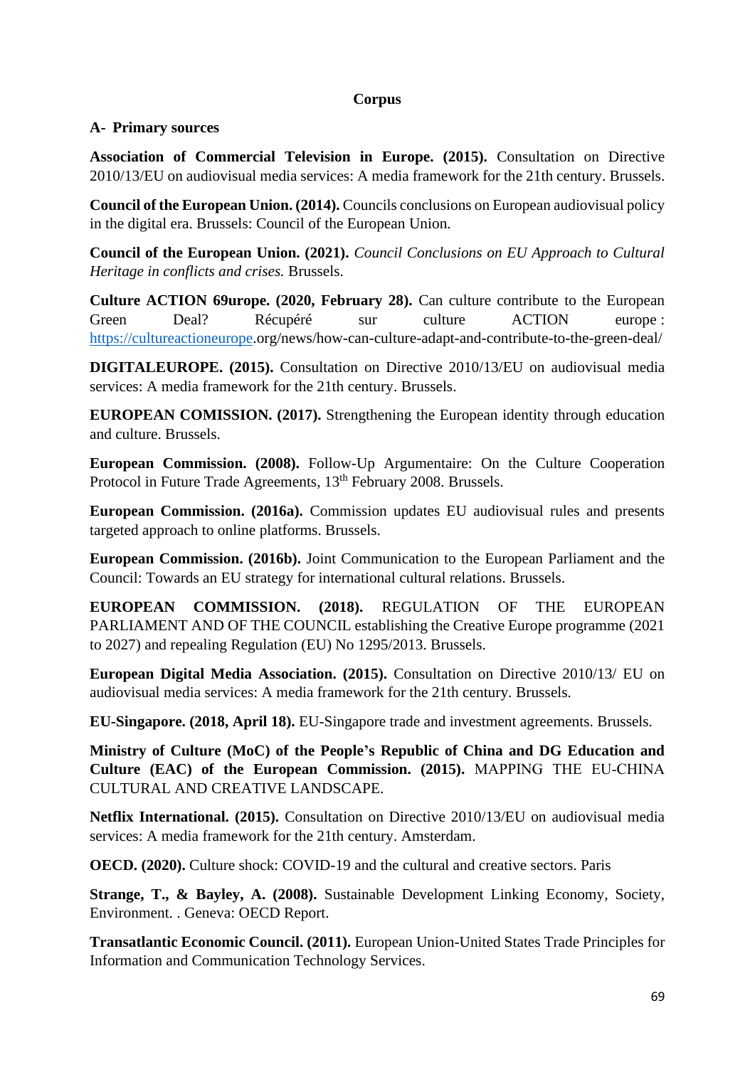**Corpus**

**A- Primary sources**

**Association of Commercial Television in Europe. (2015).** Consultation on Directive 2010/13/EU on audiovisual media services: A media framework for the 21th century. Brussels.

**Council of the European Union. (2014).** Councils conclusions on European audiovisual policy in the digital era. Brussels: Council of the European Union.

**Council of the European Union. (2021).** *Council Conclusions on EU Approach to Cultural Heritage in conflicts and crises.* Brussels.

**Culture ACTION 69urope. (2020, February 28).** Can culture contribute to the European Green Deal? Récupéré sur culture ACTION europe : https://cultureactioneurope.org/news/how-can-culture-adapt-and-contribute-to-the-green-deal/

**DIGITALEUROPE. (2015).** Consultation on Directive 2010/13/EU on audiovisual media services: A media framework for the 21th century. Brussels.

**EUROPEAN COMISSION. (2017).** Strengthening the European identity through education and culture. Brussels.

**European Commission. (2008).** Follow-Up Argumentaire: On the Culture Cooperation Protocol in Future Trade Agreements, 13th February 2008. Brussels.

**European Commission. (2016a).** Commission updates EU audiovisual rules and presents targeted approach to online platforms. Brussels.

**European Commission. (2016b).** Joint Communication to the European Parliament and the Council: Towards an EU strategy for international cultural relations. Brussels.

**EUROPEAN COMMISSION. (2018).** REGULATION OF THE EUROPEAN PARLIAMENT AND OF THE COUNCIL establishing the Creative Europe programme (2021 to 2027) and repealing Regulation (EU) No 1295/2013. Brussels.

**European Digital Media Association. (2015).** Consultation on Directive 2010/13/ EU on audiovisual media services: A media framework for the 21th century. Brussels.

**EU-Singapore. (2018, April 18).** EU-Singapore trade and investment agreements. Brussels.

**Ministry of Culture (MoC) of the People's Republic of China and DG Education and Culture (EAC) of the European Commission. (2015).** MAPPING THE EU-CHINA CULTURAL AND CREATIVE LANDSCAPE.

**Netflix International. (2015).** Consultation on Directive 2010/13/EU on audiovisual media services: A media framework for the 21th century. Amsterdam.

**OECD. (2020).** Culture shock: COVID-19 and the cultural and creative sectors. Paris

**Strange, T., & Bayley, A. (2008).** Sustainable Development Linking Economy, Society, Environment. . Geneva: OECD Report.

**Transatlantic Economic Council. (2011).** European Union-United States Trade Principles for Information and Communication Technology Services.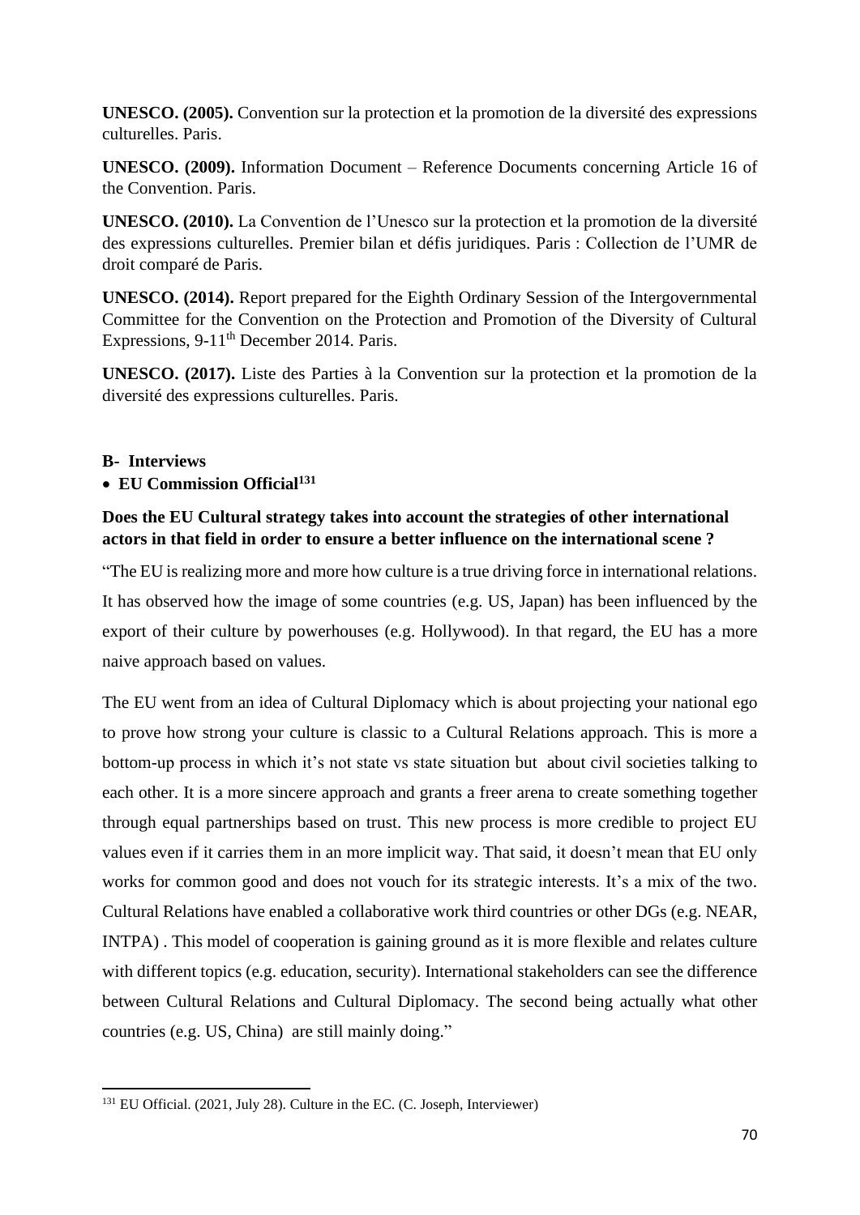**UNESCO. (2005).** Convention sur la protection et la promotion de la diversité des expressions culturelles. Paris.

**UNESCO. (2009).** Information Document – Reference Documents concerning Article 16 of the Convention. Paris.

**UNESCO. (2010).** La Convention de l'Unesco sur la protection et la promotion de la diversité des expressions culturelles. Premier bilan et défis juridiques. Paris : Collection de l'UMR de droit comparé de Paris.

**UNESCO. (2014).** Report prepared for the Eighth Ordinary Session of the Intergovernmental Committee for the Convention on the Protection and Promotion of the Diversity of Cultural Expressions, 9-11th December 2014. Paris.

**UNESCO. (2017).** Liste des Parties à la Convention sur la protection et la promotion de la diversité des expressions culturelles. Paris.

**B- Interviews**

- **EU Commission Official[131]**

**Does the EU Cultural strategy takes into account the strategies of other international actors in that field in order to ensure a better influence on the international scene ?**

"The EU is realizing more and more how culture is a true driving force in international relations. It has observed how the image of some countries (e.g. US, Japan) has been influenced by the export of their culture by powerhouses (e.g. Hollywood). In that regard, the EU has a more naive approach based on values.

The EU went from an idea of Cultural Diplomacy which is about projecting your national ego to prove how strong your culture is classic to a Cultural Relations approach. This is more a bottom-up process in which it's not state vs state situation but about civil societies talking to each other. It is a more sincere approach and grants a freer arena to create something together through equal partnerships based on trust. This new process is more credible to project EU values even if it carries them in an more implicit way. That said, it doesn't mean that EU only works for common good and does not vouch for its strategic interests. It's a mix of the two. Cultural Relations have enabled a collaborative work third countries or other DGs (e.g. NEAR, INTPA) . This model of cooperation is gaining ground as it is more flexible and relates culture with different topics (e.g. education, security). International stakeholders can see the difference between Cultural Relations and Cultural Diplomacy. The second being actually what other countries (e.g. US, China) are still mainly doing."

[131] EU Official. (2021, July 28). Culture in the EC. (C. Joseph, Interviewer)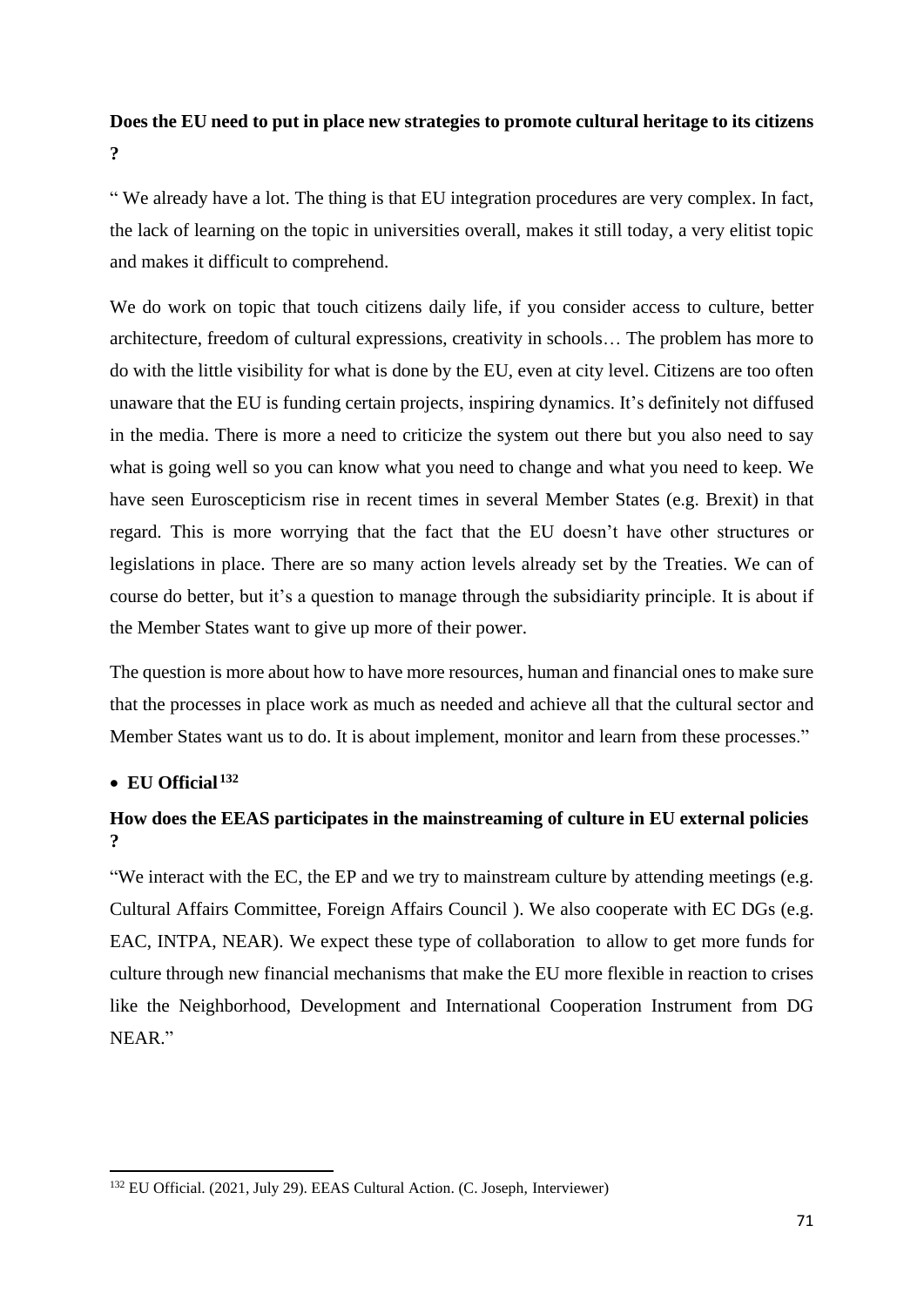**Does the EU need to put in place new strategies to promote cultural heritage to its citizens ?**

" We already have a lot. The thing is that EU integration procedures are very complex. In fact, the lack of learning on the topic in universities overall, makes it still today, a very elitist topic and makes it difficult to comprehend.

We do work on topic that touch citizens daily life, if you consider access to culture, better architecture, freedom of cultural expressions, creativity in schools… The problem has more to do with the little visibility for what is done by the EU, even at city level. Citizens are too often unaware that the EU is funding certain projects, inspiring dynamics. It's definitely not diffused in the media. There is more a need to criticize the system out there but you also need to say what is going well so you can know what you need to change and what you need to keep. We have seen Euroscepticism rise in recent times in several Member States (e.g. Brexit) in that regard. This is more worrying that the fact that the EU doesn't have other structures or legislations in place. There are so many action levels already set by the Treaties. We can of course do better, but it's a question to manage through the subsidiarity principle. It is about if the Member States want to give up more of their power.

The question is more about how to have more resources, human and financial ones to make sure that the processes in place work as much as needed and achieve all that the cultural sector and Member States want us to do. It is about implement, monitor and learn from these processes."

- **EU Official**[132]

**How does the EEAS participates in the mainstreaming of culture in EU external policies ?**

"We interact with the EC, the EP and we try to mainstream culture by attending meetings (e.g. Cultural Affairs Committee, Foreign Affairs Council ). We also cooperate with EC DGs (e.g. EAC, INTPA, NEAR). We expect these type of collaboration to allow to get more funds for culture through new financial mechanisms that make the EU more flexible in reaction to crises like the Neighborhood, Development and International Cooperation Instrument from DG NEAR."

[132] EU Official. (2021, July 29). EEAS Cultural Action. (C. Joseph, Interviewer)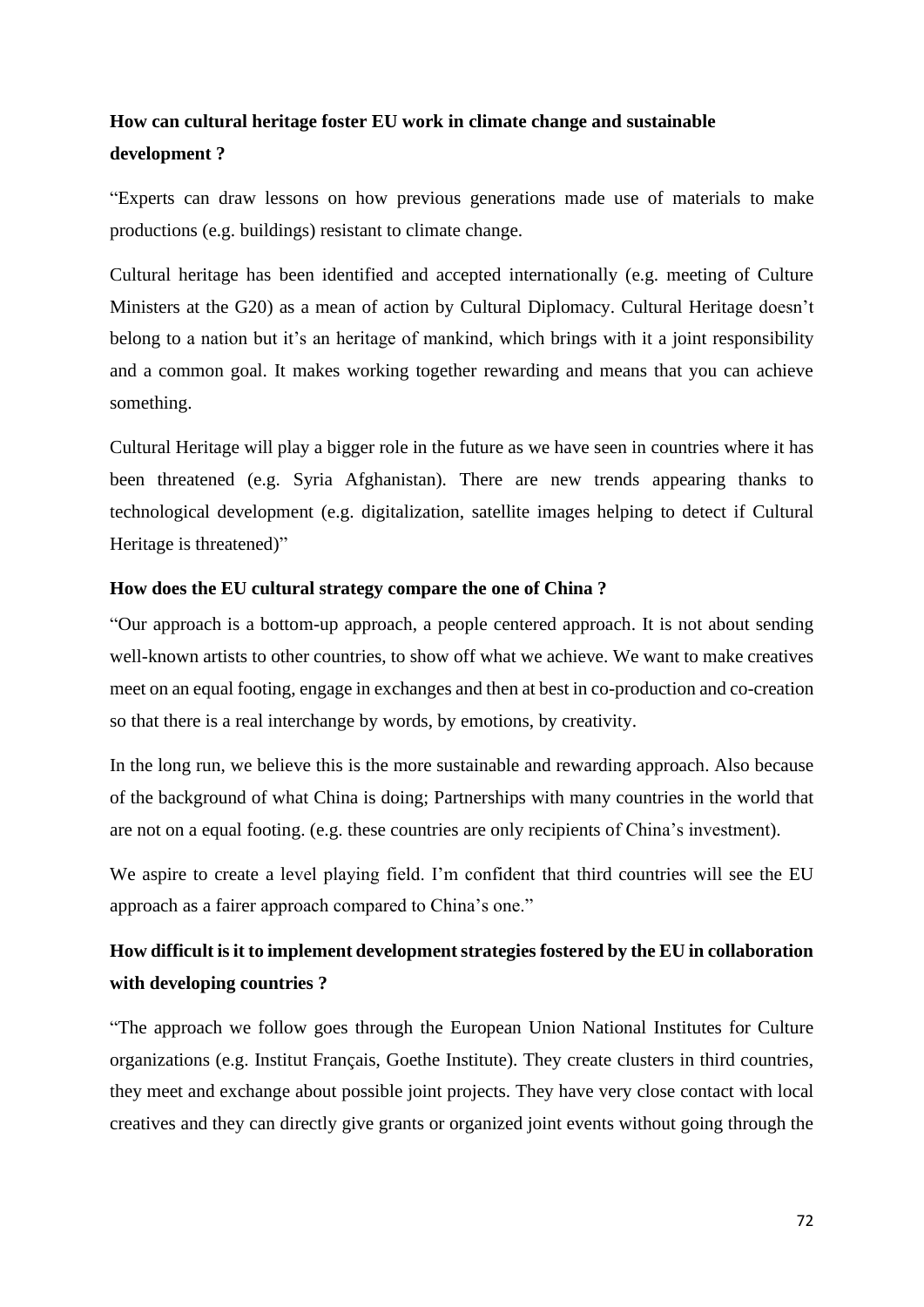**How can cultural heritage foster EU work in climate change and sustainable development ?**

"Experts can draw lessons on how previous generations made use of materials to make productions (e.g. buildings) resistant to climate change.

Cultural heritage has been identified and accepted internationally (e.g. meeting of Culture Ministers at the G20) as a mean of action by Cultural Diplomacy. Cultural Heritage doesn't belong to a nation but it's an heritage of mankind, which brings with it a joint responsibility and a common goal. It makes working together rewarding and means that you can achieve something.

Cultural Heritage will play a bigger role in the future as we have seen in countries where it has been threatened (e.g. Syria Afghanistan). There are new trends appearing thanks to technological development (e.g. digitalization, satellite images helping to detect if Cultural Heritage is threatened)"

**How does the EU cultural strategy compare the one of China ?**

"Our approach is a bottom-up approach, a people centered approach. It is not about sending well-known artists to other countries, to show off what we achieve. We want to make creatives meet on an equal footing, engage in exchanges and then at best in co-production and co-creation so that there is a real interchange by words, by emotions, by creativity.

In the long run, we believe this is the more sustainable and rewarding approach. Also because of the background of what China is doing; Partnerships with many countries in the world that are not on a equal footing. (e.g. these countries are only recipients of China's investment).

We aspire to create a level playing field. I'm confident that third countries will see the EU approach as a fairer approach compared to China's one."

**How difficult is it to implement development strategies fostered by the EU in collaboration with developing countries ?**

"The approach we follow goes through the European Union National Institutes for Culture organizations (e.g. Institut Français, Goethe Institute). They create clusters in third countries, they meet and exchange about possible joint projects. They have very close contact with local creatives and they can directly give grants or organized joint events without going through the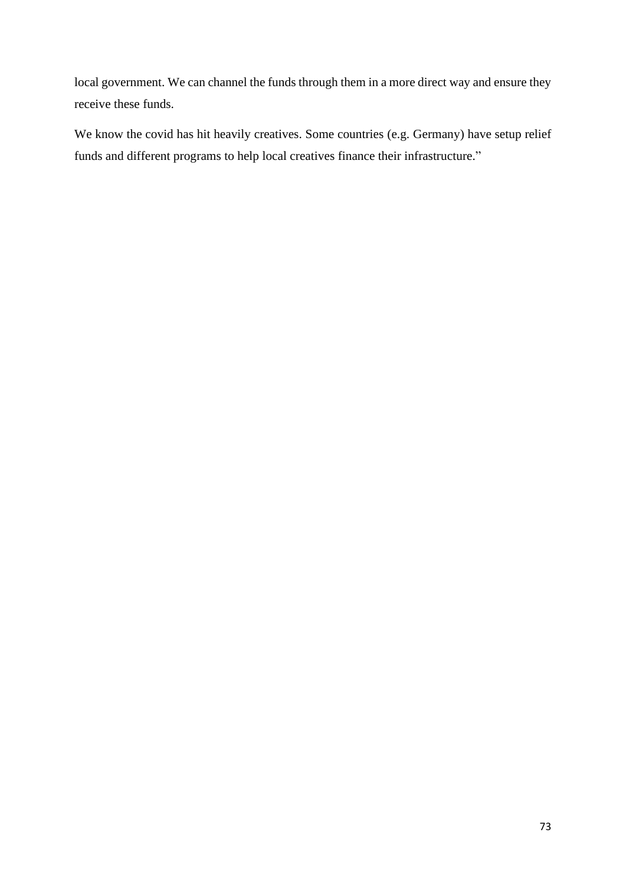local government. We can channel the funds through them in a more direct way and ensure they receive these funds.

We know the covid has hit heavily creatives. Some countries (e.g. Germany) have setup relief funds and different programs to help local creatives finance their infrastructure."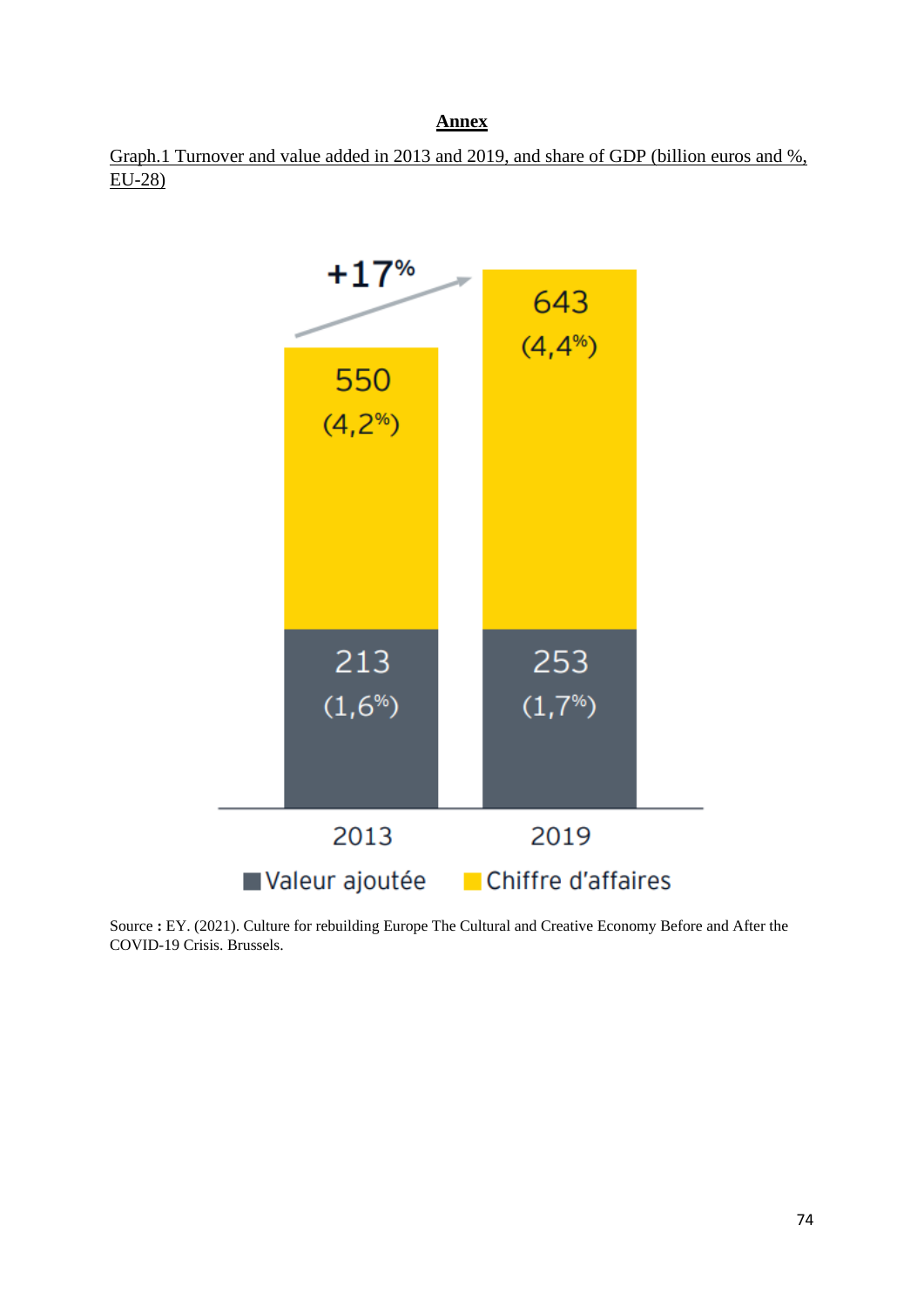**<u>Annex</u>**

<u>Graph.1 Turnover and value added in 2013 and 2019, and share of GDP (billion euros and %, EU-28)</u>

+17%

| | 2013 | 2019 |
|---|---|---|
| Chiffre d'affaires | 550 (4,2%) | 643 (4,4%) |
| Valeur ajoutée | 213 (1,6%) | 253 (1,7%) |

Source **:** EY. (2021). Culture for rebuilding Europe The Cultural and Creative Economy Before and After the COVID-19 Crisis. Brussels.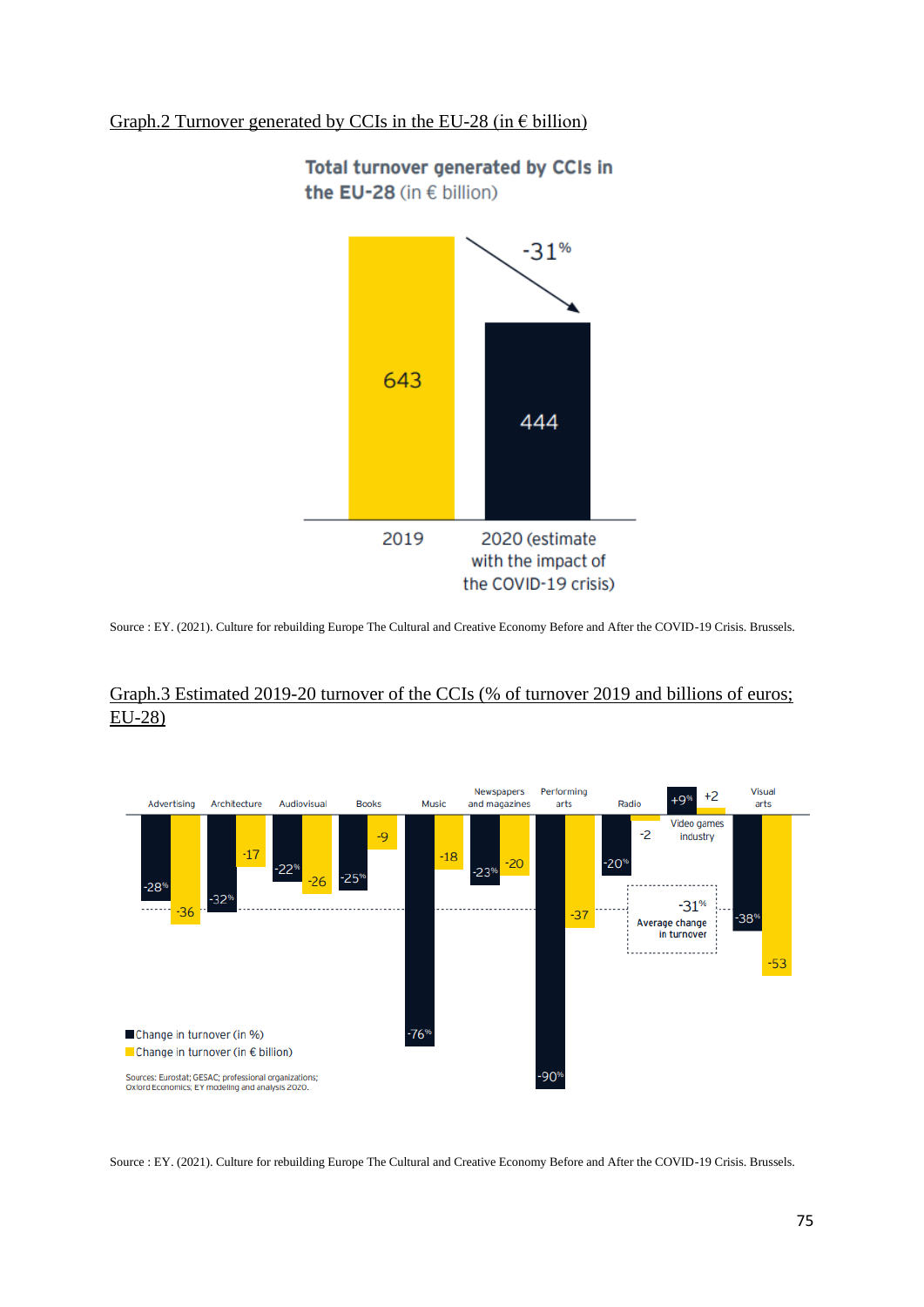Graph.2 Turnover generated by CCIs in the EU-28 (in € billion)

**Total turnover generated by CCIs in the EU-28** (in € billion)

| | 2019 | 2020 (estimate with the impact of the COVID-19 crisis) |
|---|---|---|
| Turnover (€ billion) | 643 | 444 |

Change: -31%

Source : EY. (2021). Culture for rebuilding Europe The Cultural and Creative Economy Before and After the COVID-19 Crisis. Brussels.

Graph.3 Estimated 2019-20 turnover of the CCIs (% of turnover 2019 and billions of euros; EU-28)

| Sector | Change in turnover (in %) | Change in turnover (in € billion) |
|---|---|---|
| Advertising | -28% | -36 |
| Architecture | -32% | -17 |
| Audiovisual | -22% | -26 |
| Books | -25% | -9 |
| Music | -76% | -18 |
| Newspapers and magazines | -23% | -20 |
| Performing arts | -90% | -37 |
| Radio | -20% | -2 |
| Video games industry | +9% | +2 |
| Visual arts | -38% | -53 |

-31% Average change in turnover

Sources: Eurostat; GESAC; professional organizations; Oxford Economics; EY modeling and analysis 2020.

Source : EY. (2021). Culture for rebuilding Europe The Cultural and Creative Economy Before and After the COVID-19 Crisis. Brussels.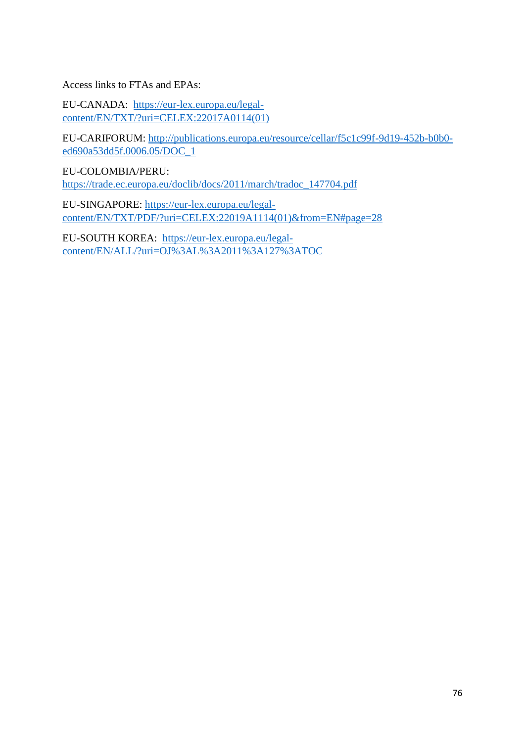Access links to FTAs and EPAs:

EU-CANADA: https://eur-lex.europa.eu/legal-content/EN/TXT/?uri=CELEX:22017A0114(01)

EU-CARIFORUM: http://publications.europa.eu/resource/cellar/f5c1c99f-9d19-452b-b0b0-ed690a53dd5f.0006.05/DOC_1

EU-COLOMBIA/PERU: https://trade.ec.europa.eu/doclib/docs/2011/march/tradoc_147704.pdf

EU-SINGAPORE: https://eur-lex.europa.eu/legal-content/EN/TXT/PDF/?uri=CELEX:22019A1114(01)&from=EN#page=28

EU-SOUTH KOREA: https://eur-lex.europa.eu/legal-content/EN/ALL/?uri=OJ%3AL%3A2011%3A127%3ATOC